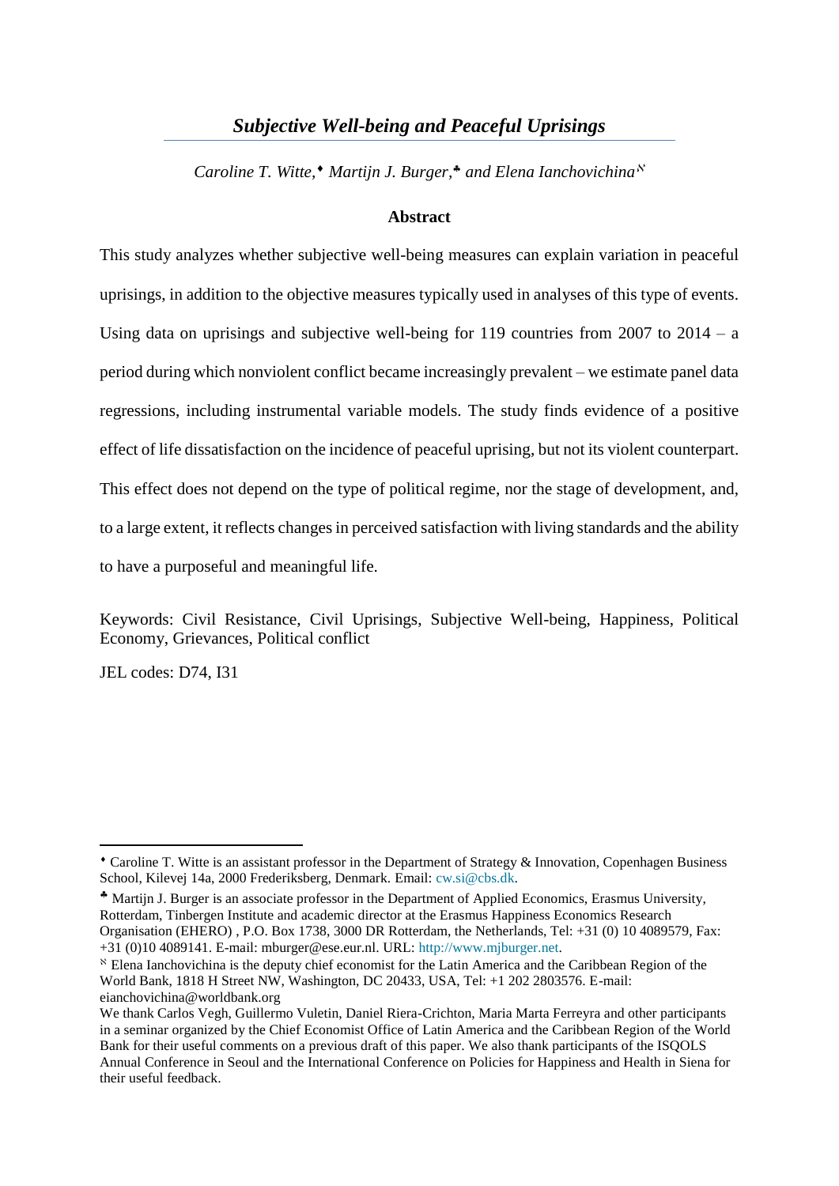// Title page transcription
# *Subjective Well-being and Peaceful Uprisings*

*Caroline T. Witte,*[♦] *Martijn J. Burger,*[♣] *and Elena Ianchovichina*[ℵ]

### Abstract

This study analyzes whether subjective well-being measures can explain variation in peaceful uprisings, in addition to the objective measures typically used in analyses of this type of events. Using data on uprisings and subjective well-being for 119 countries from 2007 to 2014 – a period during which nonviolent conflict became increasingly prevalent – we estimate panel data regressions, including instrumental variable models. The study finds evidence of a positive effect of life dissatisfaction on the incidence of peaceful uprising, but not its violent counterpart. This effect does not depend on the type of political regime, nor the stage of development, and, to a large extent, it reflects changes in perceived satisfaction with living standards and the ability to have a purposeful and meaningful life.

Keywords: Civil Resistance, Civil Uprisings, Subjective Well-being, Happiness, Political Economy, Grievances, Political conflict

JEL codes: D74, I31

---

[♦] Caroline T. Witte is an assistant professor in the Department of Strategy & Innovation, Copenhagen Business School, Kilevej 14a, 2000 Frederiksberg, Denmark. Email: cw.si@cbs.dk.

[♣] Martijn J. Burger is an associate professor in the Department of Applied Economics, Erasmus University, Rotterdam, Tinbergen Institute and academic director at the Erasmus Happiness Economics Research Organisation (EHERO) , P.O. Box 1738, 3000 DR Rotterdam, the Netherlands, Tel: +31 (0) 10 4089579, Fax: +31 (0)10 4089141. E-mail: mburger@ese.eur.nl. URL: http://www.mjburger.net.

[ℵ] Elena Ianchovichina is the deputy chief economist for the Latin America and the Caribbean Region of the World Bank, 1818 H Street NW, Washington, DC 20433, USA, Tel: +1 202 2803576. E-mail: eianchovichina@worldbank.org

We thank Carlos Vegh, Guillermo Vuletin, Daniel Riera-Crichton, Maria Marta Ferreyra and other participants in a seminar organized by the Chief Economist Office of Latin America and the Caribbean Region of the World Bank for their useful comments on a previous draft of this paper. We also thank participants of the ISQOLS Annual Conference in Seoul and the International Conference on Policies for Happiness and Health in Siena for their useful feedback.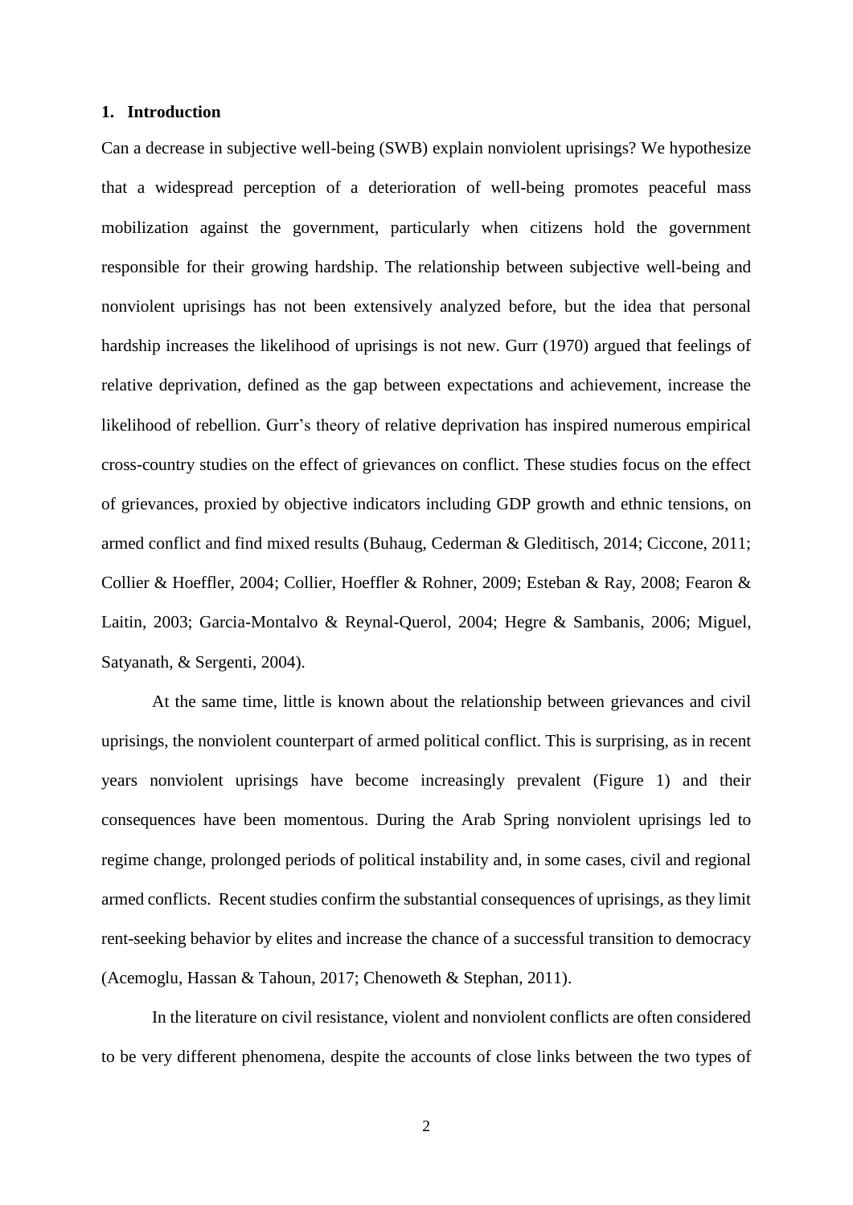## 1. Introduction

Can a decrease in subjective well-being (SWB) explain nonviolent uprisings? We hypothesize that a widespread perception of a deterioration of well-being promotes peaceful mass mobilization against the government, particularly when citizens hold the government responsible for their growing hardship. The relationship between subjective well-being and nonviolent uprisings has not been extensively analyzed before, but the idea that personal hardship increases the likelihood of uprisings is not new. Gurr (1970) argued that feelings of relative deprivation, defined as the gap between expectations and achievement, increase the likelihood of rebellion. Gurr's theory of relative deprivation has inspired numerous empirical cross-country studies on the effect of grievances on conflict. These studies focus on the effect of grievances, proxied by objective indicators including GDP growth and ethnic tensions, on armed conflict and find mixed results (Buhaug, Cederman & Gleditisch, 2014; Ciccone, 2011; Collier & Hoeffler, 2004; Collier, Hoeffler & Rohner, 2009; Esteban & Ray, 2008; Fearon & Laitin, 2003; Garcia-Montalvo & Reynal-Querol, 2004; Hegre & Sambanis, 2006; Miguel, Satyanath, & Sergenti, 2004).

At the same time, little is known about the relationship between grievances and civil uprisings, the nonviolent counterpart of armed political conflict. This is surprising, as in recent years nonviolent uprisings have become increasingly prevalent (Figure 1) and their consequences have been momentous. During the Arab Spring nonviolent uprisings led to regime change, prolonged periods of political instability and, in some cases, civil and regional armed conflicts. Recent studies confirm the substantial consequences of uprisings, as they limit rent-seeking behavior by elites and increase the chance of a successful transition to democracy (Acemoglu, Hassan & Tahoun, 2017; Chenoweth & Stephan, 2011).

In the literature on civil resistance, violent and nonviolent conflicts are often considered to be very different phenomena, despite the accounts of close links between the two types of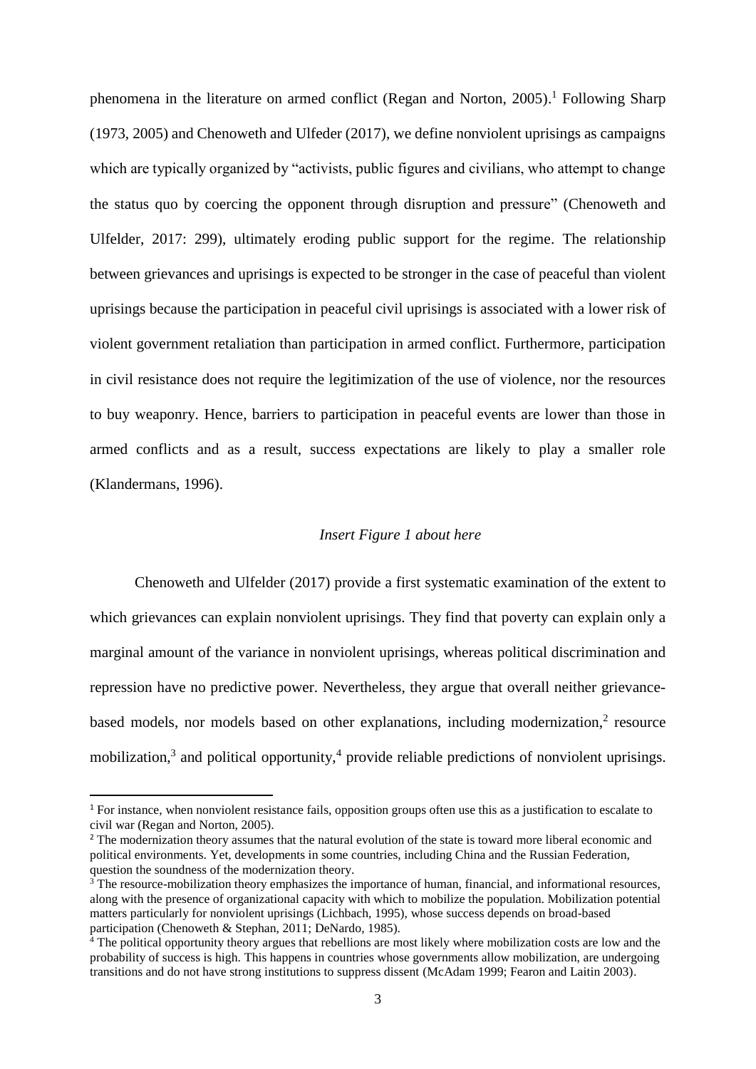phenomena in the literature on armed conflict (Regan and Norton, 2005).[1] Following Sharp (1973, 2005) and Chenoweth and Ulfeder (2017), we define nonviolent uprisings as campaigns which are typically organized by "activists, public figures and civilians, who attempt to change the status quo by coercing the opponent through disruption and pressure" (Chenoweth and Ulfelder, 2017: 299), ultimately eroding public support for the regime. The relationship between grievances and uprisings is expected to be stronger in the case of peaceful than violent uprisings because the participation in peaceful civil uprisings is associated with a lower risk of violent government retaliation than participation in armed conflict. Furthermore, participation in civil resistance does not require the legitimization of the use of violence, nor the resources to buy weaponry. Hence, barriers to participation in peaceful events are lower than those in armed conflicts and as a result, success expectations are likely to play a smaller role (Klandermans, 1996).

*Insert Figure 1 about here*

Chenoweth and Ulfelder (2017) provide a first systematic examination of the extent to which grievances can explain nonviolent uprisings. They find that poverty can explain only a marginal amount of the variance in nonviolent uprisings, whereas political discrimination and repression have no predictive power. Nevertheless, they argue that overall neither grievance-based models, nor models based on other explanations, including modernization,[2] resource mobilization,[3] and political opportunity,[4] provide reliable predictions of nonviolent uprisings.

---

[1] For instance, when nonviolent resistance fails, opposition groups often use this as a justification to escalate to civil war (Regan and Norton, 2005).

[2] The modernization theory assumes that the natural evolution of the state is toward more liberal economic and political environments. Yet, developments in some countries, including China and the Russian Federation, question the soundness of the modernization theory.

[3] The resource-mobilization theory emphasizes the importance of human, financial, and informational resources, along with the presence of organizational capacity with which to mobilize the population. Mobilization potential matters particularly for nonviolent uprisings (Lichbach, 1995), whose success depends on broad-based participation (Chenoweth & Stephan, 2011; DeNardo, 1985).

[4] The political opportunity theory argues that rebellions are most likely where mobilization costs are low and the probability of success is high. This happens in countries whose governments allow mobilization, are undergoing transitions and do not have strong institutions to suppress dissent (McAdam 1999; Fearon and Laitin 2003).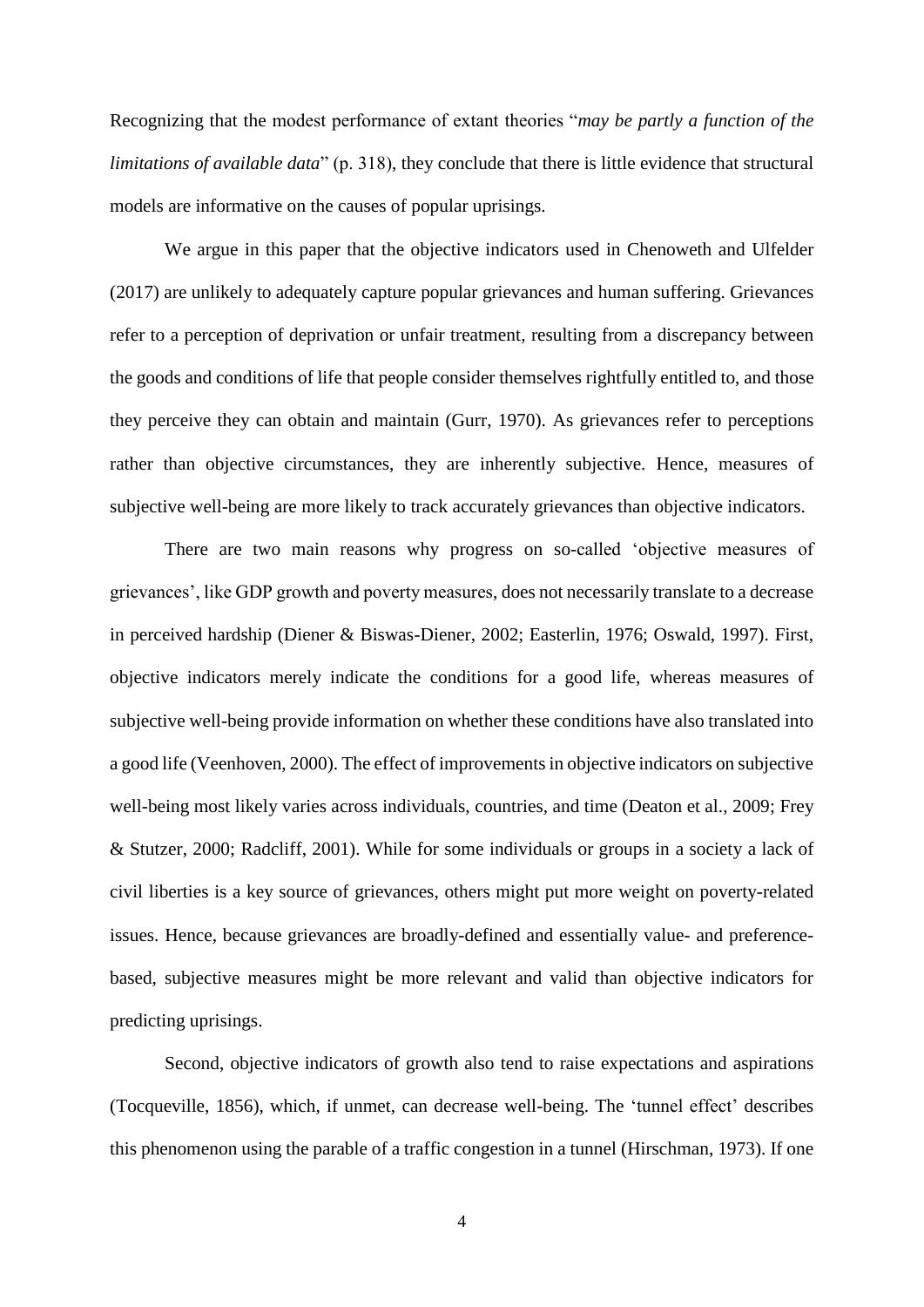Recognizing that the modest performance of extant theories "*may be partly a function of the limitations of available data*" (p. 318), they conclude that there is little evidence that structural models are informative on the causes of popular uprisings.

We argue in this paper that the objective indicators used in Chenoweth and Ulfelder (2017) are unlikely to adequately capture popular grievances and human suffering. Grievances refer to a perception of deprivation or unfair treatment, resulting from a discrepancy between the goods and conditions of life that people consider themselves rightfully entitled to, and those they perceive they can obtain and maintain (Gurr, 1970). As grievances refer to perceptions rather than objective circumstances, they are inherently subjective. Hence, measures of subjective well-being are more likely to track accurately grievances than objective indicators.

There are two main reasons why progress on so-called 'objective measures of grievances', like GDP growth and poverty measures, does not necessarily translate to a decrease in perceived hardship (Diener & Biswas-Diener, 2002; Easterlin, 1976; Oswald, 1997). First, objective indicators merely indicate the conditions for a good life, whereas measures of subjective well-being provide information on whether these conditions have also translated into a good life (Veenhoven, 2000). The effect of improvements in objective indicators on subjective well-being most likely varies across individuals, countries, and time (Deaton et al., 2009; Frey & Stutzer, 2000; Radcliff, 2001). While for some individuals or groups in a society a lack of civil liberties is a key source of grievances, others might put more weight on poverty-related issues. Hence, because grievances are broadly-defined and essentially value- and preference-based, subjective measures might be more relevant and valid than objective indicators for predicting uprisings.

Second, objective indicators of growth also tend to raise expectations and aspirations (Tocqueville, 1856), which, if unmet, can decrease well-being. The 'tunnel effect' describes this phenomenon using the parable of a traffic congestion in a tunnel (Hirschman, 1973). If one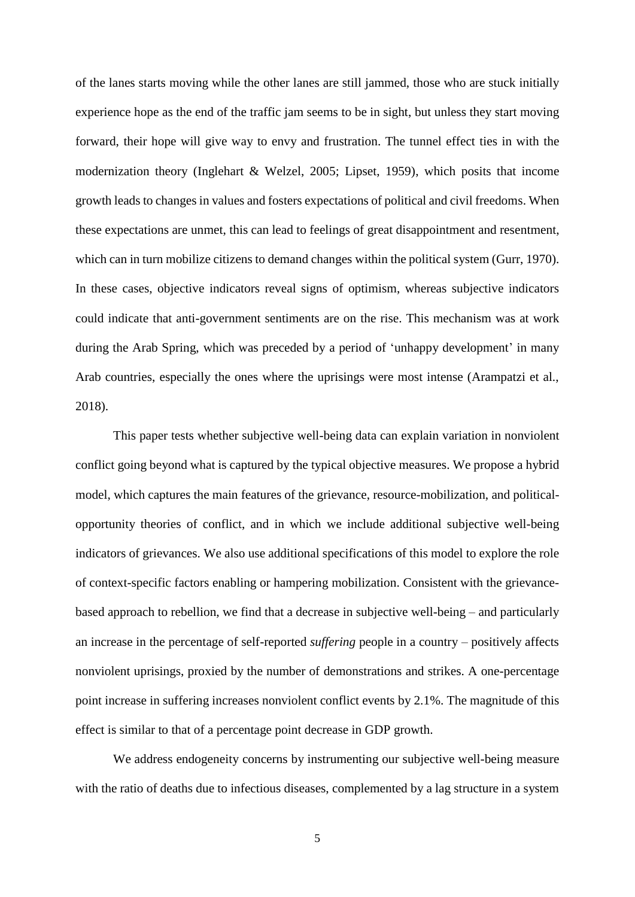of the lanes starts moving while the other lanes are still jammed, those who are stuck initially experience hope as the end of the traffic jam seems to be in sight, but unless they start moving forward, their hope will give way to envy and frustration. The tunnel effect ties in with the modernization theory (Inglehart & Welzel, 2005; Lipset, 1959), which posits that income growth leads to changes in values and fosters expectations of political and civil freedoms. When these expectations are unmet, this can lead to feelings of great disappointment and resentment, which can in turn mobilize citizens to demand changes within the political system (Gurr, 1970). In these cases, objective indicators reveal signs of optimism, whereas subjective indicators could indicate that anti-government sentiments are on the rise. This mechanism was at work during the Arab Spring, which was preceded by a period of 'unhappy development' in many Arab countries, especially the ones where the uprisings were most intense (Arampatzi et al., 2018).

This paper tests whether subjective well-being data can explain variation in nonviolent conflict going beyond what is captured by the typical objective measures. We propose a hybrid model, which captures the main features of the grievance, resource-mobilization, and political-opportunity theories of conflict, and in which we include additional subjective well-being indicators of grievances. We also use additional specifications of this model to explore the role of context-specific factors enabling or hampering mobilization. Consistent with the grievance-based approach to rebellion, we find that a decrease in subjective well-being – and particularly an increase in the percentage of self-reported *suffering* people in a country – positively affects nonviolent uprisings, proxied by the number of demonstrations and strikes. A one-percentage point increase in suffering increases nonviolent conflict events by 2.1%. The magnitude of this effect is similar to that of a percentage point decrease in GDP growth.

We address endogeneity concerns by instrumenting our subjective well-being measure with the ratio of deaths due to infectious diseases, complemented by a lag structure in a system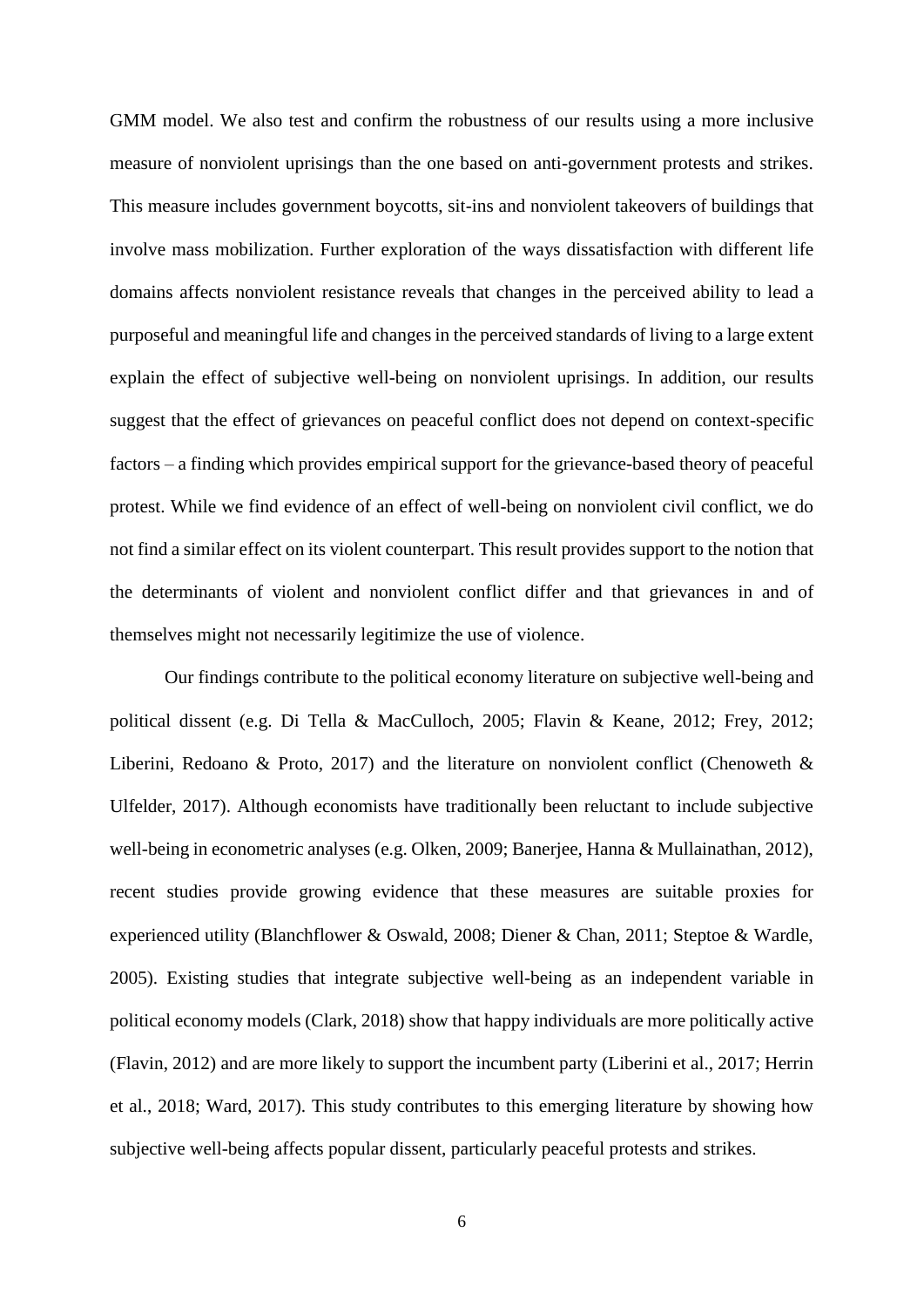GMM model. We also test and confirm the robustness of our results using a more inclusive measure of nonviolent uprisings than the one based on anti-government protests and strikes. This measure includes government boycotts, sit-ins and nonviolent takeovers of buildings that involve mass mobilization. Further exploration of the ways dissatisfaction with different life domains affects nonviolent resistance reveals that changes in the perceived ability to lead a purposeful and meaningful life and changes in the perceived standards of living to a large extent explain the effect of subjective well-being on nonviolent uprisings. In addition, our results suggest that the effect of grievances on peaceful conflict does not depend on context-specific factors – a finding which provides empirical support for the grievance-based theory of peaceful protest. While we find evidence of an effect of well-being on nonviolent civil conflict, we do not find a similar effect on its violent counterpart. This result provides support to the notion that the determinants of violent and nonviolent conflict differ and that grievances in and of themselves might not necessarily legitimize the use of violence.

Our findings contribute to the political economy literature on subjective well-being and political dissent (e.g. Di Tella & MacCulloch, 2005; Flavin & Keane, 2012; Frey, 2012; Liberini, Redoano & Proto, 2017) and the literature on nonviolent conflict (Chenoweth & Ulfelder, 2017). Although economists have traditionally been reluctant to include subjective well-being in econometric analyses (e.g. Olken, 2009; Banerjee, Hanna & Mullainathan, 2012), recent studies provide growing evidence that these measures are suitable proxies for experienced utility (Blanchflower & Oswald, 2008; Diener & Chan, 2011; Steptoe & Wardle, 2005). Existing studies that integrate subjective well-being as an independent variable in political economy models (Clark, 2018) show that happy individuals are more politically active (Flavin, 2012) and are more likely to support the incumbent party (Liberini et al., 2017; Herrin et al., 2018; Ward, 2017). This study contributes to this emerging literature by showing how subjective well-being affects popular dissent, particularly peaceful protests and strikes.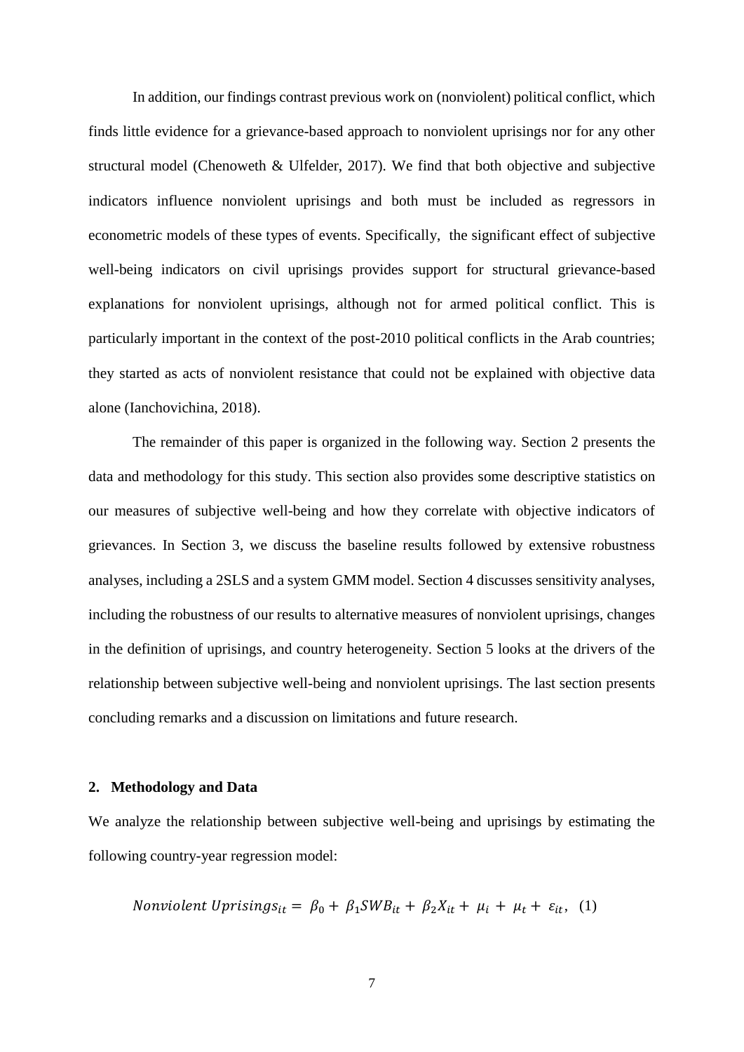In addition, our findings contrast previous work on (nonviolent) political conflict, which finds little evidence for a grievance-based approach to nonviolent uprisings nor for any other structural model (Chenoweth & Ulfelder, 2017). We find that both objective and subjective indicators influence nonviolent uprisings and both must be included as regressors in econometric models of these types of events. Specifically, the significant effect of subjective well-being indicators on civil uprisings provides support for structural grievance-based explanations for nonviolent uprisings, although not for armed political conflict. This is particularly important in the context of the post-2010 political conflicts in the Arab countries; they started as acts of nonviolent resistance that could not be explained with objective data alone (Ianchovichina, 2018).

The remainder of this paper is organized in the following way. Section 2 presents the data and methodology for this study. This section also provides some descriptive statistics on our measures of subjective well-being and how they correlate with objective indicators of grievances. In Section 3, we discuss the baseline results followed by extensive robustness analyses, including a 2SLS and a system GMM model. Section 4 discusses sensitivity analyses, including the robustness of our results to alternative measures of nonviolent uprisings, changes in the definition of uprisings, and country heterogeneity. Section 5 looks at the drivers of the relationship between subjective well-being and nonviolent uprisings. The last section presents concluding remarks and a discussion on limitations and future research.

## 2. Methodology and Data

We analyze the relationship between subjective well-being and uprisings by estimating the following country-year regression model:

$$Nonviolent\ Uprisings_{it} = \beta_0 + \beta_1 SWB_{it} + \beta_2 X_{it} + \mu_i + \mu_t + \varepsilon_{it}, \quad (1)$$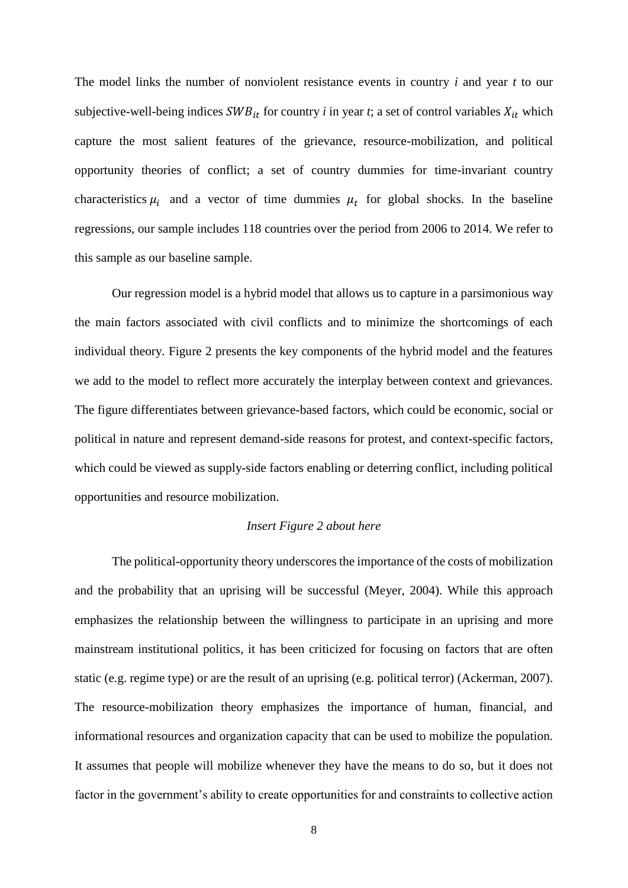The model links the number of nonviolent resistance events in country *i* and year *t* to our subjective-well-being indices $SWB_{it}$ for country *i* in year *t*; a set of control variables $X_{it}$ which capture the most salient features of the grievance, resource-mobilization, and political opportunity theories of conflict; a set of country dummies for time-invariant country characteristics $\mu_i$ and a vector of time dummies $\mu_t$ for global shocks. In the baseline regressions, our sample includes 118 countries over the period from 2006 to 2014. We refer to this sample as our baseline sample.

Our regression model is a hybrid model that allows us to capture in a parsimonious way the main factors associated with civil conflicts and to minimize the shortcomings of each individual theory. Figure 2 presents the key components of the hybrid model and the features we add to the model to reflect more accurately the interplay between context and grievances. The figure differentiates between grievance-based factors, which could be economic, social or political in nature and represent demand-side reasons for protest, and context-specific factors, which could be viewed as supply-side factors enabling or deterring conflict, including political opportunities and resource mobilization.

*Insert Figure 2 about here*

The political-opportunity theory underscores the importance of the costs of mobilization and the probability that an uprising will be successful (Meyer, 2004). While this approach emphasizes the relationship between the willingness to participate in an uprising and more mainstream institutional politics, it has been criticized for focusing on factors that are often static (e.g. regime type) or are the result of an uprising (e.g. political terror) (Ackerman, 2007). The resource-mobilization theory emphasizes the importance of human, financial, and informational resources and organization capacity that can be used to mobilize the population. It assumes that people will mobilize whenever they have the means to do so, but it does not factor in the government's ability to create opportunities for and constraints to collective action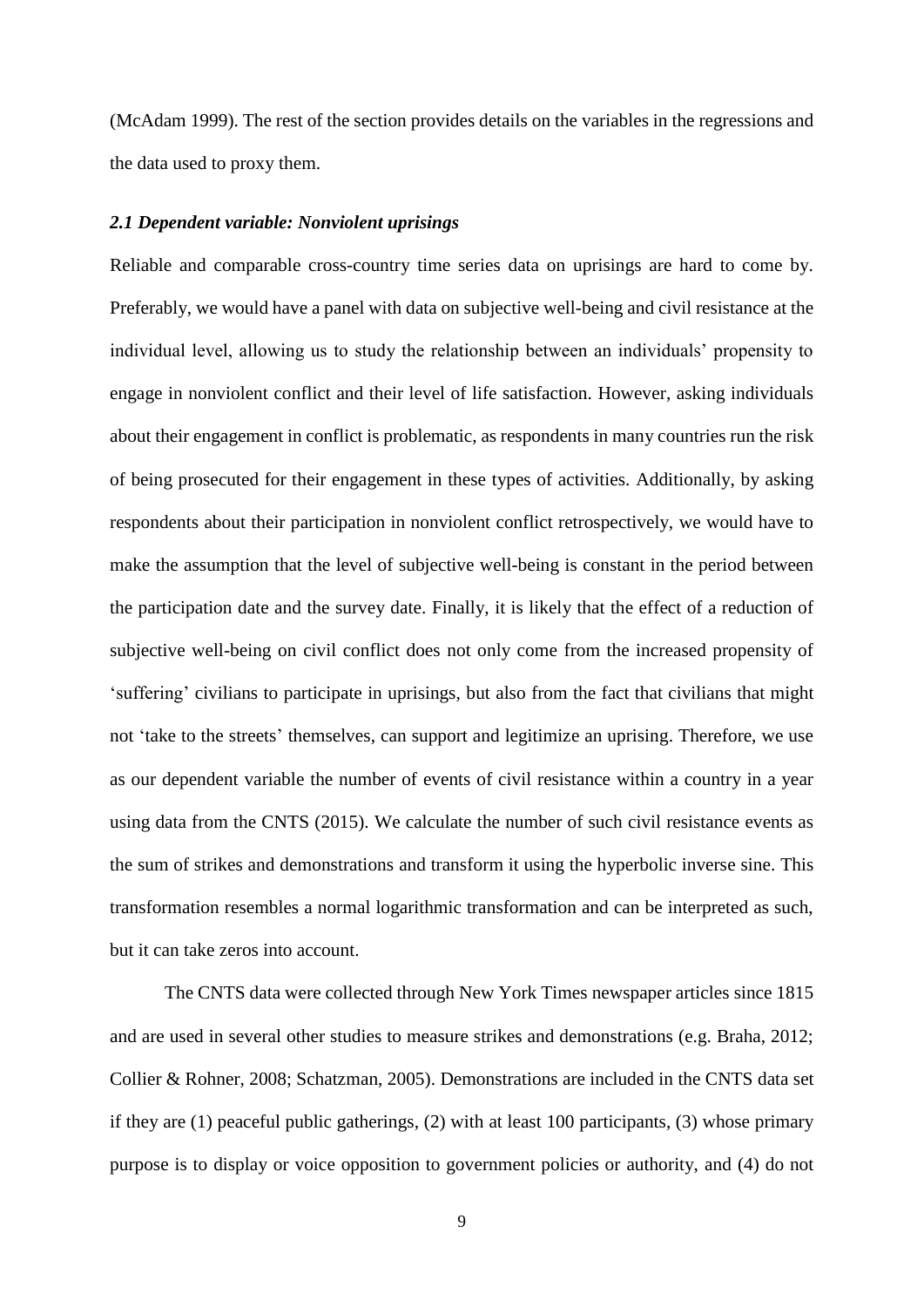(McAdam 1999). The rest of the section provides details on the variables in the regressions and the data used to proxy them.

### *2.1 Dependent variable: Nonviolent uprisings*

Reliable and comparable cross-country time series data on uprisings are hard to come by. Preferably, we would have a panel with data on subjective well-being and civil resistance at the individual level, allowing us to study the relationship between an individuals' propensity to engage in nonviolent conflict and their level of life satisfaction. However, asking individuals about their engagement in conflict is problematic, as respondents in many countries run the risk of being prosecuted for their engagement in these types of activities. Additionally, by asking respondents about their participation in nonviolent conflict retrospectively, we would have to make the assumption that the level of subjective well-being is constant in the period between the participation date and the survey date. Finally, it is likely that the effect of a reduction of subjective well-being on civil conflict does not only come from the increased propensity of 'suffering' civilians to participate in uprisings, but also from the fact that civilians that might not 'take to the streets' themselves, can support and legitimize an uprising. Therefore, we use as our dependent variable the number of events of civil resistance within a country in a year using data from the CNTS (2015). We calculate the number of such civil resistance events as the sum of strikes and demonstrations and transform it using the hyperbolic inverse sine. This transformation resembles a normal logarithmic transformation and can be interpreted as such, but it can take zeros into account.

The CNTS data were collected through New York Times newspaper articles since 1815 and are used in several other studies to measure strikes and demonstrations (e.g. Braha, 2012; Collier & Rohner, 2008; Schatzman, 2005). Demonstrations are included in the CNTS data set if they are (1) peaceful public gatherings, (2) with at least 100 participants, (3) whose primary purpose is to display or voice opposition to government policies or authority, and (4) do not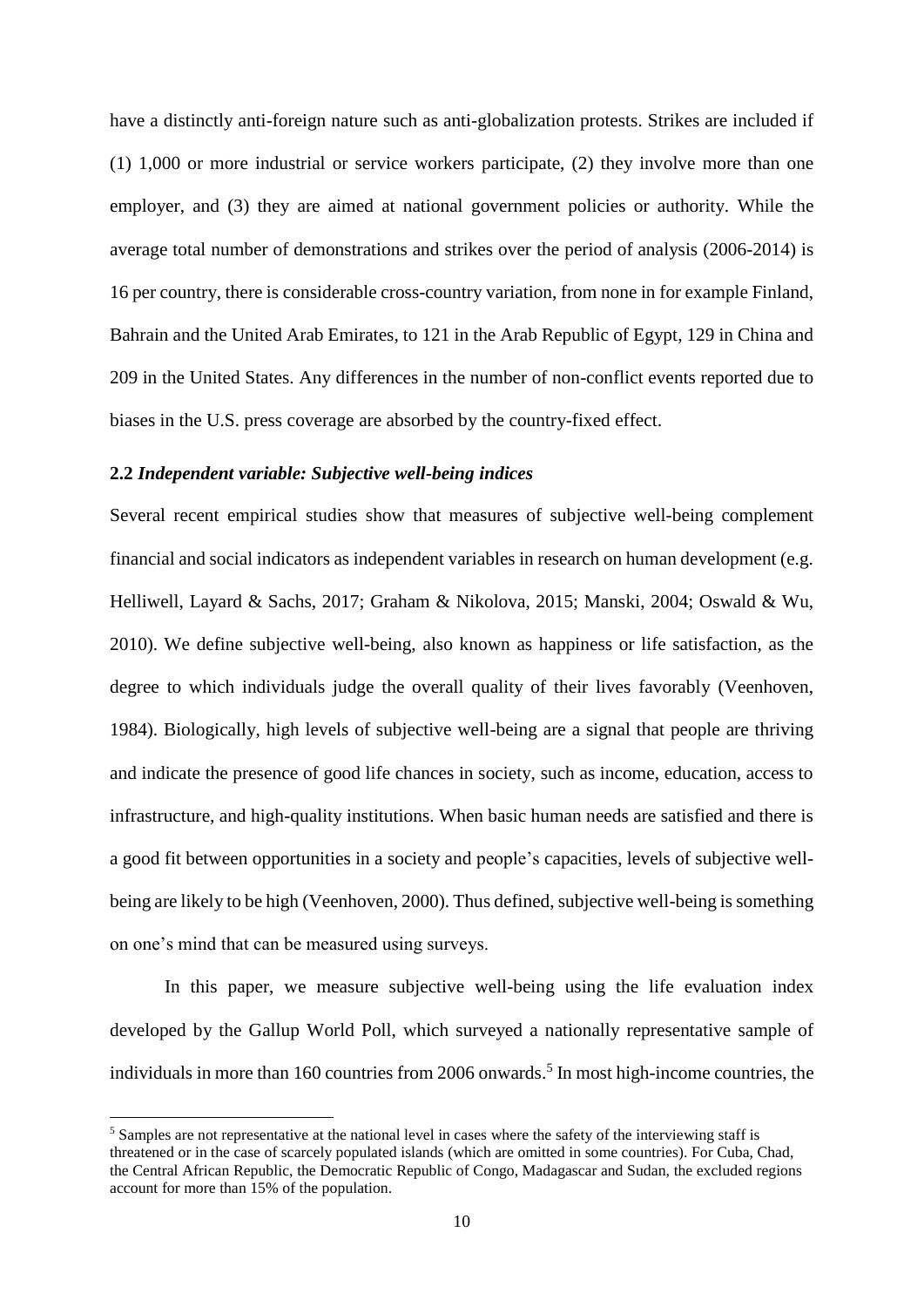have a distinctly anti-foreign nature such as anti-globalization protests. Strikes are included if (1) 1,000 or more industrial or service workers participate, (2) they involve more than one employer, and (3) they are aimed at national government policies or authority. While the average total number of demonstrations and strikes over the period of analysis (2006-2014) is 16 per country, there is considerable cross-country variation, from none in for example Finland, Bahrain and the United Arab Emirates, to 121 in the Arab Republic of Egypt, 129 in China and 209 in the United States. Any differences in the number of non-conflict events reported due to biases in the U.S. press coverage are absorbed by the country-fixed effect.

### 2.2 *Independent variable: Subjective well-being indices*

Several recent empirical studies show that measures of subjective well-being complement financial and social indicators as independent variables in research on human development (e.g. Helliwell, Layard & Sachs, 2017; Graham & Nikolova, 2015; Manski, 2004; Oswald & Wu, 2010). We define subjective well-being, also known as happiness or life satisfaction, as the degree to which individuals judge the overall quality of their lives favorably (Veenhoven, 1984). Biologically, high levels of subjective well-being are a signal that people are thriving and indicate the presence of good life chances in society, such as income, education, access to infrastructure, and high-quality institutions. When basic human needs are satisfied and there is a good fit between opportunities in a society and people's capacities, levels of subjective well-being are likely to be high (Veenhoven, 2000). Thus defined, subjective well-being is something on one's mind that can be measured using surveys.

In this paper, we measure subjective well-being using the life evaluation index developed by the Gallup World Poll, which surveyed a nationally representative sample of individuals in more than 160 countries from 2006 onwards.[5] In most high-income countries, the

[5] Samples are not representative at the national level in cases where the safety of the interviewing staff is threatened or in the case of scarcely populated islands (which are omitted in some countries). For Cuba, Chad, the Central African Republic, the Democratic Republic of Congo, Madagascar and Sudan, the excluded regions account for more than 15% of the population.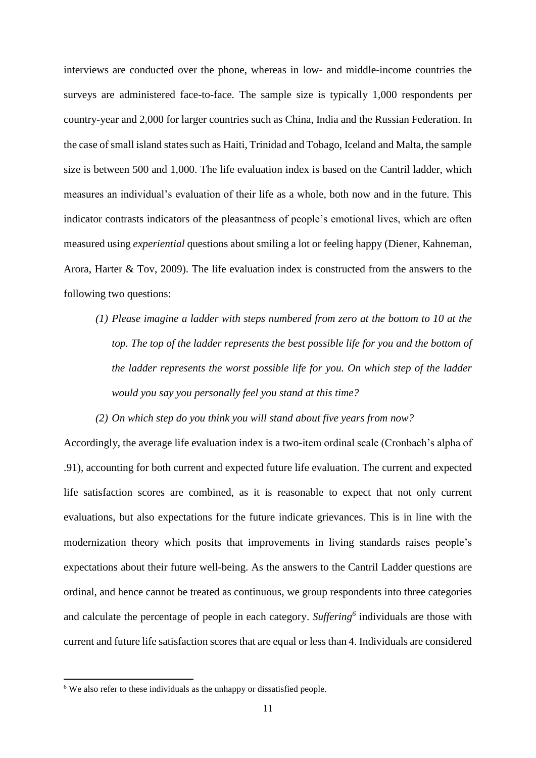interviews are conducted over the phone, whereas in low- and middle-income countries the surveys are administered face-to-face. The sample size is typically 1,000 respondents per country-year and 2,000 for larger countries such as China, India and the Russian Federation. In the case of small island states such as Haiti, Trinidad and Tobago, Iceland and Malta, the sample size is between 500 and 1,000. The life evaluation index is based on the Cantril ladder, which measures an individual's evaluation of their life as a whole, both now and in the future. This indicator contrasts indicators of the pleasantness of people's emotional lives, which are often measured using *experiential* questions about smiling a lot or feeling happy (Diener, Kahneman, Arora, Harter & Tov, 2009). The life evaluation index is constructed from the answers to the following two questions:

*(1) Please imagine a ladder with steps numbered from zero at the bottom to 10 at the top. The top of the ladder represents the best possible life for you and the bottom of the ladder represents the worst possible life for you. On which step of the ladder would you say you personally feel you stand at this time?*

*(2) On which step do you think you will stand about five years from now?*

Accordingly, the average life evaluation index is a two-item ordinal scale (Cronbach's alpha of .91), accounting for both current and expected future life evaluation. The current and expected life satisfaction scores are combined, as it is reasonable to expect that not only current evaluations, but also expectations for the future indicate grievances. This is in line with the modernization theory which posits that improvements in living standards raises people's expectations about their future well-being. As the answers to the Cantril Ladder questions are ordinal, and hence cannot be treated as continuous, we group respondents into three categories and calculate the percentage of people in each category. *Suffering*[6] individuals are those with current and future life satisfaction scores that are equal or less than 4. Individuals are considered

[6] We also refer to these individuals as the unhappy or dissatisfied people.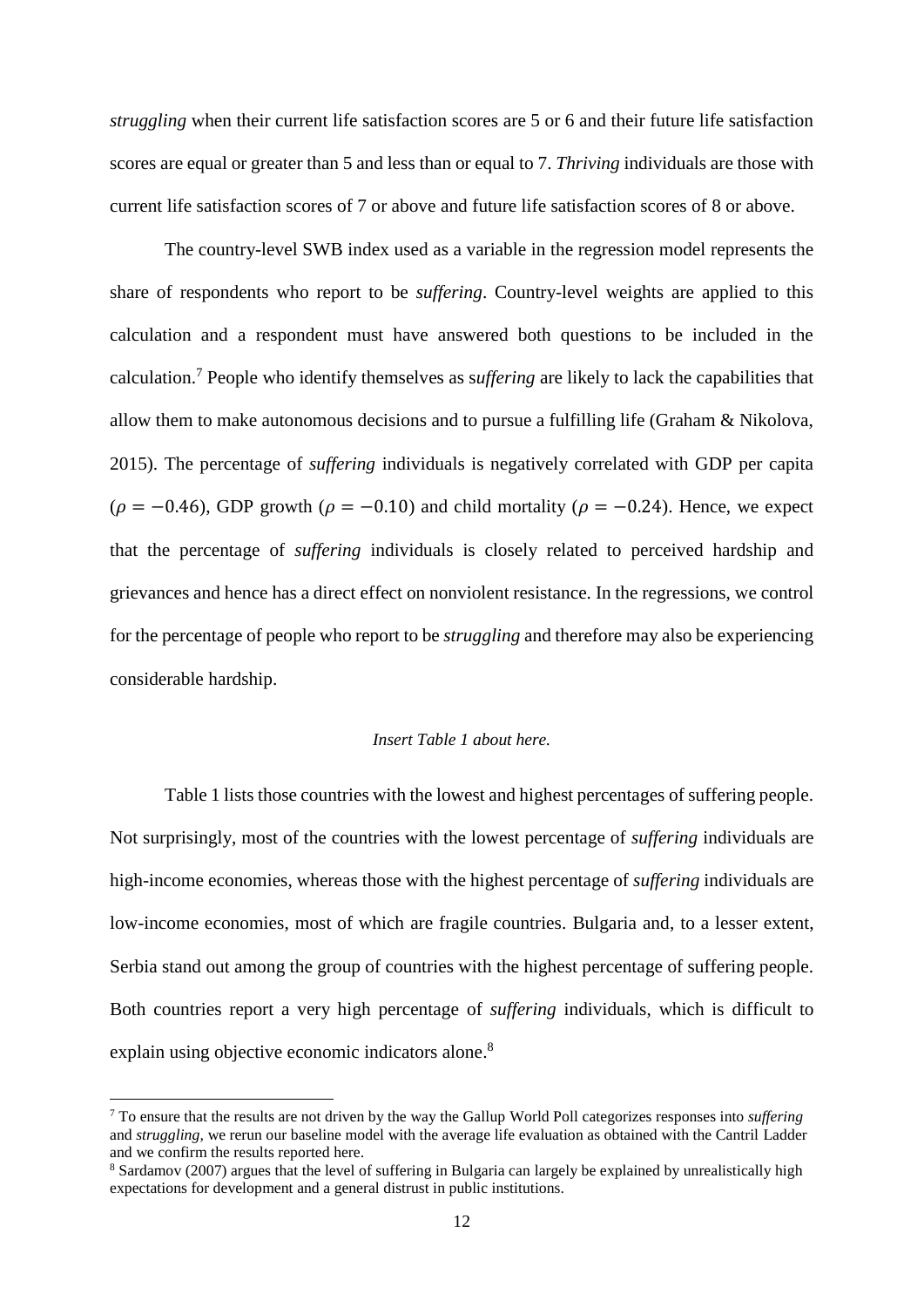*struggling* when their current life satisfaction scores are 5 or 6 and their future life satisfaction scores are equal or greater than 5 and less than or equal to 7. *Thriving* individuals are those with current life satisfaction scores of 7 or above and future life satisfaction scores of 8 or above.

The country-level SWB index used as a variable in the regression model represents the share of respondents who report to be *suffering*. Country-level weights are applied to this calculation and a respondent must have answered both questions to be included in the calculation.[7] People who identify themselves as s*uffering* are likely to lack the capabilities that allow them to make autonomous decisions and to pursue a fulfilling life (Graham & Nikolova, 2015). The percentage of *suffering* individuals is negatively correlated with GDP per capita ($\rho = -0.46$), GDP growth ($\rho = -0.10$) and child mortality ($\rho = -0.24$). Hence, we expect that the percentage of *suffering* individuals is closely related to perceived hardship and grievances and hence has a direct effect on nonviolent resistance. In the regressions, we control for the percentage of people who report to be *struggling* and therefore may also be experiencing considerable hardship.

*Insert Table 1 about here.*

Table 1 lists those countries with the lowest and highest percentages of suffering people. Not surprisingly, most of the countries with the lowest percentage of *suffering* individuals are high-income economies, whereas those with the highest percentage of *suffering* individuals are low-income economies, most of which are fragile countries. Bulgaria and, to a lesser extent, Serbia stand out among the group of countries with the highest percentage of suffering people. Both countries report a very high percentage of *suffering* individuals, which is difficult to explain using objective economic indicators alone.[8]

[7] To ensure that the results are not driven by the way the Gallup World Poll categorizes responses into *suffering* and *struggling,* we rerun our baseline model with the average life evaluation as obtained with the Cantril Ladder and we confirm the results reported here.

[8] Sardamov (2007) argues that the level of suffering in Bulgaria can largely be explained by unrealistically high expectations for development and a general distrust in public institutions.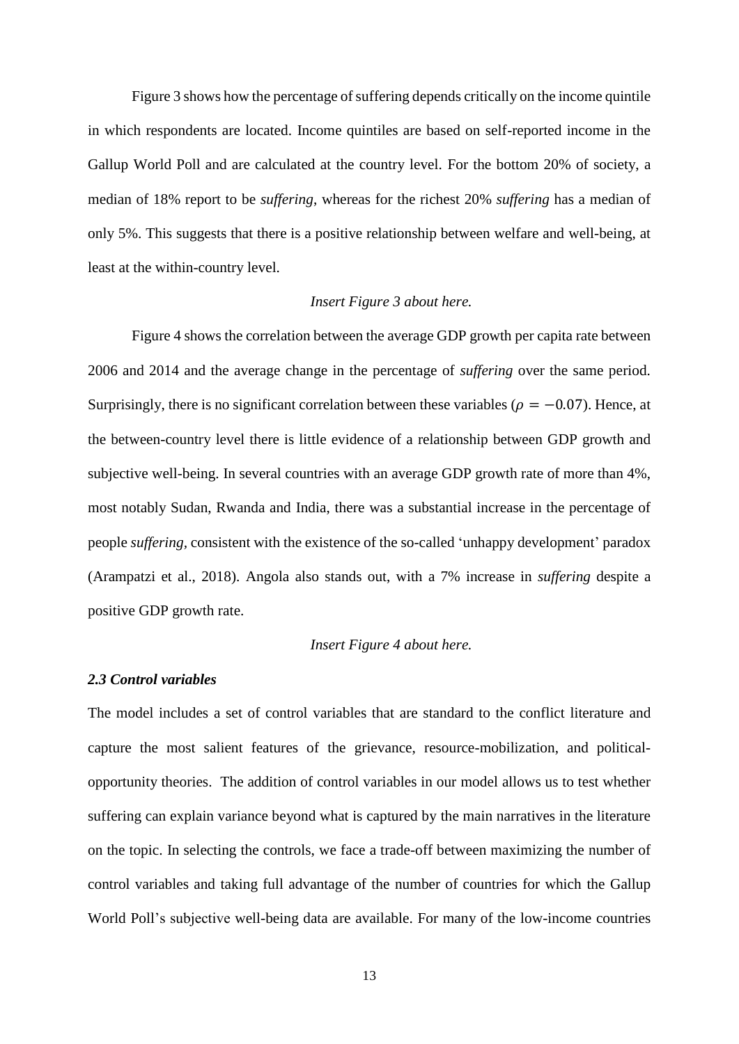Figure 3 shows how the percentage of suffering depends critically on the income quintile in which respondents are located. Income quintiles are based on self-reported income in the Gallup World Poll and are calculated at the country level. For the bottom 20% of society, a median of 18% report to be *suffering*, whereas for the richest 20% *suffering* has a median of only 5%. This suggests that there is a positive relationship between welfare and well-being, at least at the within-country level.

*Insert Figure 3 about here.*

Figure 4 shows the correlation between the average GDP growth per capita rate between 2006 and 2014 and the average change in the percentage of *suffering* over the same period. Surprisingly, there is no significant correlation between these variables ($\rho = -0.07$). Hence, at the between-country level there is little evidence of a relationship between GDP growth and subjective well-being. In several countries with an average GDP growth rate of more than 4%, most notably Sudan, Rwanda and India, there was a substantial increase in the percentage of people *suffering*, consistent with the existence of the so-called 'unhappy development' paradox (Arampatzi et al., 2018). Angola also stands out, with a 7% increase in *suffering* despite a positive GDP growth rate.

*Insert Figure 4 about here.*

### *2.3 Control variables*

The model includes a set of control variables that are standard to the conflict literature and capture the most salient features of the grievance, resource-mobilization, and political-opportunity theories. The addition of control variables in our model allows us to test whether suffering can explain variance beyond what is captured by the main narratives in the literature on the topic. In selecting the controls, we face a trade-off between maximizing the number of control variables and taking full advantage of the number of countries for which the Gallup World Poll's subjective well-being data are available. For many of the low-income countries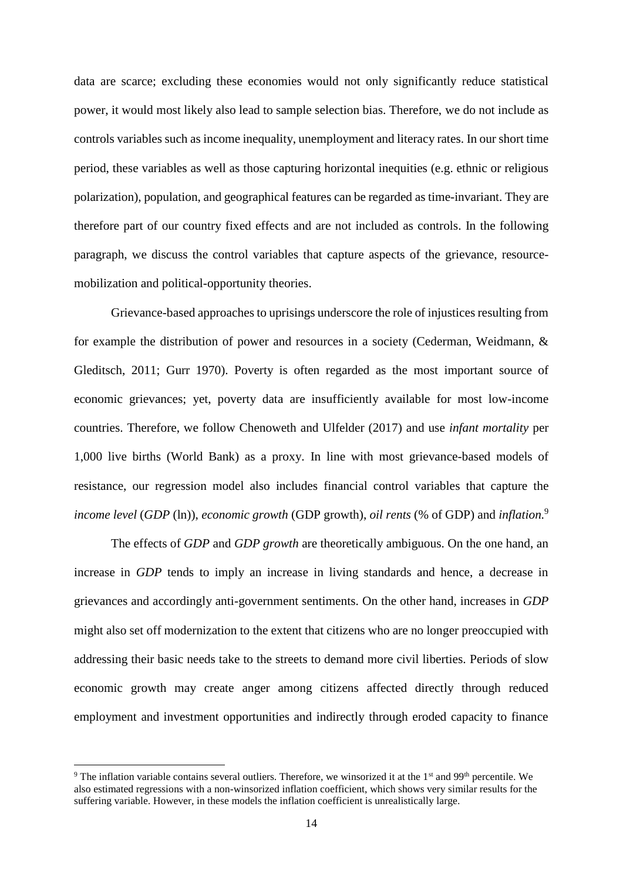data are scarce; excluding these economies would not only significantly reduce statistical power, it would most likely also lead to sample selection bias. Therefore, we do not include as controls variables such as income inequality, unemployment and literacy rates. In our short time period, these variables as well as those capturing horizontal inequities (e.g. ethnic or religious polarization), population, and geographical features can be regarded as time-invariant. They are therefore part of our country fixed effects and are not included as controls. In the following paragraph, we discuss the control variables that capture aspects of the grievance, resource-mobilization and political-opportunity theories.

Grievance-based approaches to uprisings underscore the role of injustices resulting from for example the distribution of power and resources in a society (Cederman, Weidmann, & Gleditsch, 2011; Gurr 1970). Poverty is often regarded as the most important source of economic grievances; yet, poverty data are insufficiently available for most low-income countries. Therefore, we follow Chenoweth and Ulfelder (2017) and use *infant mortality* per 1,000 live births (World Bank) as a proxy. In line with most grievance-based models of resistance, our regression model also includes financial control variables that capture the *income level* (*GDP* (ln)), *economic growth* (GDP growth), *oil rents* (% of GDP) and *inflation.*[9]

The effects of *GDP* and *GDP growth* are theoretically ambiguous. On the one hand, an increase in *GDP* tends to imply an increase in living standards and hence, a decrease in grievances and accordingly anti-government sentiments. On the other hand, increases in *GDP* might also set off modernization to the extent that citizens who are no longer preoccupied with addressing their basic needs take to the streets to demand more civil liberties. Periods of slow economic growth may create anger among citizens affected directly through reduced employment and investment opportunities and indirectly through eroded capacity to finance

[9] The inflation variable contains several outliers. Therefore, we winsorized it at the 1st and 99th percentile. We also estimated regressions with a non-winsorized inflation coefficient, which shows very similar results for the suffering variable. However, in these models the inflation coefficient is unrealistically large.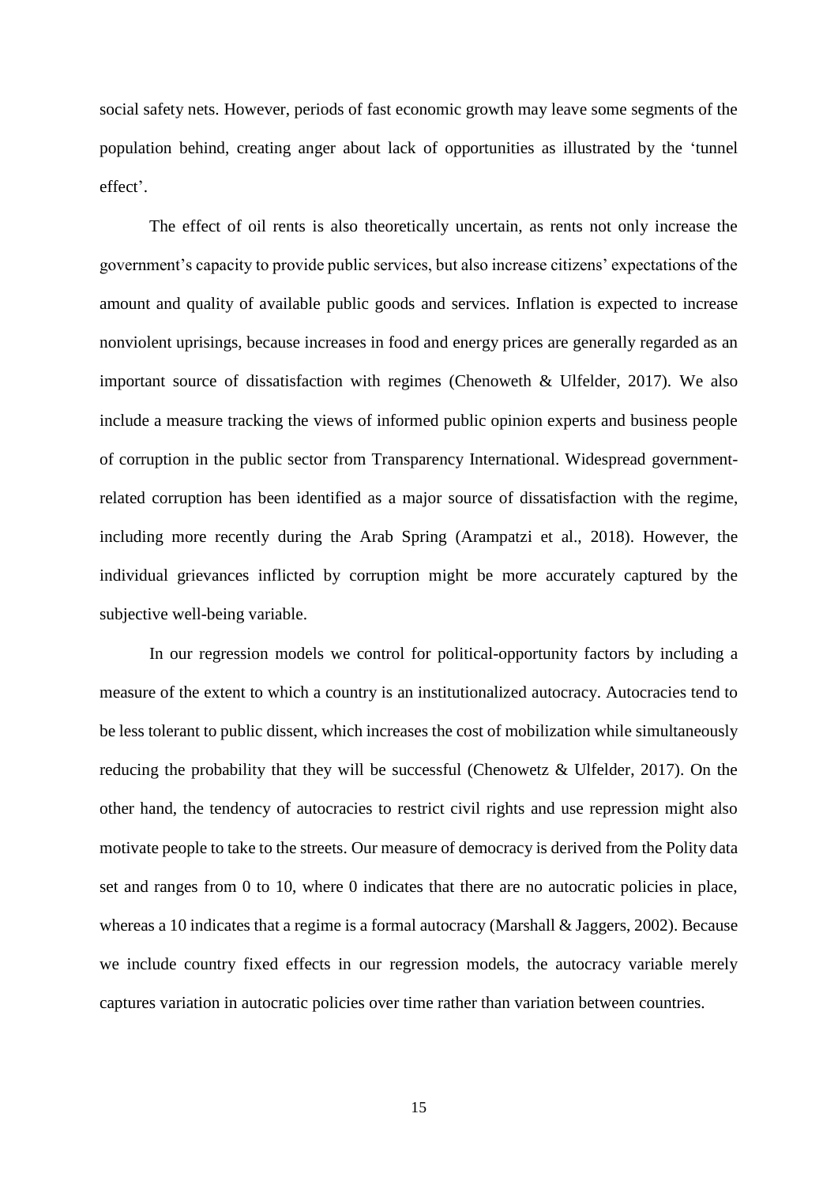social safety nets. However, periods of fast economic growth may leave some segments of the population behind, creating anger about lack of opportunities as illustrated by the 'tunnel effect'.

The effect of oil rents is also theoretically uncertain, as rents not only increase the government's capacity to provide public services, but also increase citizens' expectations of the amount and quality of available public goods and services. Inflation is expected to increase nonviolent uprisings, because increases in food and energy prices are generally regarded as an important source of dissatisfaction with regimes (Chenoweth & Ulfelder, 2017). We also include a measure tracking the views of informed public opinion experts and business people of corruption in the public sector from Transparency International. Widespread government-related corruption has been identified as a major source of dissatisfaction with the regime, including more recently during the Arab Spring (Arampatzi et al., 2018). However, the individual grievances inflicted by corruption might be more accurately captured by the subjective well-being variable.

In our regression models we control for political-opportunity factors by including a measure of the extent to which a country is an institutionalized autocracy. Autocracies tend to be less tolerant to public dissent, which increases the cost of mobilization while simultaneously reducing the probability that they will be successful (Chenowetz & Ulfelder, 2017). On the other hand, the tendency of autocracies to restrict civil rights and use repression might also motivate people to take to the streets. Our measure of democracy is derived from the Polity data set and ranges from 0 to 10, where 0 indicates that there are no autocratic policies in place, whereas a 10 indicates that a regime is a formal autocracy (Marshall & Jaggers, 2002). Because we include country fixed effects in our regression models, the autocracy variable merely captures variation in autocratic policies over time rather than variation between countries.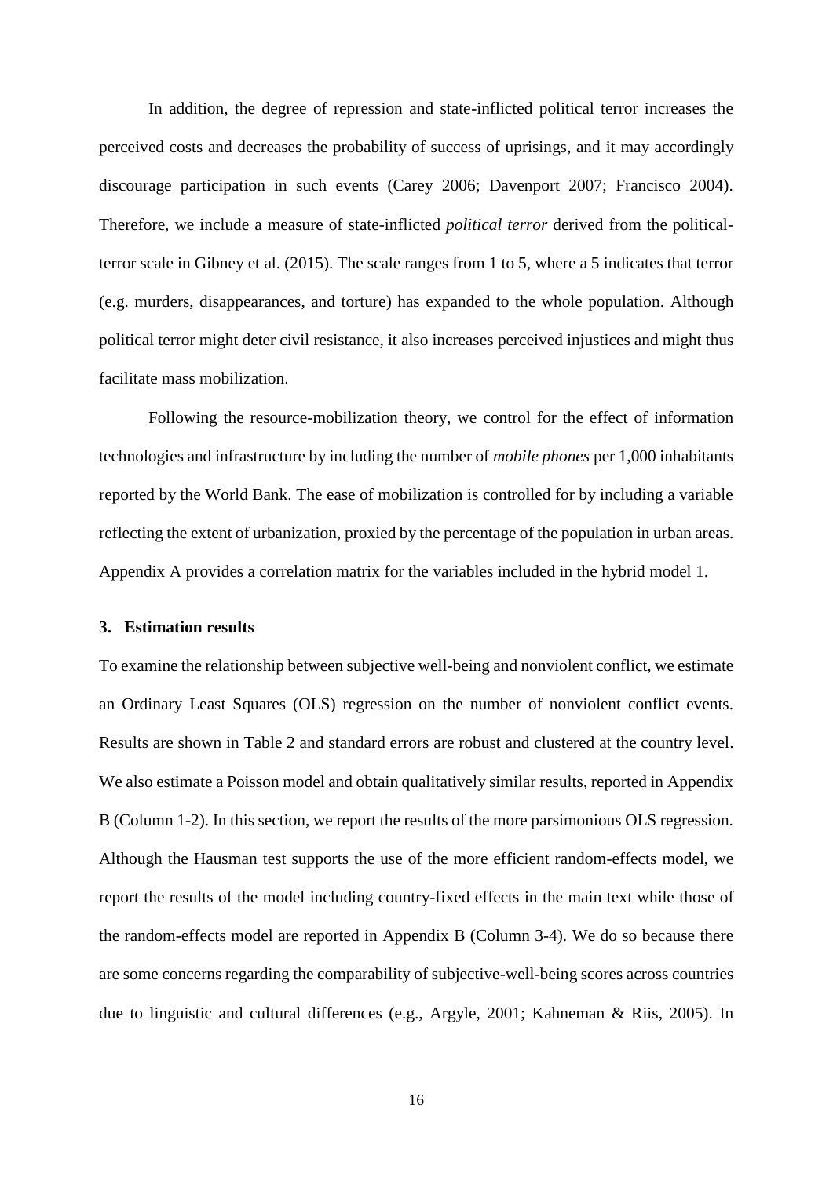In addition, the degree of repression and state-inflicted political terror increases the perceived costs and decreases the probability of success of uprisings, and it may accordingly discourage participation in such events (Carey 2006; Davenport 2007; Francisco 2004). Therefore, we include a measure of state-inflicted *political terror* derived from the political-terror scale in Gibney et al. (2015). The scale ranges from 1 to 5, where a 5 indicates that terror (e.g. murders, disappearances, and torture) has expanded to the whole population. Although political terror might deter civil resistance, it also increases perceived injustices and might thus facilitate mass mobilization.

Following the resource-mobilization theory, we control for the effect of information technologies and infrastructure by including the number of *mobile phones* per 1,000 inhabitants reported by the World Bank. The ease of mobilization is controlled for by including a variable reflecting the extent of urbanization, proxied by the percentage of the population in urban areas. Appendix A provides a correlation matrix for the variables included in the hybrid model 1.

## 3. Estimation results

To examine the relationship between subjective well-being and nonviolent conflict, we estimate an Ordinary Least Squares (OLS) regression on the number of nonviolent conflict events. Results are shown in Table 2 and standard errors are robust and clustered at the country level. We also estimate a Poisson model and obtain qualitatively similar results, reported in Appendix B (Column 1-2). In this section, we report the results of the more parsimonious OLS regression. Although the Hausman test supports the use of the more efficient random-effects model, we report the results of the model including country-fixed effects in the main text while those of the random-effects model are reported in Appendix B (Column 3-4). We do so because there are some concerns regarding the comparability of subjective-well-being scores across countries due to linguistic and cultural differences (e.g., Argyle, 2001; Kahneman & Riis, 2005). In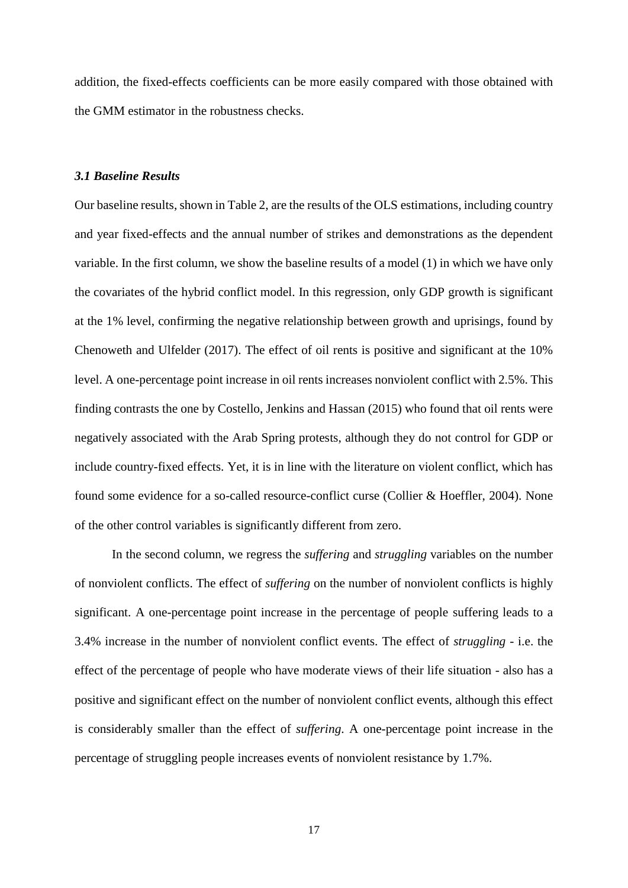addition, the fixed-effects coefficients can be more easily compared with those obtained with the GMM estimator in the robustness checks.

### *3.1 Baseline Results*

Our baseline results, shown in Table 2, are the results of the OLS estimations, including country and year fixed-effects and the annual number of strikes and demonstrations as the dependent variable. In the first column, we show the baseline results of a model (1) in which we have only the covariates of the hybrid conflict model. In this regression, only GDP growth is significant at the 1% level, confirming the negative relationship between growth and uprisings, found by Chenoweth and Ulfelder (2017). The effect of oil rents is positive and significant at the 10% level. A one-percentage point increase in oil rents increases nonviolent conflict with 2.5%. This finding contrasts the one by Costello, Jenkins and Hassan (2015) who found that oil rents were negatively associated with the Arab Spring protests, although they do not control for GDP or include country-fixed effects. Yet, it is in line with the literature on violent conflict, which has found some evidence for a so-called resource-conflict curse (Collier & Hoeffler, 2004). None of the other control variables is significantly different from zero.

In the second column, we regress the *suffering* and *struggling* variables on the number of nonviolent conflicts. The effect of *suffering* on the number of nonviolent conflicts is highly significant. A one-percentage point increase in the percentage of people suffering leads to a 3.4% increase in the number of nonviolent conflict events. The effect of *struggling* - i.e. the effect of the percentage of people who have moderate views of their life situation - also has a positive and significant effect on the number of nonviolent conflict events, although this effect is considerably smaller than the effect of *suffering*. A one-percentage point increase in the percentage of struggling people increases events of nonviolent resistance by 1.7%.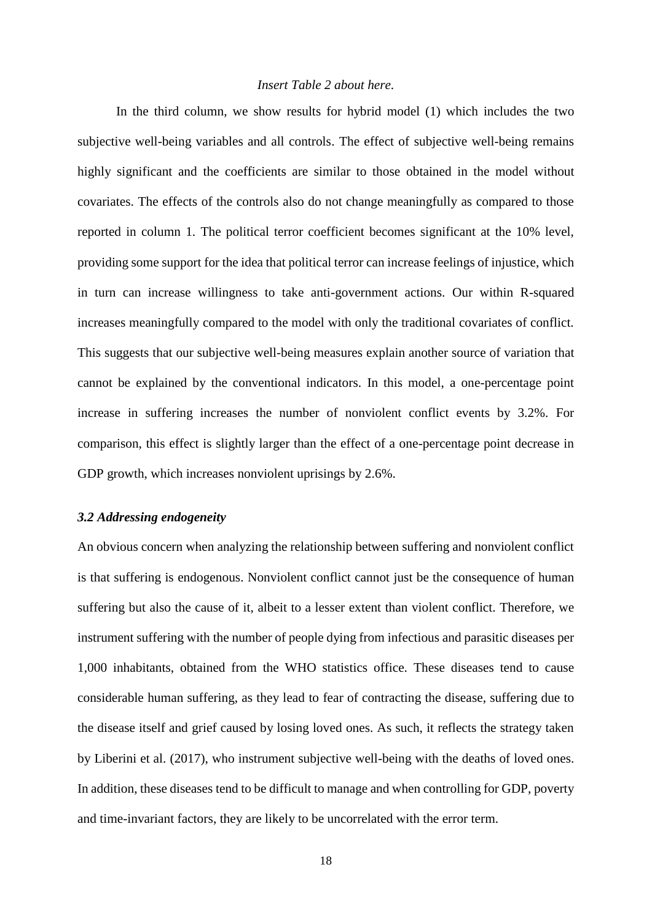*Insert Table 2 about here.*

In the third column, we show results for hybrid model (1) which includes the two subjective well-being variables and all controls. The effect of subjective well-being remains highly significant and the coefficients are similar to those obtained in the model without covariates. The effects of the controls also do not change meaningfully as compared to those reported in column 1. The political terror coefficient becomes significant at the 10% level, providing some support for the idea that political terror can increase feelings of injustice, which in turn can increase willingness to take anti-government actions. Our within R-squared increases meaningfully compared to the model with only the traditional covariates of conflict. This suggests that our subjective well-being measures explain another source of variation that cannot be explained by the conventional indicators. In this model, a one-percentage point increase in suffering increases the number of nonviolent conflict events by 3.2%. For comparison, this effect is slightly larger than the effect of a one-percentage point decrease in GDP growth, which increases nonviolent uprisings by 2.6%.

### *3.2 Addressing endogeneity*

An obvious concern when analyzing the relationship between suffering and nonviolent conflict is that suffering is endogenous. Nonviolent conflict cannot just be the consequence of human suffering but also the cause of it, albeit to a lesser extent than violent conflict. Therefore, we instrument suffering with the number of people dying from infectious and parasitic diseases per 1,000 inhabitants, obtained from the WHO statistics office. These diseases tend to cause considerable human suffering, as they lead to fear of contracting the disease, suffering due to the disease itself and grief caused by losing loved ones. As such, it reflects the strategy taken by Liberini et al. (2017), who instrument subjective well-being with the deaths of loved ones. In addition, these diseases tend to be difficult to manage and when controlling for GDP, poverty and time-invariant factors, they are likely to be uncorrelated with the error term.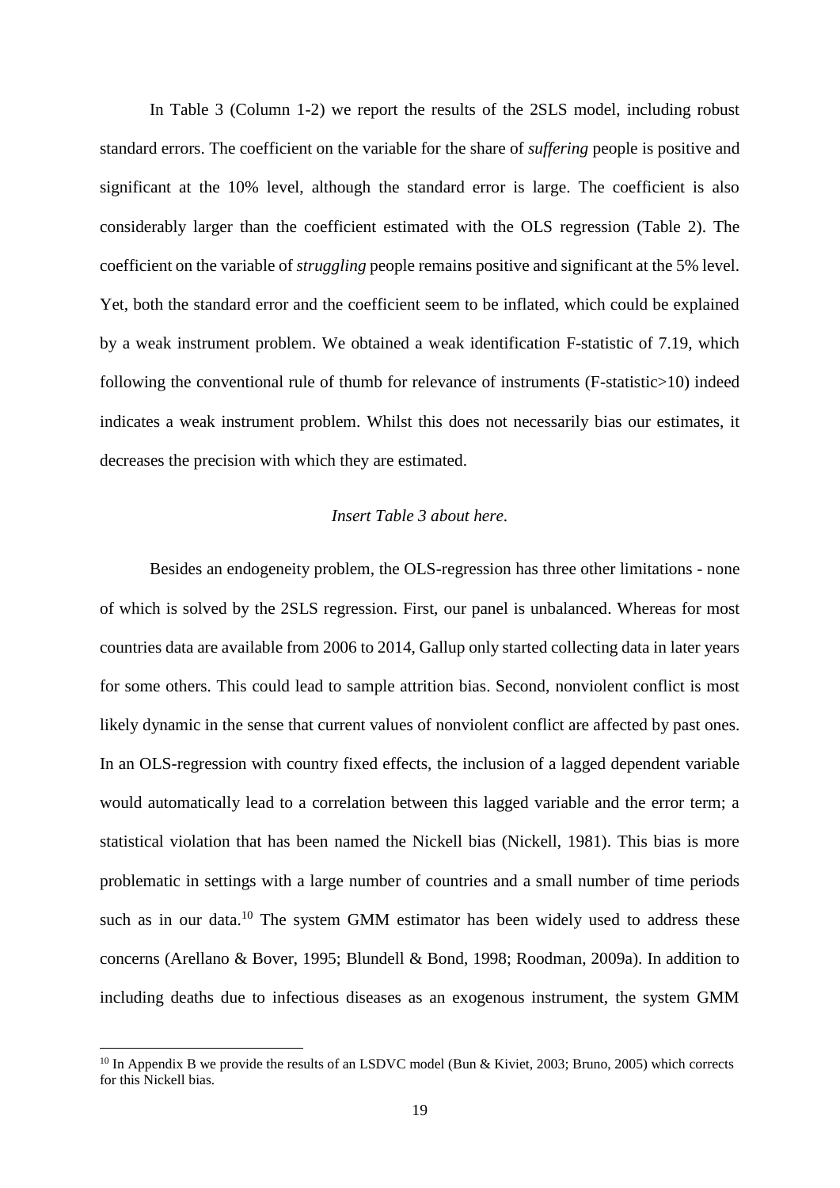In Table 3 (Column 1-2) we report the results of the 2SLS model, including robust standard errors. The coefficient on the variable for the share of *suffering* people is positive and significant at the 10% level, although the standard error is large. The coefficient is also considerably larger than the coefficient estimated with the OLS regression (Table 2). The coefficient on the variable of *struggling* people remains positive and significant at the 5% level. Yet, both the standard error and the coefficient seem to be inflated, which could be explained by a weak instrument problem. We obtained a weak identification F-statistic of 7.19, which following the conventional rule of thumb for relevance of instruments (F-statistic>10) indeed indicates a weak instrument problem. Whilst this does not necessarily bias our estimates, it decreases the precision with which they are estimated.

*Insert Table 3 about here.*

Besides an endogeneity problem, the OLS-regression has three other limitations - none of which is solved by the 2SLS regression. First, our panel is unbalanced. Whereas for most countries data are available from 2006 to 2014, Gallup only started collecting data in later years for some others. This could lead to sample attrition bias. Second, nonviolent conflict is most likely dynamic in the sense that current values of nonviolent conflict are affected by past ones. In an OLS-regression with country fixed effects, the inclusion of a lagged dependent variable would automatically lead to a correlation between this lagged variable and the error term; a statistical violation that has been named the Nickell bias (Nickell, 1981). This bias is more problematic in settings with a large number of countries and a small number of time periods such as in our data.[10] The system GMM estimator has been widely used to address these concerns (Arellano & Bover, 1995; Blundell & Bond, 1998; Roodman, 2009a). In addition to including deaths due to infectious diseases as an exogenous instrument, the system GMM

[10] In Appendix B we provide the results of an LSDVC model (Bun & Kiviet, 2003; Bruno, 2005) which corrects for this Nickell bias.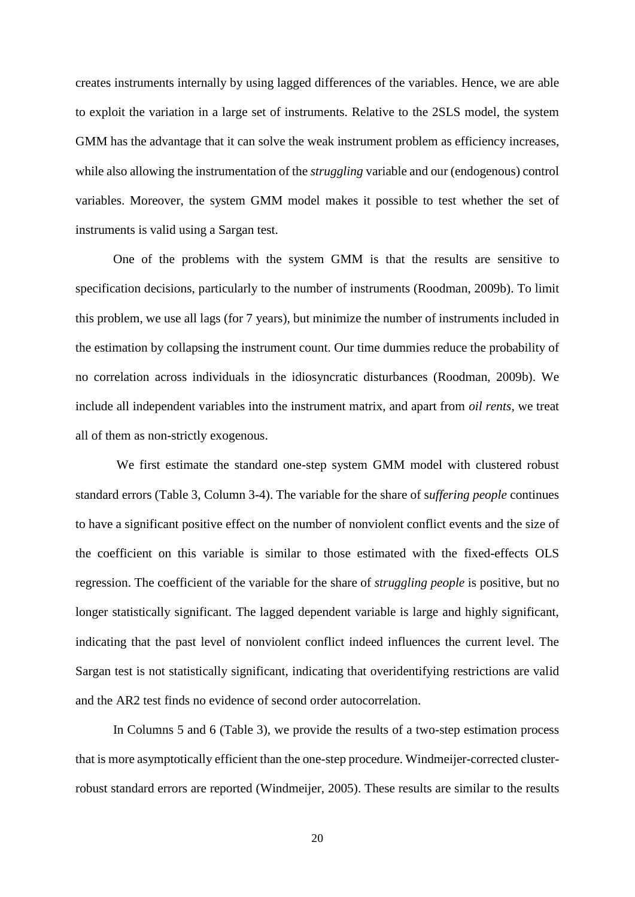creates instruments internally by using lagged differences of the variables. Hence, we are able to exploit the variation in a large set of instruments. Relative to the 2SLS model, the system GMM has the advantage that it can solve the weak instrument problem as efficiency increases, while also allowing the instrumentation of the *struggling* variable and our (endogenous) control variables. Moreover, the system GMM model makes it possible to test whether the set of instruments is valid using a Sargan test.

One of the problems with the system GMM is that the results are sensitive to specification decisions, particularly to the number of instruments (Roodman, 2009b). To limit this problem, we use all lags (for 7 years), but minimize the number of instruments included in the estimation by collapsing the instrument count. Our time dummies reduce the probability of no correlation across individuals in the idiosyncratic disturbances (Roodman, 2009b). We include all independent variables into the instrument matrix, and apart from *oil rents*, we treat all of them as non-strictly exogenous.

We first estimate the standard one-step system GMM model with clustered robust standard errors (Table 3, Column 3-4). The variable for the share of s*uffering people* continues to have a significant positive effect on the number of nonviolent conflict events and the size of the coefficient on this variable is similar to those estimated with the fixed-effects OLS regression. The coefficient of the variable for the share of *struggling people* is positive, but no longer statistically significant. The lagged dependent variable is large and highly significant, indicating that the past level of nonviolent conflict indeed influences the current level. The Sargan test is not statistically significant, indicating that overidentifying restrictions are valid and the AR2 test finds no evidence of second order autocorrelation.

In Columns 5 and 6 (Table 3), we provide the results of a two-step estimation process that is more asymptotically efficient than the one-step procedure. Windmeijer-corrected cluster-robust standard errors are reported (Windmeijer, 2005). These results are similar to the results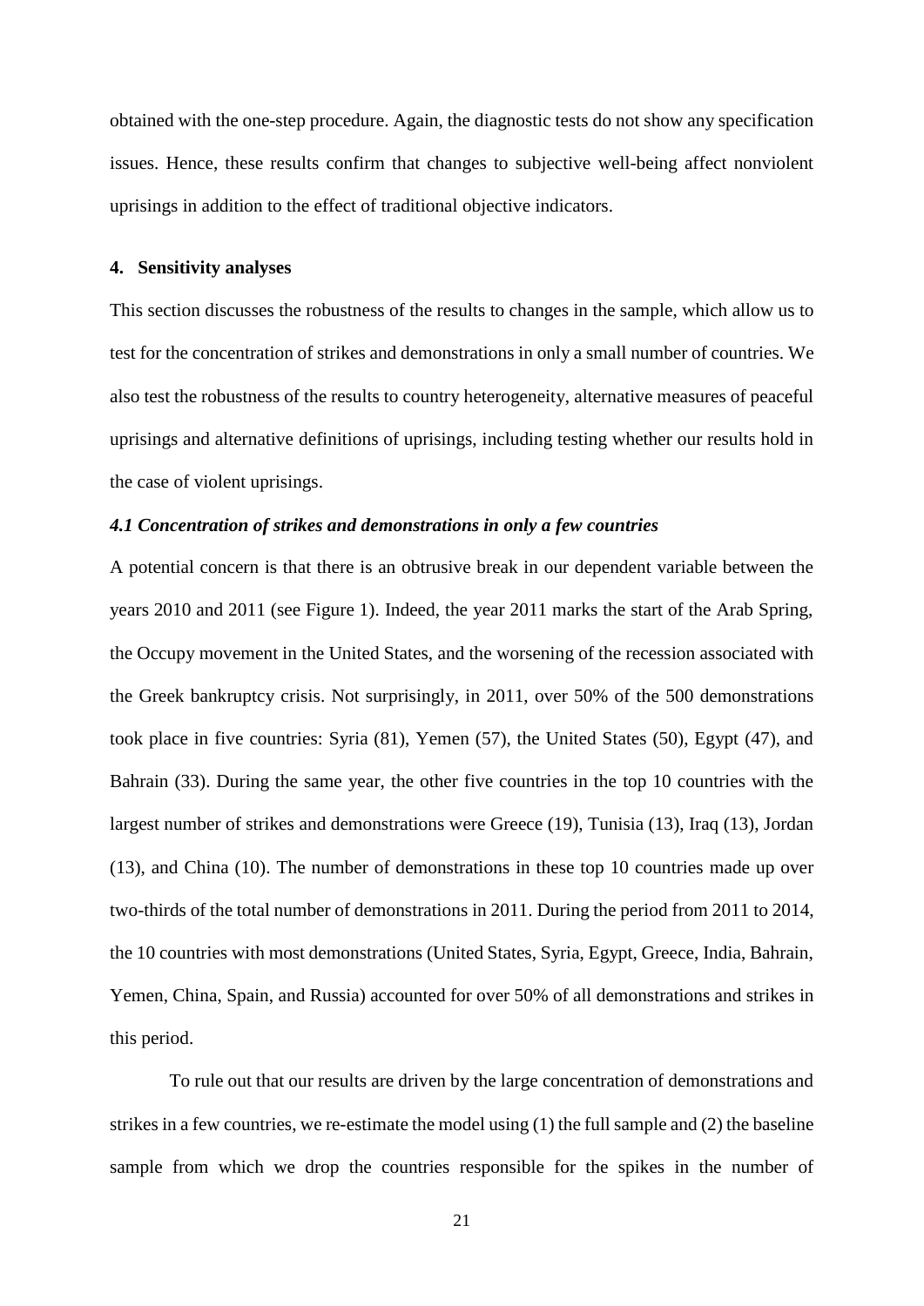obtained with the one-step procedure. Again, the diagnostic tests do not show any specification issues. Hence, these results confirm that changes to subjective well-being affect nonviolent uprisings in addition to the effect of traditional objective indicators.

## 4. Sensitivity analyses

This section discusses the robustness of the results to changes in the sample, which allow us to test for the concentration of strikes and demonstrations in only a small number of countries. We also test the robustness of the results to country heterogeneity, alternative measures of peaceful uprisings and alternative definitions of uprisings, including testing whether our results hold in the case of violent uprisings.

### *4.1 Concentration of strikes and demonstrations in only a few countries*

A potential concern is that there is an obtrusive break in our dependent variable between the years 2010 and 2011 (see Figure 1). Indeed, the year 2011 marks the start of the Arab Spring, the Occupy movement in the United States, and the worsening of the recession associated with the Greek bankruptcy crisis. Not surprisingly, in 2011, over 50% of the 500 demonstrations took place in five countries: Syria (81), Yemen (57), the United States (50), Egypt (47), and Bahrain (33). During the same year, the other five countries in the top 10 countries with the largest number of strikes and demonstrations were Greece (19), Tunisia (13), Iraq (13), Jordan (13), and China (10). The number of demonstrations in these top 10 countries made up over two-thirds of the total number of demonstrations in 2011. During the period from 2011 to 2014, the 10 countries with most demonstrations (United States, Syria, Egypt, Greece, India, Bahrain, Yemen, China, Spain, and Russia) accounted for over 50% of all demonstrations and strikes in this period.

To rule out that our results are driven by the large concentration of demonstrations and strikes in a few countries, we re-estimate the model using (1) the full sample and (2) the baseline sample from which we drop the countries responsible for the spikes in the number of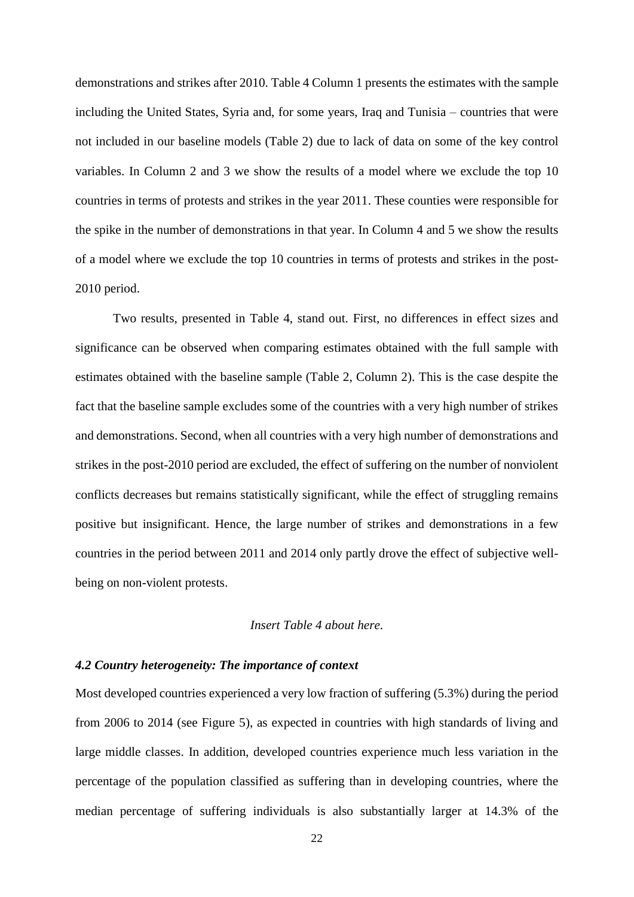demonstrations and strikes after 2010. Table 4 Column 1 presents the estimates with the sample including the United States, Syria and, for some years, Iraq and Tunisia – countries that were not included in our baseline models (Table 2) due to lack of data on some of the key control variables. In Column 2 and 3 we show the results of a model where we exclude the top 10 countries in terms of protests and strikes in the year 2011. These counties were responsible for the spike in the number of demonstrations in that year. In Column 4 and 5 we show the results of a model where we exclude the top 10 countries in terms of protests and strikes in the post-2010 period.

Two results, presented in Table 4, stand out. First, no differences in effect sizes and significance can be observed when comparing estimates obtained with the full sample with estimates obtained with the baseline sample (Table 2, Column 2). This is the case despite the fact that the baseline sample excludes some of the countries with a very high number of strikes and demonstrations. Second, when all countries with a very high number of demonstrations and strikes in the post-2010 period are excluded, the effect of suffering on the number of nonviolent conflicts decreases but remains statistically significant, while the effect of struggling remains positive but insignificant. Hence, the large number of strikes and demonstrations in a few countries in the period between 2011 and 2014 only partly drove the effect of subjective well-being on non-violent protests.

*Insert Table 4 about here.*

### *4.2 Country heterogeneity: The importance of context*

Most developed countries experienced a very low fraction of suffering (5.3%) during the period from 2006 to 2014 (see Figure 5), as expected in countries with high standards of living and large middle classes. In addition, developed countries experience much less variation in the percentage of the population classified as suffering than in developing countries, where the median percentage of suffering individuals is also substantially larger at 14.3% of the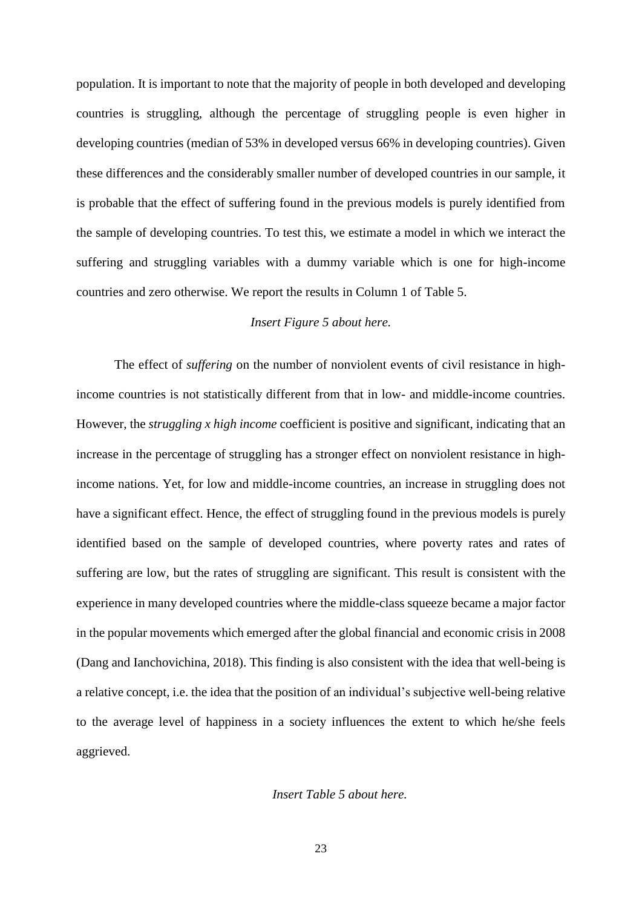population. It is important to note that the majority of people in both developed and developing countries is struggling, although the percentage of struggling people is even higher in developing countries (median of 53% in developed versus 66% in developing countries). Given these differences and the considerably smaller number of developed countries in our sample, it is probable that the effect of suffering found in the previous models is purely identified from the sample of developing countries. To test this, we estimate a model in which we interact the suffering and struggling variables with a dummy variable which is one for high-income countries and zero otherwise. We report the results in Column 1 of Table 5.

*Insert Figure 5 about here.*

The effect of *suffering* on the number of nonviolent events of civil resistance in high-income countries is not statistically different from that in low- and middle-income countries. However, the *struggling x high income* coefficient is positive and significant, indicating that an increase in the percentage of struggling has a stronger effect on nonviolent resistance in high-income nations. Yet, for low and middle-income countries, an increase in struggling does not have a significant effect. Hence, the effect of struggling found in the previous models is purely identified based on the sample of developed countries, where poverty rates and rates of suffering are low, but the rates of struggling are significant. This result is consistent with the experience in many developed countries where the middle-class squeeze became a major factor in the popular movements which emerged after the global financial and economic crisis in 2008 (Dang and Ianchovichina, 2018). This finding is also consistent with the idea that well-being is a relative concept, i.e. the idea that the position of an individual's subjective well-being relative to the average level of happiness in a society influences the extent to which he/she feels aggrieved.

*Insert Table 5 about here.*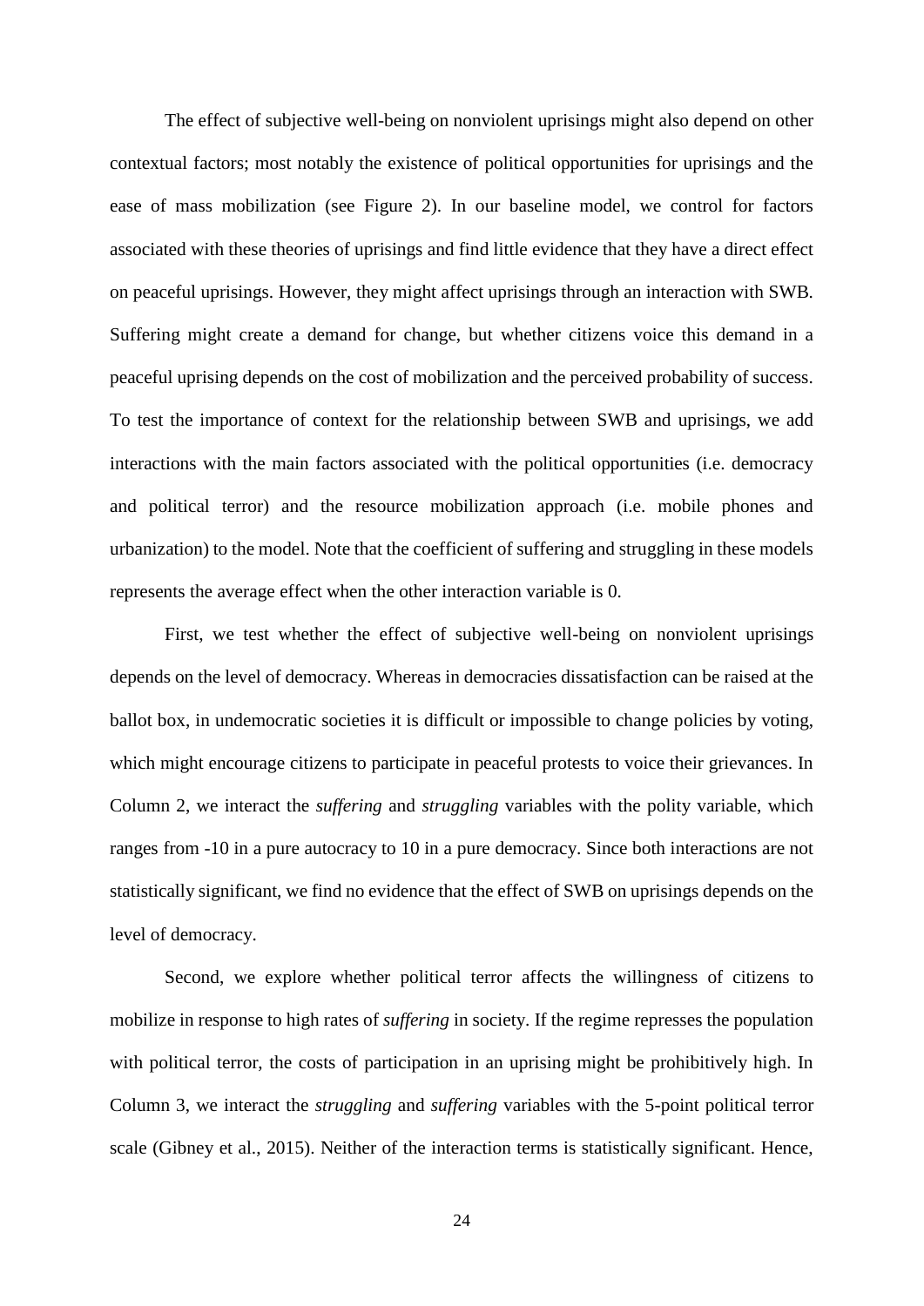The effect of subjective well-being on nonviolent uprisings might also depend on other contextual factors; most notably the existence of political opportunities for uprisings and the ease of mass mobilization (see Figure 2). In our baseline model, we control for factors associated with these theories of uprisings and find little evidence that they have a direct effect on peaceful uprisings. However, they might affect uprisings through an interaction with SWB. Suffering might create a demand for change, but whether citizens voice this demand in a peaceful uprising depends on the cost of mobilization and the perceived probability of success. To test the importance of context for the relationship between SWB and uprisings, we add interactions with the main factors associated with the political opportunities (i.e. democracy and political terror) and the resource mobilization approach (i.e. mobile phones and urbanization) to the model. Note that the coefficient of suffering and struggling in these models represents the average effect when the other interaction variable is 0.

First, we test whether the effect of subjective well-being on nonviolent uprisings depends on the level of democracy. Whereas in democracies dissatisfaction can be raised at the ballot box, in undemocratic societies it is difficult or impossible to change policies by voting, which might encourage citizens to participate in peaceful protests to voice their grievances. In Column 2, we interact the *suffering* and *struggling* variables with the polity variable, which ranges from -10 in a pure autocracy to 10 in a pure democracy. Since both interactions are not statistically significant, we find no evidence that the effect of SWB on uprisings depends on the level of democracy.

Second, we explore whether political terror affects the willingness of citizens to mobilize in response to high rates of *suffering* in society. If the regime represses the population with political terror, the costs of participation in an uprising might be prohibitively high. In Column 3, we interact the *struggling* and *suffering* variables with the 5-point political terror scale (Gibney et al., 2015). Neither of the interaction terms is statistically significant. Hence,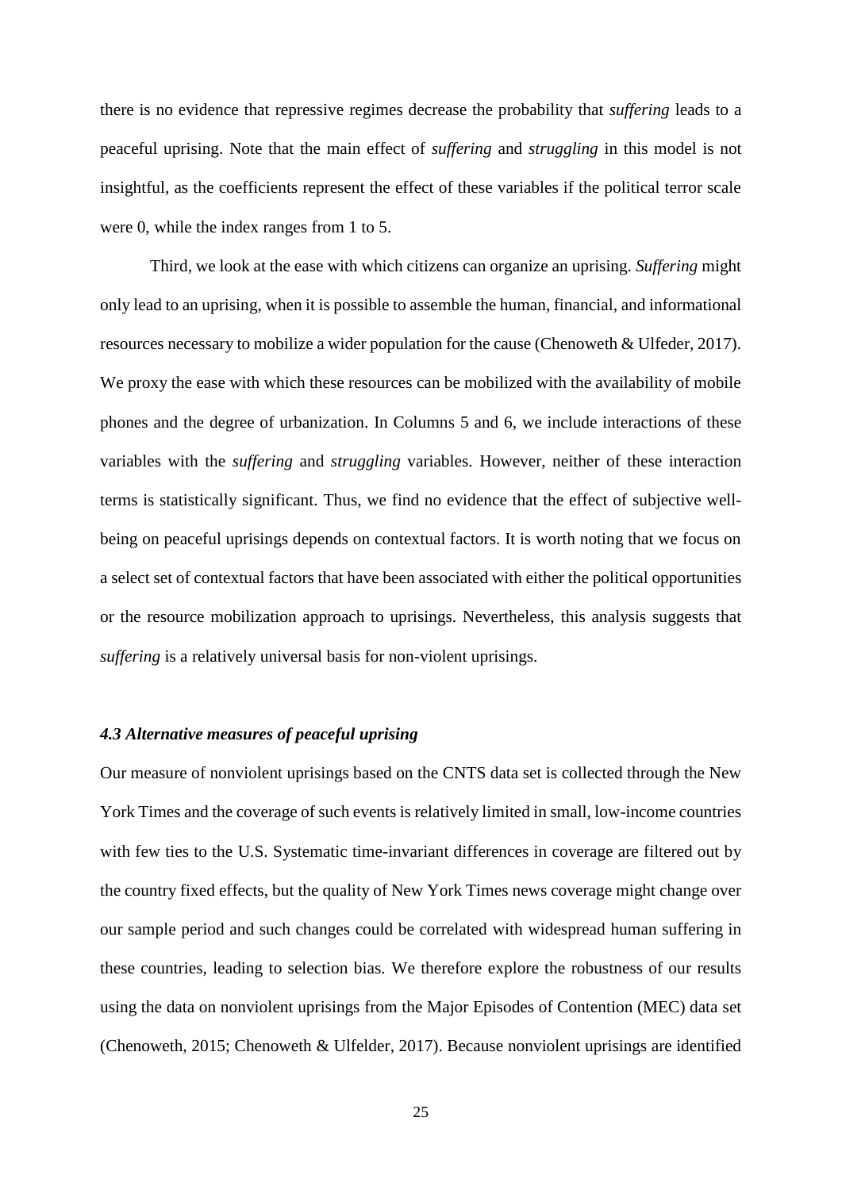there is no evidence that repressive regimes decrease the probability that *suffering* leads to a peaceful uprising. Note that the main effect of *suffering* and *struggling* in this model is not insightful, as the coefficients represent the effect of these variables if the political terror scale were 0, while the index ranges from 1 to 5.

Third, we look at the ease with which citizens can organize an uprising. *Suffering* might only lead to an uprising, when it is possible to assemble the human, financial, and informational resources necessary to mobilize a wider population for the cause (Chenoweth & Ulfeder, 2017). We proxy the ease with which these resources can be mobilized with the availability of mobile phones and the degree of urbanization. In Columns 5 and 6, we include interactions of these variables with the *suffering* and *struggling* variables. However, neither of these interaction terms is statistically significant. Thus, we find no evidence that the effect of subjective well-being on peaceful uprisings depends on contextual factors. It is worth noting that we focus on a select set of contextual factors that have been associated with either the political opportunities or the resource mobilization approach to uprisings. Nevertheless, this analysis suggests that *suffering* is a relatively universal basis for non-violent uprisings.

### *4.3 Alternative measures of peaceful uprising*

Our measure of nonviolent uprisings based on the CNTS data set is collected through the New York Times and the coverage of such events is relatively limited in small, low-income countries with few ties to the U.S. Systematic time-invariant differences in coverage are filtered out by the country fixed effects, but the quality of New York Times news coverage might change over our sample period and such changes could be correlated with widespread human suffering in these countries, leading to selection bias. We therefore explore the robustness of our results using the data on nonviolent uprisings from the Major Episodes of Contention (MEC) data set (Chenoweth, 2015; Chenoweth & Ulfelder, 2017). Because nonviolent uprisings are identified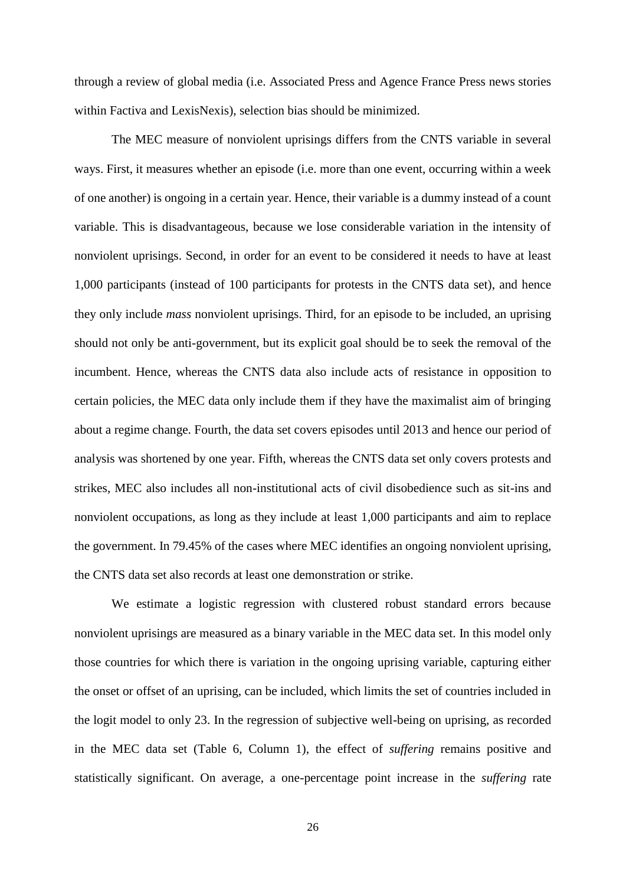through a review of global media (i.e. Associated Press and Agence France Press news stories within Factiva and LexisNexis), selection bias should be minimized.

The MEC measure of nonviolent uprisings differs from the CNTS variable in several ways. First, it measures whether an episode (i.e. more than one event, occurring within a week of one another) is ongoing in a certain year. Hence, their variable is a dummy instead of a count variable. This is disadvantageous, because we lose considerable variation in the intensity of nonviolent uprisings. Second, in order for an event to be considered it needs to have at least 1,000 participants (instead of 100 participants for protests in the CNTS data set), and hence they only include *mass* nonviolent uprisings. Third, for an episode to be included, an uprising should not only be anti-government, but its explicit goal should be to seek the removal of the incumbent. Hence, whereas the CNTS data also include acts of resistance in opposition to certain policies, the MEC data only include them if they have the maximalist aim of bringing about a regime change. Fourth, the data set covers episodes until 2013 and hence our period of analysis was shortened by one year. Fifth, whereas the CNTS data set only covers protests and strikes, MEC also includes all non-institutional acts of civil disobedience such as sit-ins and nonviolent occupations, as long as they include at least 1,000 participants and aim to replace the government. In 79.45% of the cases where MEC identifies an ongoing nonviolent uprising, the CNTS data set also records at least one demonstration or strike.

We estimate a logistic regression with clustered robust standard errors because nonviolent uprisings are measured as a binary variable in the MEC data set. In this model only those countries for which there is variation in the ongoing uprising variable, capturing either the onset or offset of an uprising, can be included, which limits the set of countries included in the logit model to only 23. In the regression of subjective well-being on uprising, as recorded in the MEC data set (Table 6, Column 1), the effect of *suffering* remains positive and statistically significant. On average, a one-percentage point increase in the *suffering* rate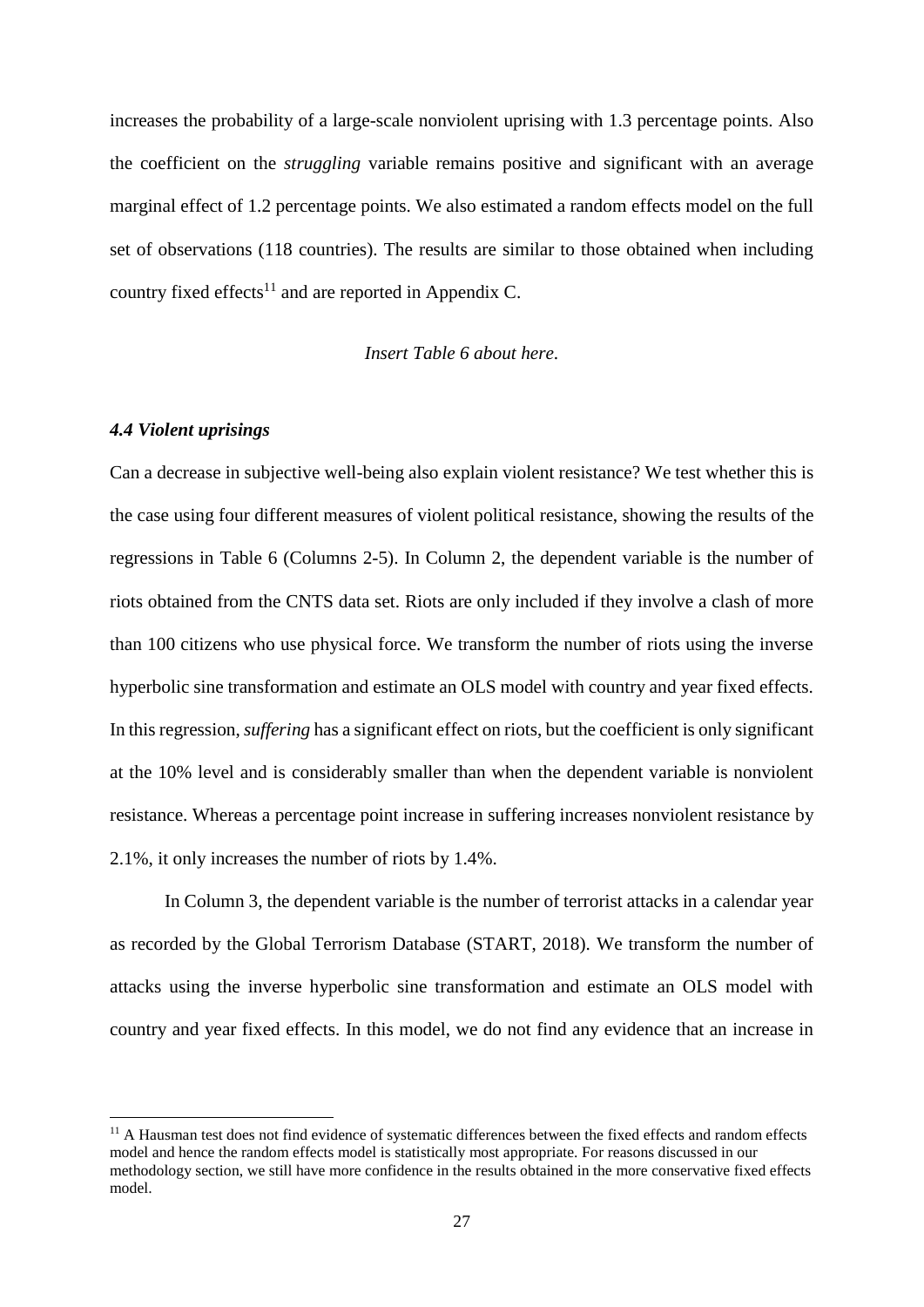increases the probability of a large-scale nonviolent uprising with 1.3 percentage points. Also the coefficient on the *struggling* variable remains positive and significant with an average marginal effect of 1.2 percentage points. We also estimated a random effects model on the full set of observations (118 countries). The results are similar to those obtained when including country fixed effects[11] and are reported in Appendix C.

*Insert Table 6 about here.*

### *4.4 Violent uprisings*

Can a decrease in subjective well-being also explain violent resistance? We test whether this is the case using four different measures of violent political resistance, showing the results of the regressions in Table 6 (Columns 2-5). In Column 2, the dependent variable is the number of riots obtained from the CNTS data set. Riots are only included if they involve a clash of more than 100 citizens who use physical force. We transform the number of riots using the inverse hyperbolic sine transformation and estimate an OLS model with country and year fixed effects. In this regression, *suffering* has a significant effect on riots, but the coefficient is only significant at the 10% level and is considerably smaller than when the dependent variable is nonviolent resistance. Whereas a percentage point increase in suffering increases nonviolent resistance by 2.1%, it only increases the number of riots by 1.4%.

In Column 3, the dependent variable is the number of terrorist attacks in a calendar year as recorded by the Global Terrorism Database (START, 2018). We transform the number of attacks using the inverse hyperbolic sine transformation and estimate an OLS model with country and year fixed effects. In this model, we do not find any evidence that an increase in

[11] A Hausman test does not find evidence of systematic differences between the fixed effects and random effects model and hence the random effects model is statistically most appropriate. For reasons discussed in our methodology section, we still have more confidence in the results obtained in the more conservative fixed effects model.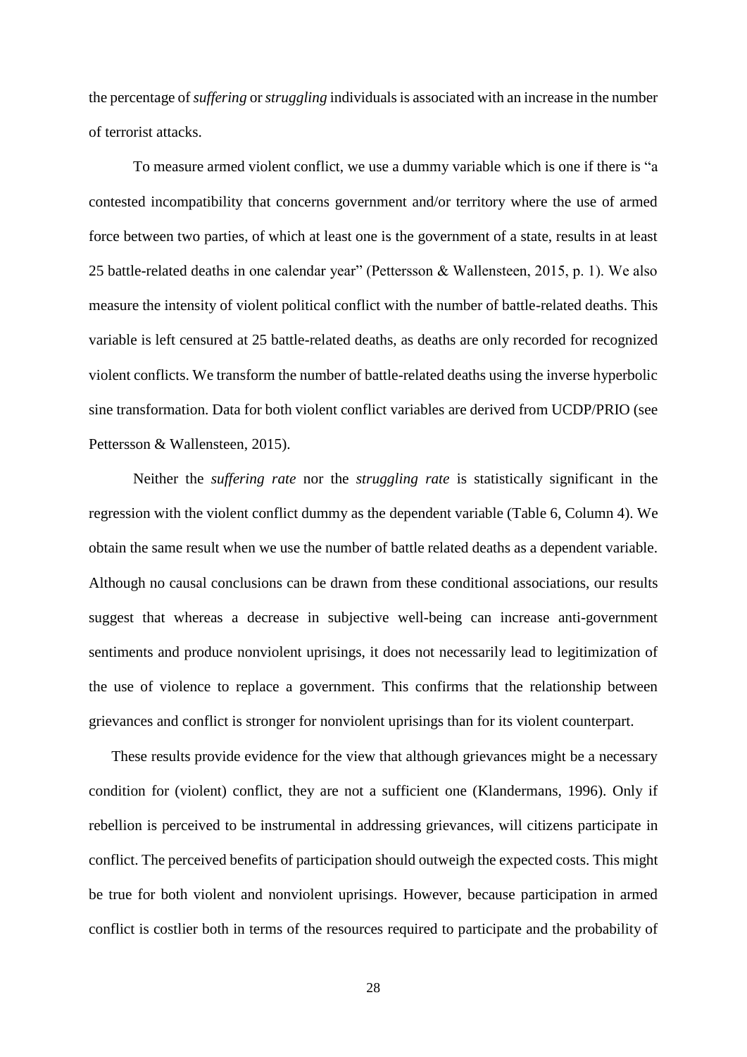the percentage of *suffering* or *struggling* individuals is associated with an increase in the number of terrorist attacks.

To measure armed violent conflict, we use a dummy variable which is one if there is "a contested incompatibility that concerns government and/or territory where the use of armed force between two parties, of which at least one is the government of a state, results in at least 25 battle-related deaths in one calendar year" (Pettersson & Wallensteen, 2015, p. 1). We also measure the intensity of violent political conflict with the number of battle-related deaths. This variable is left censured at 25 battle-related deaths, as deaths are only recorded for recognized violent conflicts. We transform the number of battle-related deaths using the inverse hyperbolic sine transformation. Data for both violent conflict variables are derived from UCDP/PRIO (see Pettersson & Wallensteen, 2015).

Neither the *suffering rate* nor the *struggling rate* is statistically significant in the regression with the violent conflict dummy as the dependent variable (Table 6, Column 4). We obtain the same result when we use the number of battle related deaths as a dependent variable. Although no causal conclusions can be drawn from these conditional associations, our results suggest that whereas a decrease in subjective well-being can increase anti-government sentiments and produce nonviolent uprisings, it does not necessarily lead to legitimization of the use of violence to replace a government. This confirms that the relationship between grievances and conflict is stronger for nonviolent uprisings than for its violent counterpart.

These results provide evidence for the view that although grievances might be a necessary condition for (violent) conflict, they are not a sufficient one (Klandermans, 1996). Only if rebellion is perceived to be instrumental in addressing grievances, will citizens participate in conflict. The perceived benefits of participation should outweigh the expected costs. This might be true for both violent and nonviolent uprisings. However, because participation in armed conflict is costlier both in terms of the resources required to participate and the probability of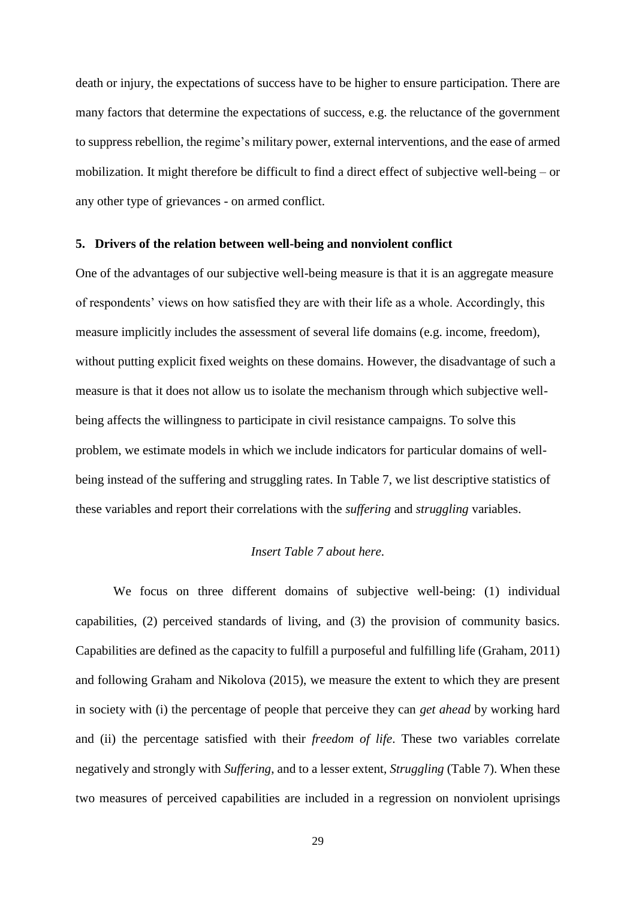death or injury, the expectations of success have to be higher to ensure participation. There are many factors that determine the expectations of success, e.g. the reluctance of the government to suppress rebellion, the regime's military power, external interventions, and the ease of armed mobilization. It might therefore be difficult to find a direct effect of subjective well-being – or any other type of grievances - on armed conflict.

## 5. Drivers of the relation between well-being and nonviolent conflict

One of the advantages of our subjective well-being measure is that it is an aggregate measure of respondents' views on how satisfied they are with their life as a whole. Accordingly, this measure implicitly includes the assessment of several life domains (e.g. income, freedom), without putting explicit fixed weights on these domains. However, the disadvantage of such a measure is that it does not allow us to isolate the mechanism through which subjective well-being affects the willingness to participate in civil resistance campaigns. To solve this problem, we estimate models in which we include indicators for particular domains of well-being instead of the suffering and struggling rates. In Table 7, we list descriptive statistics of these variables and report their correlations with the *suffering* and *struggling* variables.

*Insert Table 7 about here.*

We focus on three different domains of subjective well-being: (1) individual capabilities, (2) perceived standards of living, and (3) the provision of community basics. Capabilities are defined as the capacity to fulfill a purposeful and fulfilling life (Graham, 2011) and following Graham and Nikolova (2015), we measure the extent to which they are present in society with (i) the percentage of people that perceive they can *get ahead* by working hard and (ii) the percentage satisfied with their *freedom of life*. These two variables correlate negatively and strongly with *Suffering*, and to a lesser extent, *Struggling* (Table 7). When these two measures of perceived capabilities are included in a regression on nonviolent uprisings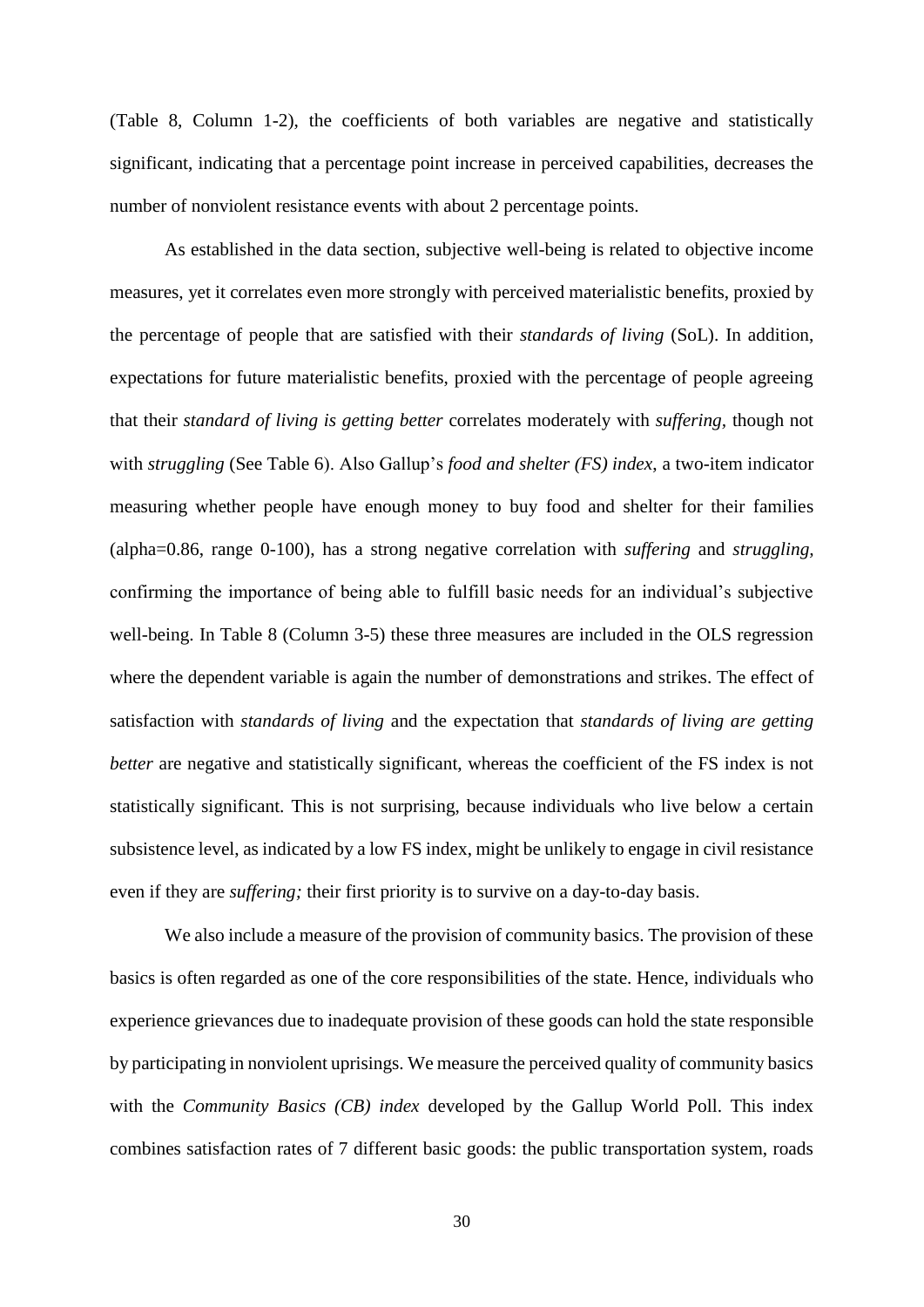(Table 8, Column 1-2), the coefficients of both variables are negative and statistically significant, indicating that a percentage point increase in perceived capabilities, decreases the number of nonviolent resistance events with about 2 percentage points.

As established in the data section, subjective well-being is related to objective income measures, yet it correlates even more strongly with perceived materialistic benefits, proxied by the percentage of people that are satisfied with their *standards of living* (SoL). In addition, expectations for future materialistic benefits, proxied with the percentage of people agreeing that their *standard of living is getting better* correlates moderately with *suffering*, though not with *struggling* (See Table 6). Also Gallup's *food and shelter (FS) index*, a two-item indicator measuring whether people have enough money to buy food and shelter for their families (alpha=0.86, range 0-100), has a strong negative correlation with *suffering* and *struggling*, confirming the importance of being able to fulfill basic needs for an individual's subjective well-being. In Table 8 (Column 3-5) these three measures are included in the OLS regression where the dependent variable is again the number of demonstrations and strikes. The effect of satisfaction with *standards of living* and the expectation that *standards of living are getting better* are negative and statistically significant, whereas the coefficient of the FS index is not statistically significant. This is not surprising, because individuals who live below a certain subsistence level, as indicated by a low FS index, might be unlikely to engage in civil resistance even if they are *suffering;* their first priority is to survive on a day-to-day basis.

We also include a measure of the provision of community basics. The provision of these basics is often regarded as one of the core responsibilities of the state. Hence, individuals who experience grievances due to inadequate provision of these goods can hold the state responsible by participating in nonviolent uprisings. We measure the perceived quality of community basics with the *Community Basics (CB) index* developed by the Gallup World Poll. This index combines satisfaction rates of 7 different basic goods: the public transportation system, roads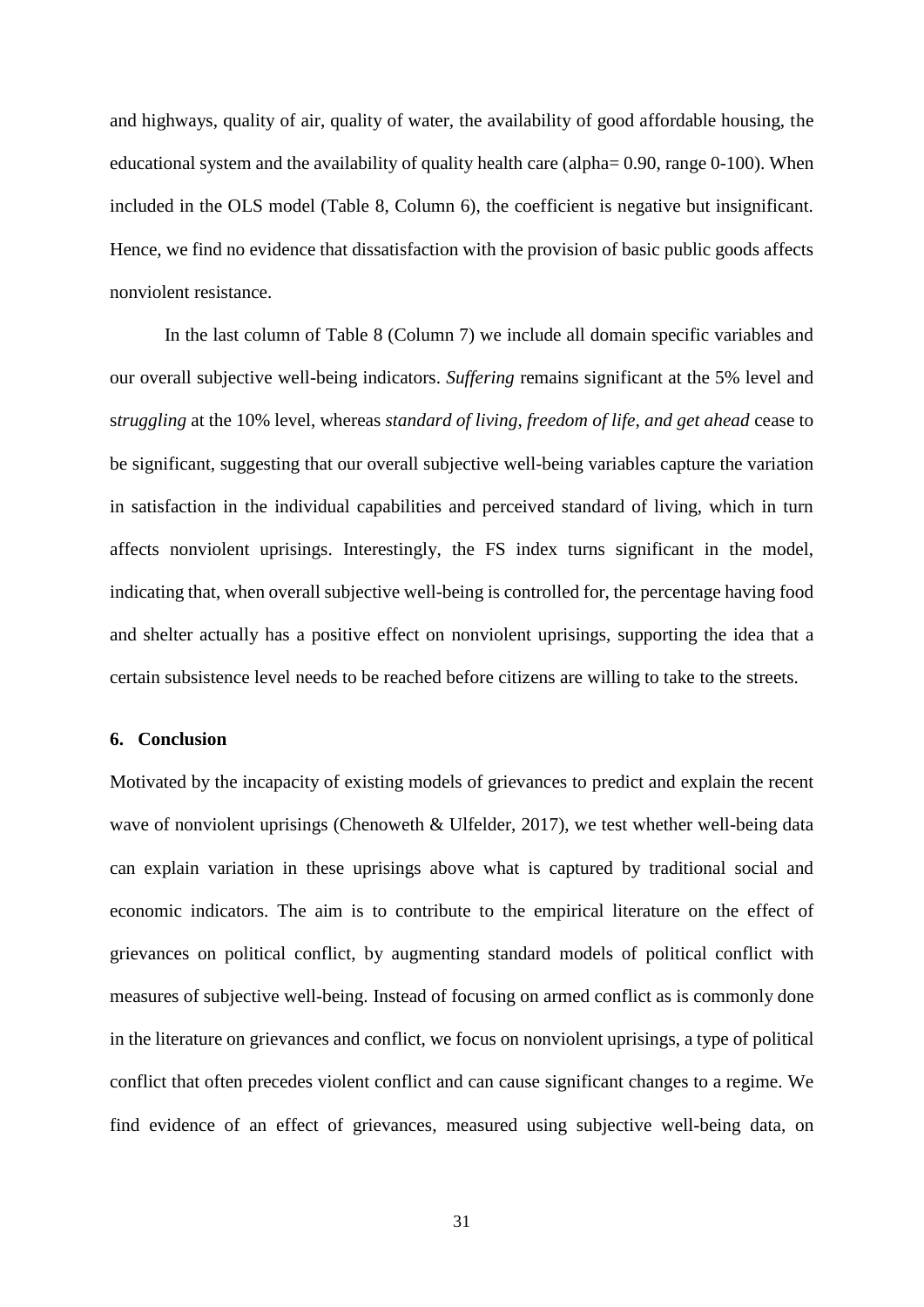and highways, quality of air, quality of water, the availability of good affordable housing, the educational system and the availability of quality health care (alpha= 0.90, range 0-100). When included in the OLS model (Table 8, Column 6), the coefficient is negative but insignificant. Hence, we find no evidence that dissatisfaction with the provision of basic public goods affects nonviolent resistance.

In the last column of Table 8 (Column 7) we include all domain specific variables and our overall subjective well-being indicators. *Suffering* remains significant at the 5% level and s*truggling* at the 10% level, whereas *standard of living*, *freedom of life*, *and get ahead* cease to be significant, suggesting that our overall subjective well-being variables capture the variation in satisfaction in the individual capabilities and perceived standard of living, which in turn affects nonviolent uprisings. Interestingly, the FS index turns significant in the model, indicating that, when overall subjective well-being is controlled for, the percentage having food and shelter actually has a positive effect on nonviolent uprisings, supporting the idea that a certain subsistence level needs to be reached before citizens are willing to take to the streets.

## 6. Conclusion

Motivated by the incapacity of existing models of grievances to predict and explain the recent wave of nonviolent uprisings (Chenoweth & Ulfelder, 2017), we test whether well-being data can explain variation in these uprisings above what is captured by traditional social and economic indicators. The aim is to contribute to the empirical literature on the effect of grievances on political conflict, by augmenting standard models of political conflict with measures of subjective well-being. Instead of focusing on armed conflict as is commonly done in the literature on grievances and conflict, we focus on nonviolent uprisings, a type of political conflict that often precedes violent conflict and can cause significant changes to a regime. We find evidence of an effect of grievances, measured using subjective well-being data, on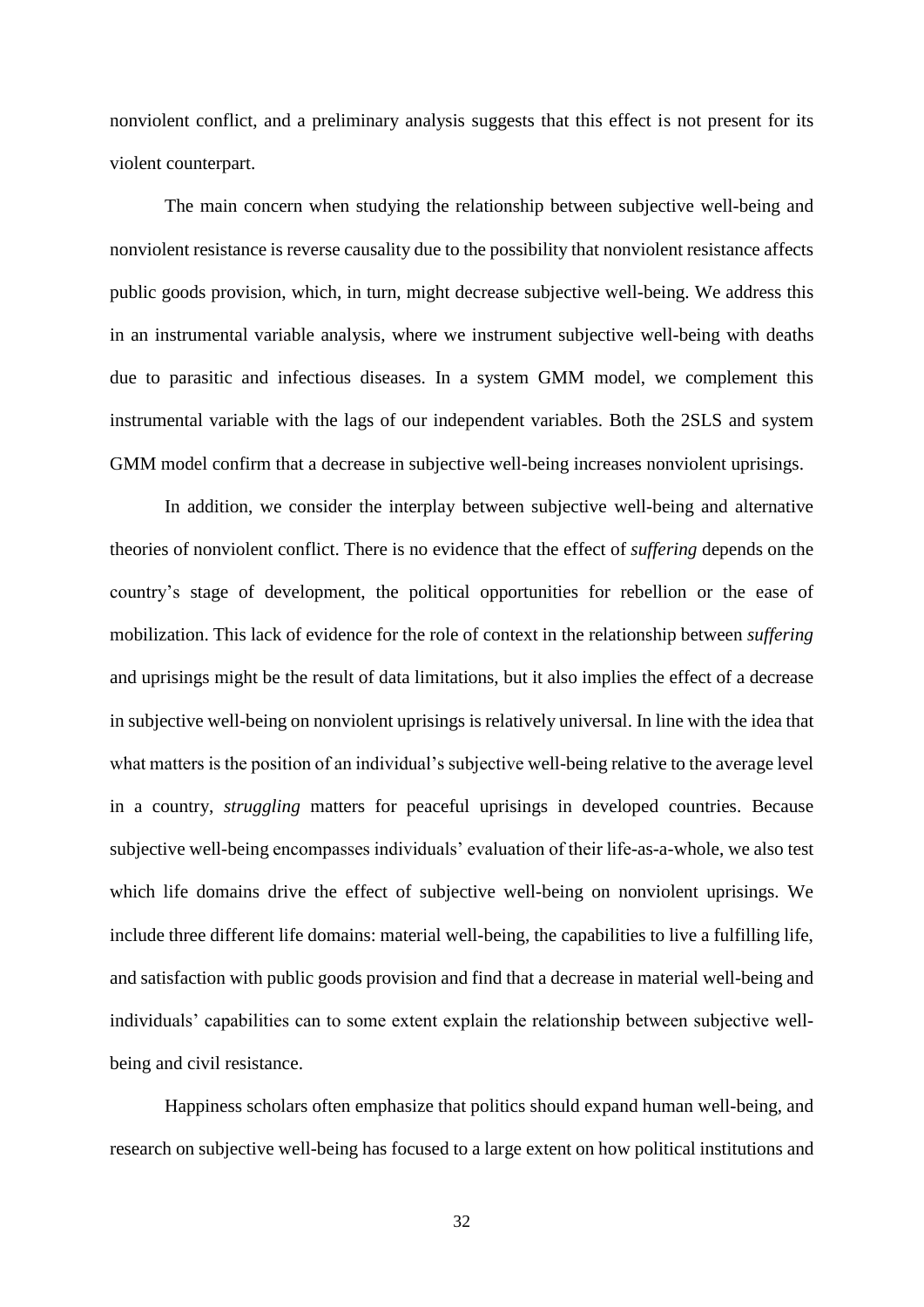nonviolent conflict, and a preliminary analysis suggests that this effect is not present for its violent counterpart.

The main concern when studying the relationship between subjective well-being and nonviolent resistance is reverse causality due to the possibility that nonviolent resistance affects public goods provision, which, in turn, might decrease subjective well-being. We address this in an instrumental variable analysis, where we instrument subjective well-being with deaths due to parasitic and infectious diseases. In a system GMM model, we complement this instrumental variable with the lags of our independent variables. Both the 2SLS and system GMM model confirm that a decrease in subjective well-being increases nonviolent uprisings.

In addition, we consider the interplay between subjective well-being and alternative theories of nonviolent conflict. There is no evidence that the effect of *suffering* depends on the country's stage of development, the political opportunities for rebellion or the ease of mobilization. This lack of evidence for the role of context in the relationship between *suffering* and uprisings might be the result of data limitations, but it also implies the effect of a decrease in subjective well-being on nonviolent uprisings is relatively universal. In line with the idea that what matters is the position of an individual's subjective well-being relative to the average level in a country, *struggling* matters for peaceful uprisings in developed countries. Because subjective well-being encompasses individuals' evaluation of their life-as-a-whole, we also test which life domains drive the effect of subjective well-being on nonviolent uprisings. We include three different life domains: material well-being, the capabilities to live a fulfilling life, and satisfaction with public goods provision and find that a decrease in material well-being and individuals' capabilities can to some extent explain the relationship between subjective well-being and civil resistance.

Happiness scholars often emphasize that politics should expand human well-being, and research on subjective well-being has focused to a large extent on how political institutions and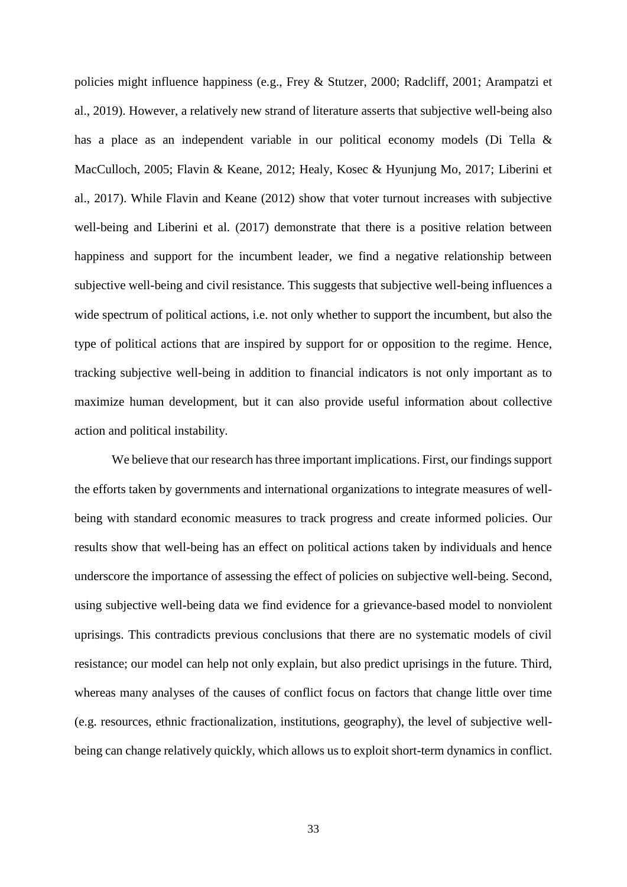policies might influence happiness (e.g., Frey & Stutzer, 2000; Radcliff, 2001; Arampatzi et al., 2019). However, a relatively new strand of literature asserts that subjective well-being also has a place as an independent variable in our political economy models (Di Tella & MacCulloch, 2005; Flavin & Keane, 2012; Healy, Kosec & Hyunjung Mo, 2017; Liberini et al., 2017). While Flavin and Keane (2012) show that voter turnout increases with subjective well-being and Liberini et al. (2017) demonstrate that there is a positive relation between happiness and support for the incumbent leader, we find a negative relationship between subjective well-being and civil resistance. This suggests that subjective well-being influences a wide spectrum of political actions, i.e. not only whether to support the incumbent, but also the type of political actions that are inspired by support for or opposition to the regime. Hence, tracking subjective well-being in addition to financial indicators is not only important as to maximize human development, but it can also provide useful information about collective action and political instability.

We believe that our research has three important implications. First, our findings support the efforts taken by governments and international organizations to integrate measures of well-being with standard economic measures to track progress and create informed policies. Our results show that well-being has an effect on political actions taken by individuals and hence underscore the importance of assessing the effect of policies on subjective well-being. Second, using subjective well-being data we find evidence for a grievance-based model to nonviolent uprisings. This contradicts previous conclusions that there are no systematic models of civil resistance; our model can help not only explain, but also predict uprisings in the future. Third, whereas many analyses of the causes of conflict focus on factors that change little over time (e.g. resources, ethnic fractionalization, institutions, geography), the level of subjective well-being can change relatively quickly, which allows us to exploit short-term dynamics in conflict.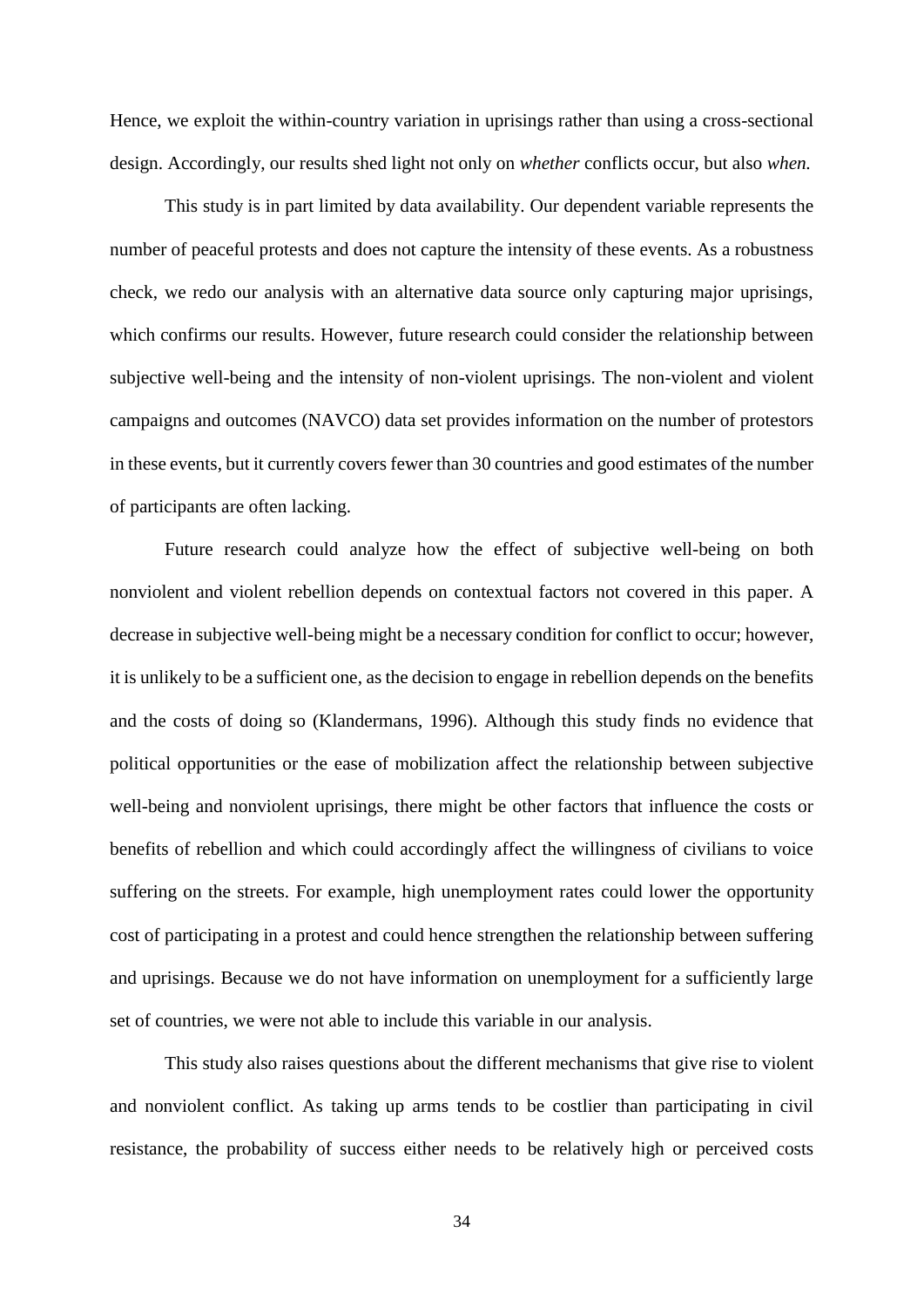Hence, we exploit the within-country variation in uprisings rather than using a cross-sectional design. Accordingly, our results shed light not only on *whether* conflicts occur, but also *when.*

This study is in part limited by data availability. Our dependent variable represents the number of peaceful protests and does not capture the intensity of these events. As a robustness check, we redo our analysis with an alternative data source only capturing major uprisings, which confirms our results. However, future research could consider the relationship between subjective well-being and the intensity of non-violent uprisings. The non-violent and violent campaigns and outcomes (NAVCO) data set provides information on the number of protestors in these events, but it currently covers fewer than 30 countries and good estimates of the number of participants are often lacking.

Future research could analyze how the effect of subjective well-being on both nonviolent and violent rebellion depends on contextual factors not covered in this paper. A decrease in subjective well-being might be a necessary condition for conflict to occur; however, it is unlikely to be a sufficient one, as the decision to engage in rebellion depends on the benefits and the costs of doing so (Klandermans, 1996). Although this study finds no evidence that political opportunities or the ease of mobilization affect the relationship between subjective well-being and nonviolent uprisings, there might be other factors that influence the costs or benefits of rebellion and which could accordingly affect the willingness of civilians to voice suffering on the streets. For example, high unemployment rates could lower the opportunity cost of participating in a protest and could hence strengthen the relationship between suffering and uprisings. Because we do not have information on unemployment for a sufficiently large set of countries, we were not able to include this variable in our analysis.

This study also raises questions about the different mechanisms that give rise to violent and nonviolent conflict. As taking up arms tends to be costlier than participating in civil resistance, the probability of success either needs to be relatively high or perceived costs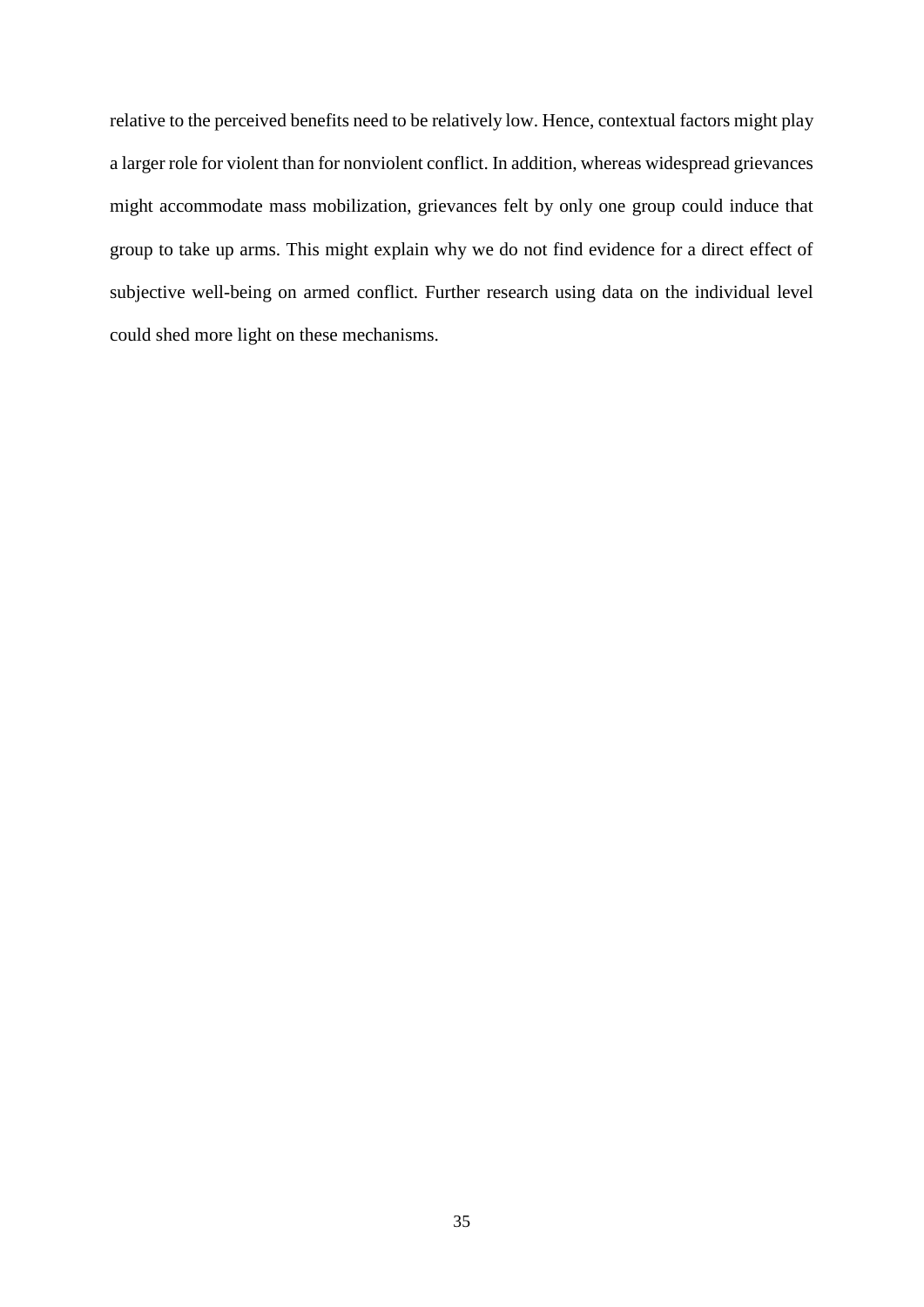relative to the perceived benefits need to be relatively low. Hence, contextual factors might play a larger role for violent than for nonviolent conflict. In addition, whereas widespread grievances might accommodate mass mobilization, grievances felt by only one group could induce that group to take up arms. This might explain why we do not find evidence for a direct effect of subjective well-being on armed conflict. Further research using data on the individual level could shed more light on these mechanisms.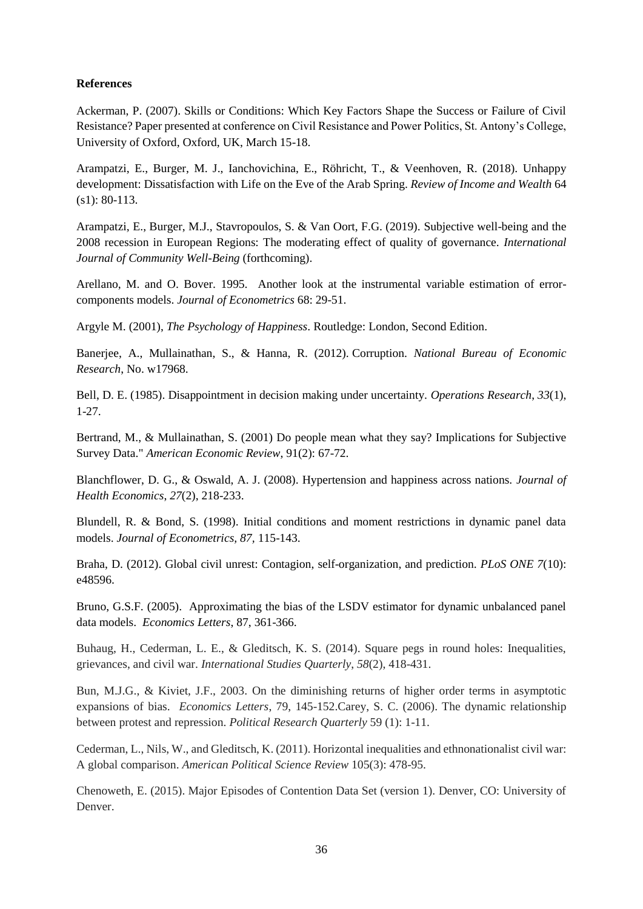**References**

Ackerman, P. (2007). Skills or Conditions: Which Key Factors Shape the Success or Failure of Civil Resistance? Paper presented at conference on Civil Resistance and Power Politics, St. Antony's College, University of Oxford, Oxford, UK, March 15-18.

Arampatzi, E., Burger, M. J., Ianchovichina, E., Röhricht, T., & Veenhoven, R. (2018). Unhappy development: Dissatisfaction with Life on the Eve of the Arab Spring. *Review of Income and Wealth* 64 (s1): 80-113.

Arampatzi, E., Burger, M.J., Stavropoulos, S. & Van Oort, F.G. (2019). Subjective well-being and the 2008 recession in European Regions: The moderating effect of quality of governance. *International Journal of Community Well-Being* (forthcoming).

Arellano, M. and O. Bover. 1995. Another look at the instrumental variable estimation of error-components models. *Journal of Econometrics* 68: 29-51.

Argyle M. (2001), *The Psychology of Happiness*. Routledge: London, Second Edition.

Banerjee, A., Mullainathan, S., & Hanna, R. (2012). Corruption. *National Bureau of Economic Research*, No. w17968.

Bell, D. E. (1985). Disappointment in decision making under uncertainty. *Operations Research*, *33*(1), 1-27.

Bertrand, M., & Mullainathan, S. (2001) Do people mean what they say? Implications for Subjective Survey Data." *American Economic Review*, 91(2): 67-72.

Blanchflower, D. G., & Oswald, A. J. (2008). Hypertension and happiness across nations. *Journal of Health Economics*, *27*(2), 218-233.

Blundell, R. & Bond, S. (1998). Initial conditions and moment restrictions in dynamic panel data models. *Journal of Econometrics, 87*, 115-143.

Braha, D. (2012). Global civil unrest: Contagion, self-organization, and prediction. *PLoS ONE 7*(10): e48596.

Bruno, G.S.F. (2005). Approximating the bias of the LSDV estimator for dynamic unbalanced panel data models. *Economics Letters*, 87, 361-366.

Buhaug, H., Cederman, L. E., & Gleditsch, K. S. (2014). Square pegs in round holes: Inequalities, grievances, and civil war. *International Studies Quarterly*, *58*(2), 418-431.

Bun, M.J.G., & Kiviet, J.F., 2003. On the diminishing returns of higher order terms in asymptotic expansions of bias. *Economics Letters*, 79, 145-152.Carey, S. C. (2006). The dynamic relationship between protest and repression. *Political Research Quarterly* 59 (1): 1-11.

Cederman, L., Nils, W., and Gleditsch, K. (2011). Horizontal inequalities and ethnonationalist civil war: A global comparison. *American Political Science Review* 105(3): 478-95.

Chenoweth, E. (2015). Major Episodes of Contention Data Set (version 1). Denver, CO: University of Denver.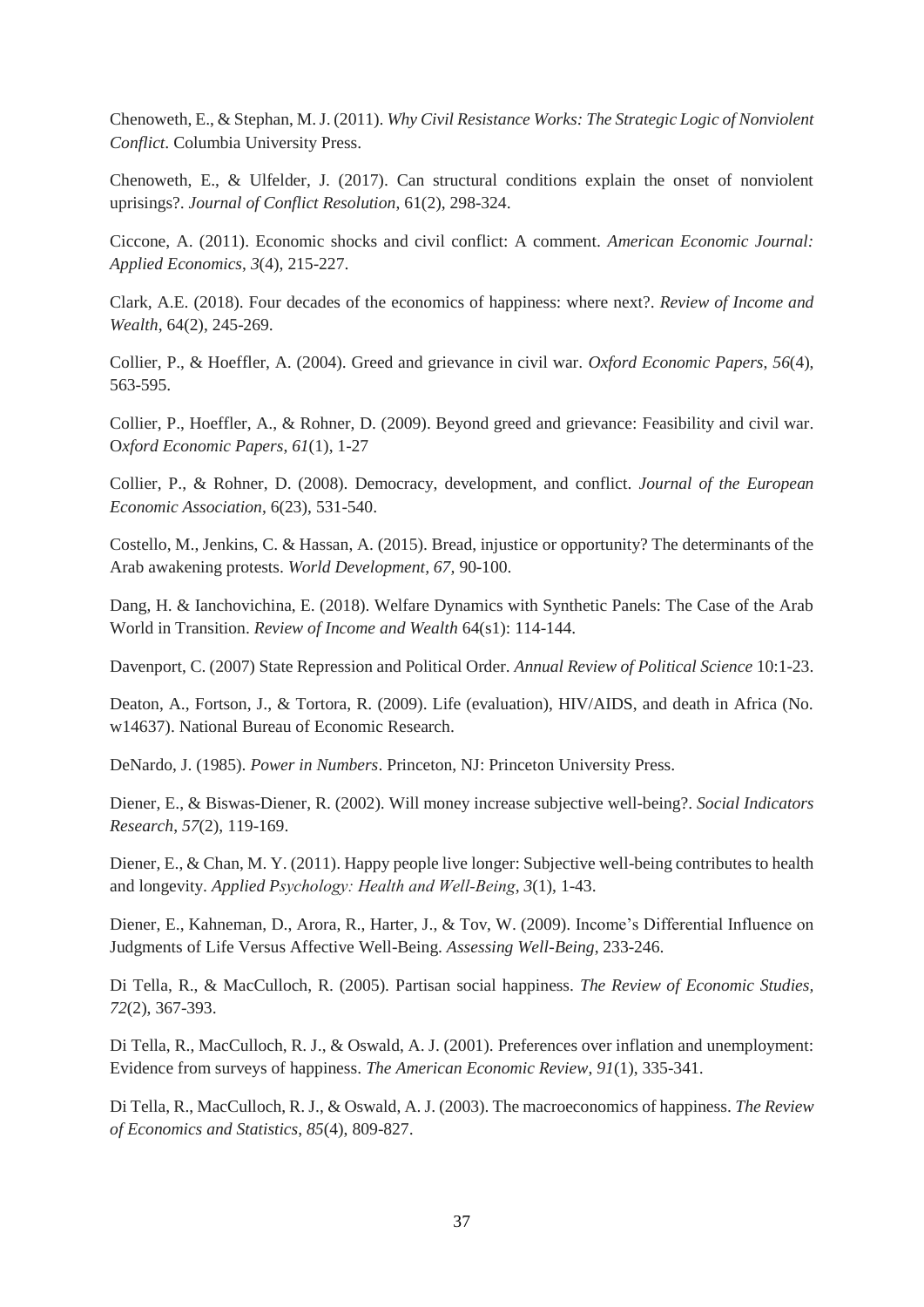Chenoweth, E., & Stephan, M. J. (2011). *Why Civil Resistance Works: The Strategic Logic of Nonviolent Conflict*. Columbia University Press.

Chenoweth, E., & Ulfelder, J. (2017). Can structural conditions explain the onset of nonviolent uprisings?. *Journal of Conflict Resolution*, 61(2), 298-324.

Ciccone, A. (2011). Economic shocks and civil conflict: A comment. *American Economic Journal: Applied Economics*, *3*(4), 215-227.

Clark, A.E. (2018). Four decades of the economics of happiness: where next?. *Review of Income and Wealth*, 64(2), 245-269.

Collier, P., & Hoeffler, A. (2004). Greed and grievance in civil war. *Oxford Economic Papers*, *56*(4), 563-595.

Collier, P., Hoeffler, A., & Rohner, D. (2009). Beyond greed and grievance: Feasibility and civil war. O*xford Economic Papers*, *61*(1), 1-27

Collier, P., & Rohner, D. (2008). Democracy, development, and conflict. *Journal of the European Economic Association*, 6(23), 531-540.

Costello, M., Jenkins, C. & Hassan, A. (2015). Bread, injustice or opportunity? The determinants of the Arab awakening protests. *World Development*, *67*, 90-100.

Dang, H. & Ianchovichina, E. (2018). Welfare Dynamics with Synthetic Panels: The Case of the Arab World in Transition. *Review of Income and Wealth* 64(s1): 114-144.

Davenport, C. (2007) State Repression and Political Order. *Annual Review of Political Science* 10:1-23.

Deaton, A., Fortson, J., & Tortora, R. (2009). Life (evaluation), HIV/AIDS, and death in Africa (No. w14637). National Bureau of Economic Research.

DeNardo, J. (1985). *Power in Numbers*. Princeton, NJ: Princeton University Press.

Diener, E., & Biswas-Diener, R. (2002). Will money increase subjective well-being?. *Social Indicators Research*, *57*(2), 119-169.

Diener, E., & Chan, M. Y. (2011). Happy people live longer: Subjective well-being contributes to health and longevity. *Applied Psychology: Health and Well-Being*, *3*(1), 1-43.

Diener, E., Kahneman, D., Arora, R., Harter, J., & Tov, W. (2009). Income's Differential Influence on Judgments of Life Versus Affective Well-Being. *Assessing Well-Being*, 233-246.

Di Tella, R., & MacCulloch, R. (2005). Partisan social happiness. *The Review of Economic Studies, 72*(2), 367-393.

Di Tella, R., MacCulloch, R. J., & Oswald, A. J. (2001). Preferences over inflation and unemployment: Evidence from surveys of happiness. *The American Economic Review*, *91*(1), 335-341.

Di Tella, R., MacCulloch, R. J., & Oswald, A. J. (2003). The macroeconomics of happiness. *The Review of Economics and Statistics*, *85*(4), 809-827.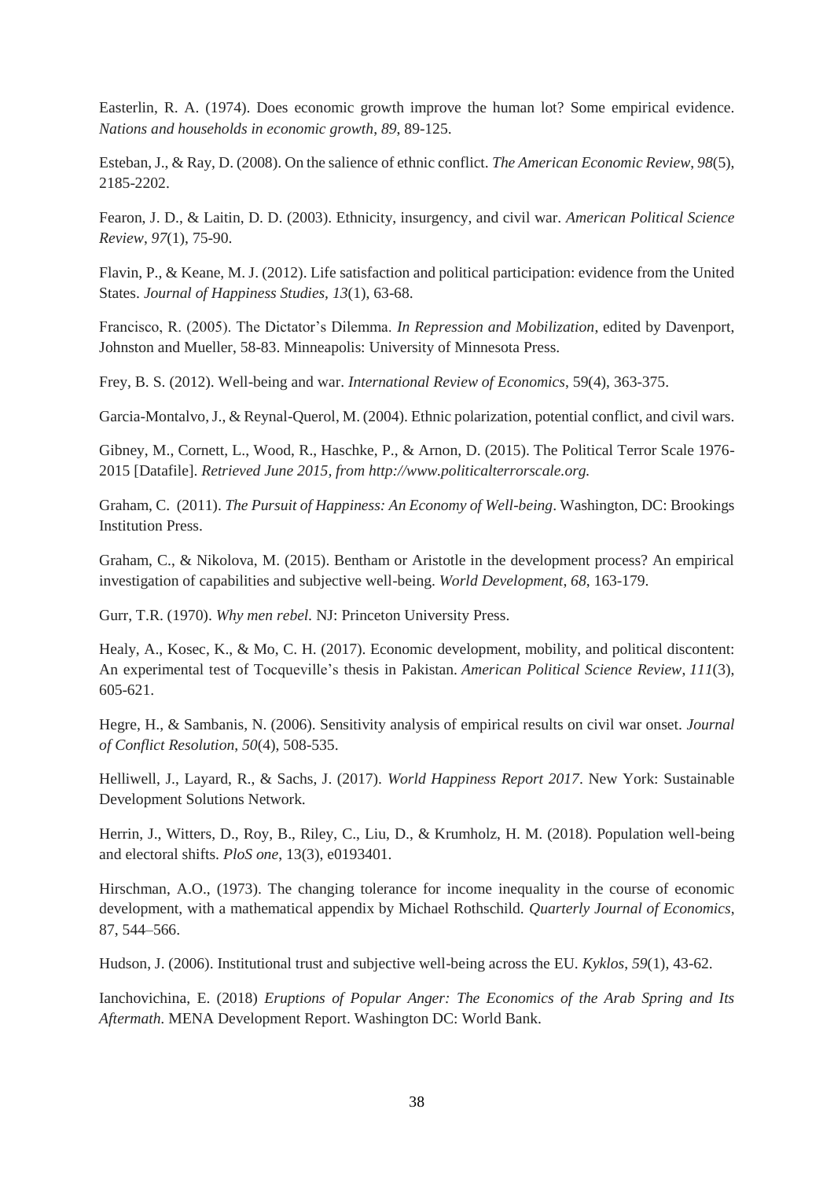Easterlin, R. A. (1974). Does economic growth improve the human lot? Some empirical evidence. *Nations and households in economic growth*, *89*, 89-125.

Esteban, J., & Ray, D. (2008). On the salience of ethnic conflict. *The American Economic Review*, *98*(5), 2185-2202.

Fearon, J. D., & Laitin, D. D. (2003). Ethnicity, insurgency, and civil war. *American Political Science Review*, *97*(1), 75-90.

Flavin, P., & Keane, M. J. (2012). Life satisfaction and political participation: evidence from the United States. *Journal of Happiness Studies*, *13*(1), 63-68.

Francisco, R. (2005). The Dictator's Dilemma. *In Repression and Mobilization*, edited by Davenport, Johnston and Mueller, 58-83. Minneapolis: University of Minnesota Press.

Frey, B. S. (2012). Well-being and war. *International Review of Economics*, 59(4), 363-375.

Garcia-Montalvo, J., & Reynal-Querol, M. (2004). Ethnic polarization, potential conflict, and civil wars.

Gibney, M., Cornett, L., Wood, R., Haschke, P., & Arnon, D. (2015). The Political Terror Scale 1976-2015 [Datafile]. *Retrieved June 2015, from http://www.politicalterrorscale.org.*

Graham, C. (2011). *The Pursuit of Happiness: An Economy of Well-being*. Washington, DC: Brookings Institution Press.

Graham, C., & Nikolova, M. (2015). Bentham or Aristotle in the development process? An empirical investigation of capabilities and subjective well-being. *World Development*, *68*, 163-179.

Gurr, T.R. (1970). *Why men rebel.* NJ: Princeton University Press.

Healy, A., Kosec, K., & Mo, C. H. (2017). Economic development, mobility, and political discontent: An experimental test of Tocqueville's thesis in Pakistan. *American Political Science Review*, *111*(3), 605-621.

Hegre, H., & Sambanis, N. (2006). Sensitivity analysis of empirical results on civil war onset. *Journal of Conflict Resolution*, *50*(4), 508-535.

Helliwell, J., Layard, R., & Sachs, J. (2017). *World Happiness Report 2017*. New York: Sustainable Development Solutions Network.

Herrin, J., Witters, D., Roy, B., Riley, C., Liu, D., & Krumholz, H. M. (2018). Population well-being and electoral shifts. *PloS one*, 13(3), e0193401.

Hirschman, A.O., (1973). The changing tolerance for income inequality in the course of economic development, with a mathematical appendix by Michael Rothschild. *Quarterly Journal of Economics*, 87, 544–566.

Hudson, J. (2006). Institutional trust and subjective well-being across the EU. *Kyklos*, *59*(1), 43-62.

Ianchovichina, E. (2018) *Eruptions of Popular Anger: The Economics of the Arab Spring and Its Aftermath*. MENA Development Report. Washington DC: World Bank.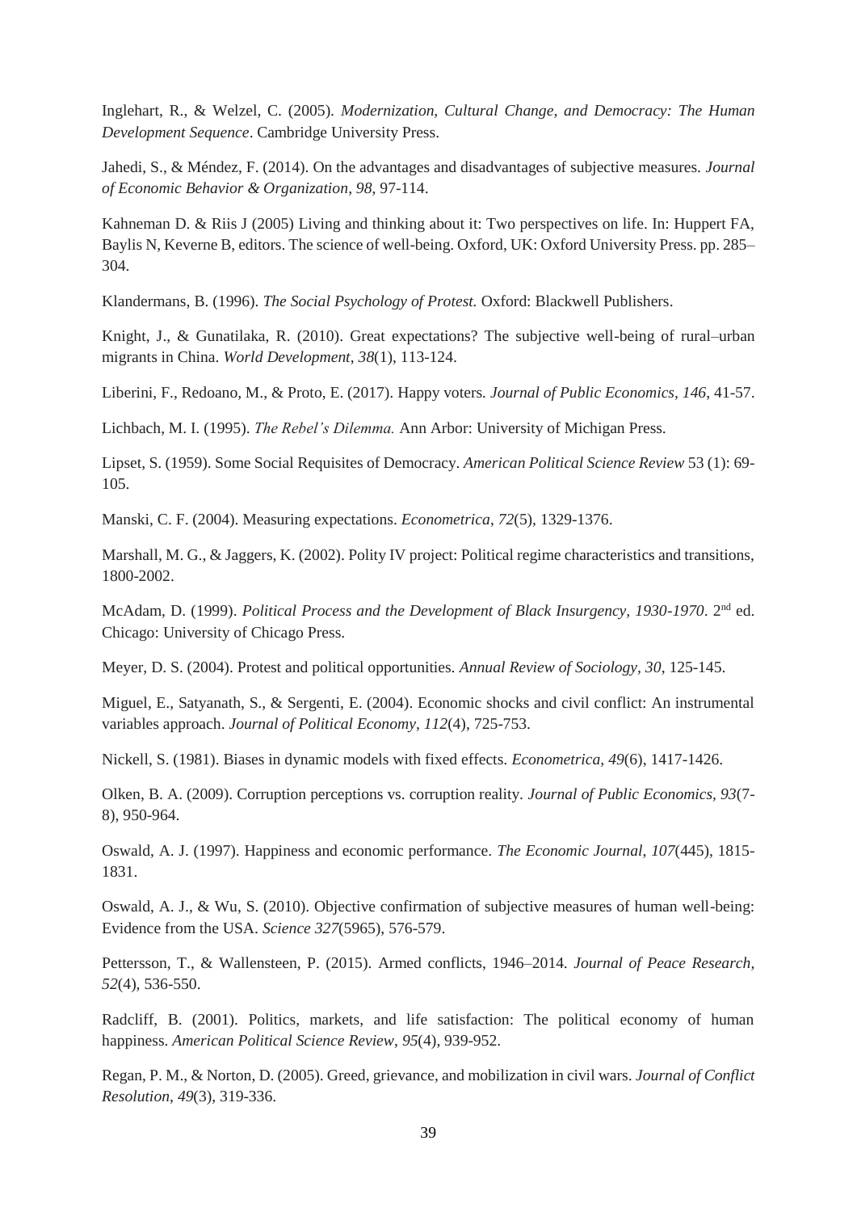Inglehart, R., & Welzel, C. (2005). *Modernization, Cultural Change, and Democracy: The Human Development Sequence*. Cambridge University Press.

Jahedi, S., & Méndez, F. (2014). On the advantages and disadvantages of subjective measures. *Journal of Economic Behavior & Organization*, *98*, 97-114.

Kahneman D. & Riis J (2005) Living and thinking about it: Two perspectives on life. In: Huppert FA, Baylis N, Keverne B, editors. The science of well-being. Oxford, UK: Oxford University Press. pp. 285–304.

Klandermans, B. (1996). *The Social Psychology of Protest.* Oxford: Blackwell Publishers.

Knight, J., & Gunatilaka, R. (2010). Great expectations? The subjective well-being of rural–urban migrants in China. *World Development*, *38*(1), 113-124.

Liberini, F., Redoano, M., & Proto, E. (2017). Happy voters*. Journal of Public Economics, 146*, 41-57.

Lichbach, M. I. (1995). *The Rebel's Dilemma.* Ann Arbor: University of Michigan Press.

Lipset, S. (1959). Some Social Requisites of Democracy. *American Political Science Review* 53 (1): 69-105.

Manski, C. F. (2004). Measuring expectations. *Econometrica*, *72*(5), 1329-1376.

Marshall, M. G., & Jaggers, K. (2002). Polity IV project: Political regime characteristics and transitions, 1800-2002.

McAdam, D. (1999). *Political Process and the Development of Black Insurgency, 1930-1970*. 2nd ed. Chicago: University of Chicago Press.

Meyer, D. S. (2004). Protest and political opportunities. *Annual Review of Sociology, 30*, 125-145.

Miguel, E., Satyanath, S., & Sergenti, E. (2004). Economic shocks and civil conflict: An instrumental variables approach. *Journal of Political Economy, 112*(4), 725-753.

Nickell, S. (1981). Biases in dynamic models with fixed effects. *Econometrica, 49*(6), 1417-1426.

Olken, B. A. (2009). Corruption perceptions vs. corruption reality. *Journal of Public Economics, 93*(7-8), 950-964.

Oswald, A. J. (1997). Happiness and economic performance. *The Economic Journal*, *107*(445), 1815-1831.

Oswald, A. J., & Wu, S. (2010). Objective confirmation of subjective measures of human well-being: Evidence from the USA. *Science 327*(5965), 576-579.

Pettersson, T., & Wallensteen, P. (2015). Armed conflicts, 1946–2014*. Journal of Peace Research, 52*(4), 536-550.

Radcliff, B. (2001). Politics, markets, and life satisfaction: The political economy of human happiness. *American Political Science Review*, *95*(4), 939-952.

Regan, P. M., & Norton, D. (2005). Greed, grievance, and mobilization in civil wars. *Journal of Conflict Resolution*, *49*(3), 319-336.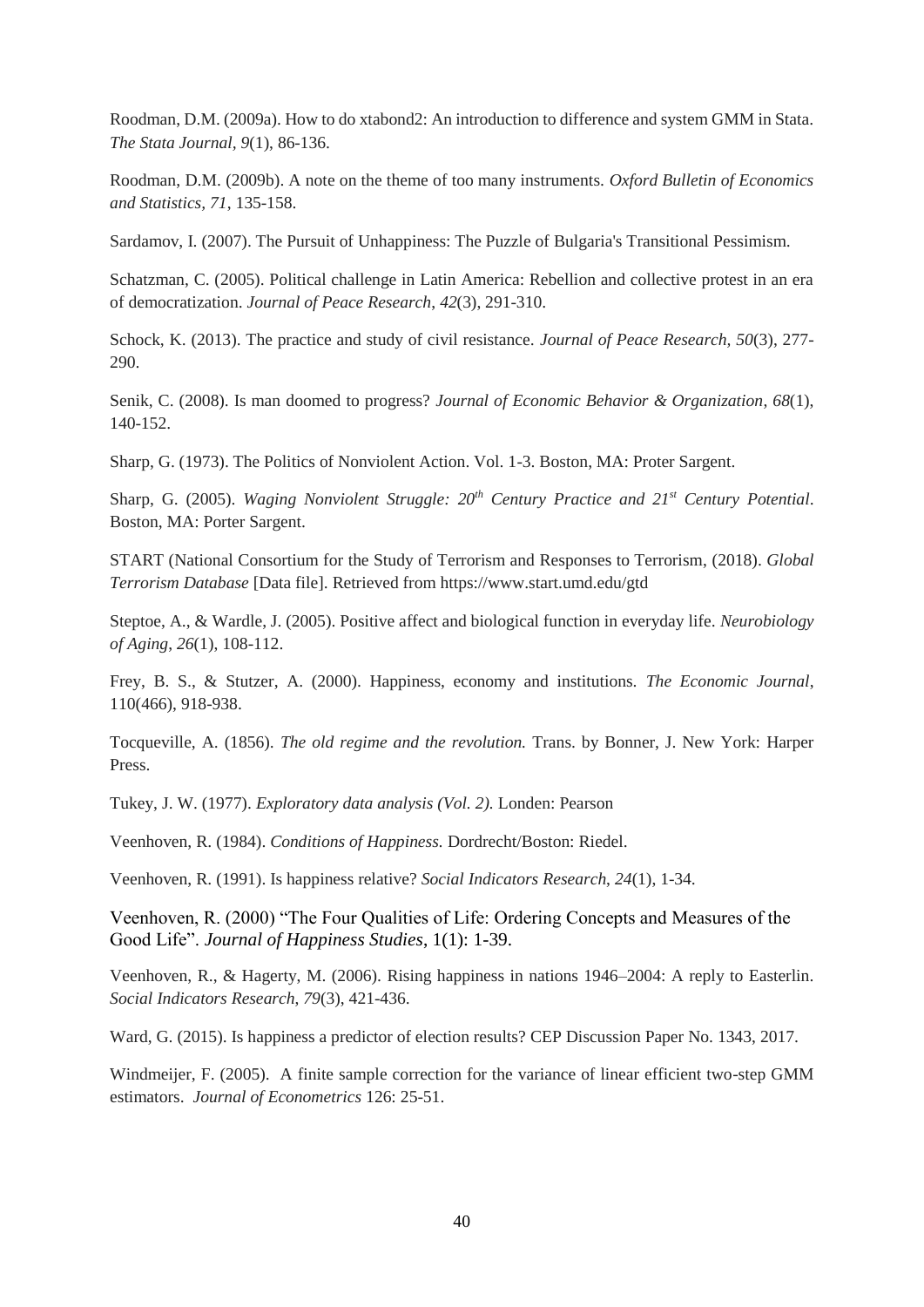Roodman, D.M. (2009a). How to do xtabond2: An introduction to difference and system GMM in Stata. *The Stata Journal, 9*(1), 86-136.

Roodman, D.M. (2009b). A note on the theme of too many instruments. *Oxford Bulletin of Economics and Statistics*, *71*, 135-158.

Sardamov, I. (2007). The Pursuit of Unhappiness: The Puzzle of Bulgaria's Transitional Pessimism.

Schatzman, C. (2005). Political challenge in Latin America: Rebellion and collective protest in an era of democratization. *Journal of Peace Research*, *42*(3), 291-310.

Schock, K. (2013). The practice and study of civil resistance. *Journal of Peace Research, 50*(3), 277-290.

Senik, C. (2008). Is man doomed to progress? *Journal of Economic Behavior & Organization*, *68*(1), 140-152.

Sharp, G. (1973). The Politics of Nonviolent Action. Vol. 1-3. Boston, MA: Proter Sargent.

Sharp, G. (2005). *Waging Nonviolent Struggle: 20th Century Practice and 21st Century Potential*. Boston, MA: Porter Sargent.

START (National Consortium for the Study of Terrorism and Responses to Terrorism, (2018). *Global Terrorism Database* [Data file]. Retrieved from https://www.start.umd.edu/gtd

Steptoe, A., & Wardle, J. (2005). Positive affect and biological function in everyday life. *Neurobiology of Aging*, *26*(1), 108-112.

Frey, B. S., & Stutzer, A. (2000). Happiness, economy and institutions. *The Economic Journal*, 110(466), 918-938.

Tocqueville, A. (1856). *The old regime and the revolution.* Trans. by Bonner, J. New York: Harper Press.

Tukey, J. W. (1977). *Exploratory data analysis (Vol. 2).* Londen: Pearson

Veenhoven, R. (1984). *Conditions of Happiness.* Dordrecht/Boston: Riedel.

Veenhoven, R. (1991). Is happiness relative? *Social Indicators Research*, *24*(1), 1-34.

Veenhoven, R. (2000) "The Four Qualities of Life: Ordering Concepts and Measures of the Good Life". *Journal of Happiness Studies*, 1(1): 1-39.

Veenhoven, R., & Hagerty, M. (2006). Rising happiness in nations 1946–2004: A reply to Easterlin. *Social Indicators Research*, *79*(3), 421-436.

Ward, G. (2015). Is happiness a predictor of election results? CEP Discussion Paper No. 1343, 2017.

Windmeijer, F. (2005). A finite sample correction for the variance of linear efficient two-step GMM estimators. *Journal of Econometrics* 126: 25-51.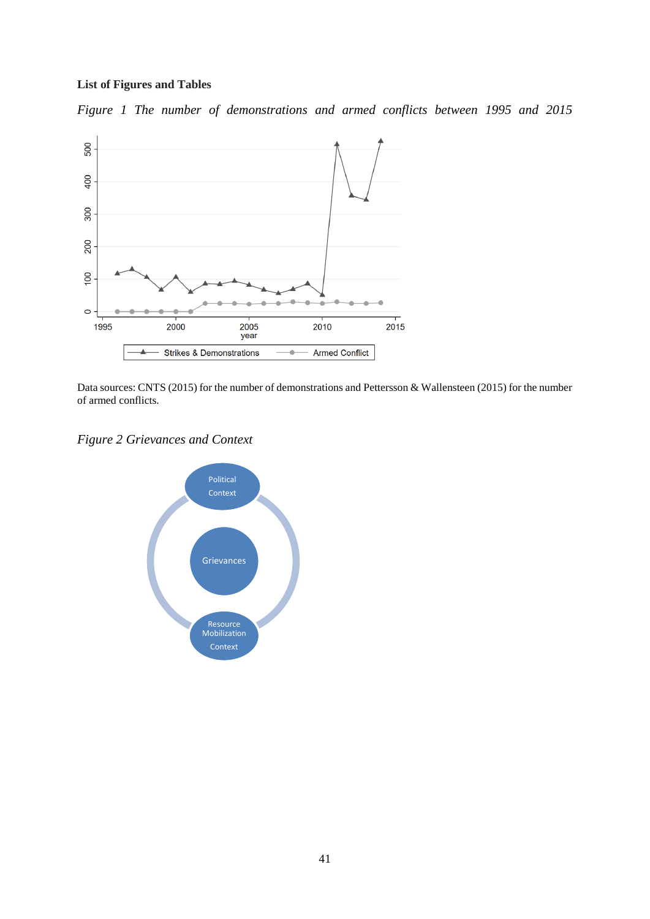**List of Figures and Tables**

*Figure 1 The number of demonstrations and armed conflicts between 1995 and 2015*

Data sources: CNTS (2015) for the number of demonstrations and Pettersson & Wallensteen (2015) for the number of armed conflicts.

*Figure 2 Grievances and Context*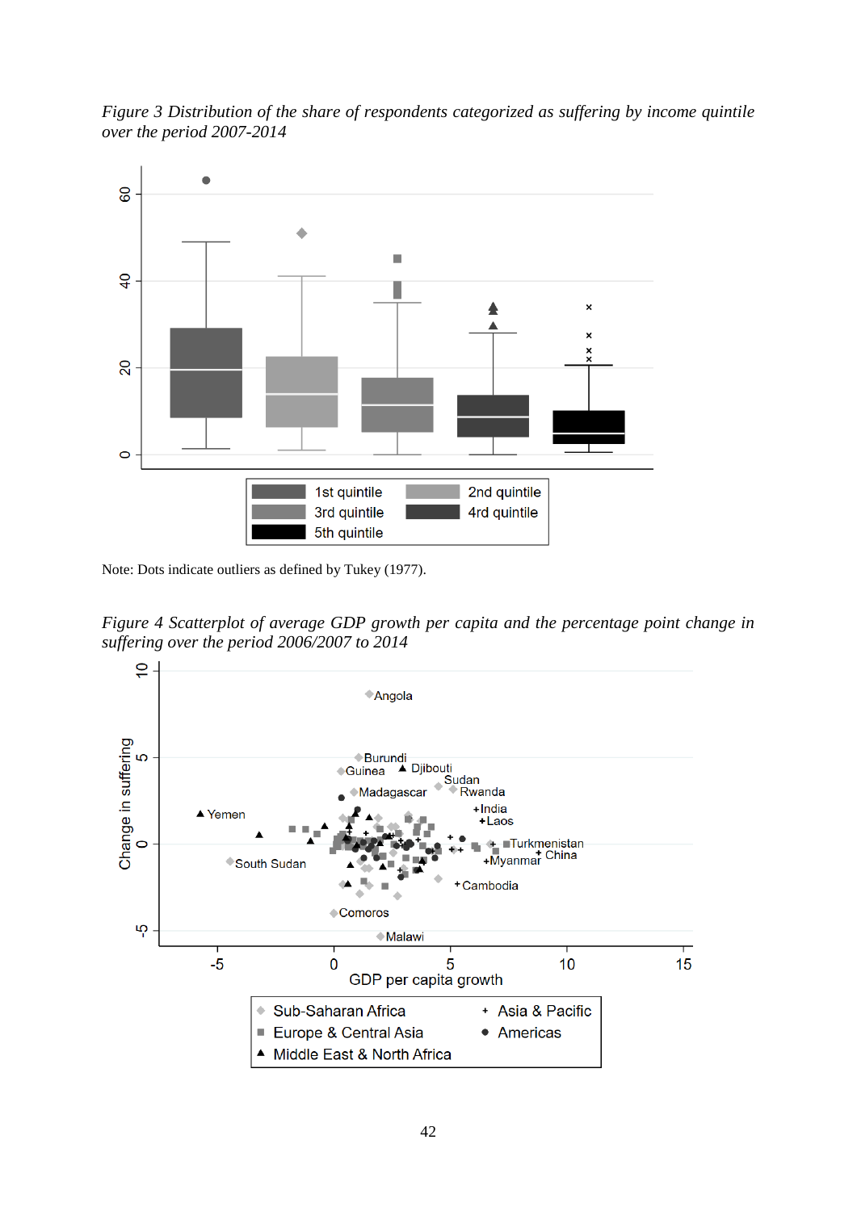*Figure 3 Distribution of the share of respondents categorized as suffering by income quintile over the period 2007-2014*

Note: Dots indicate outliers as defined by Tukey (1977).

*Figure 4 Scatterplot of average GDP growth per capita and the percentage point change in suffering over the period 2006/2007 to 2014*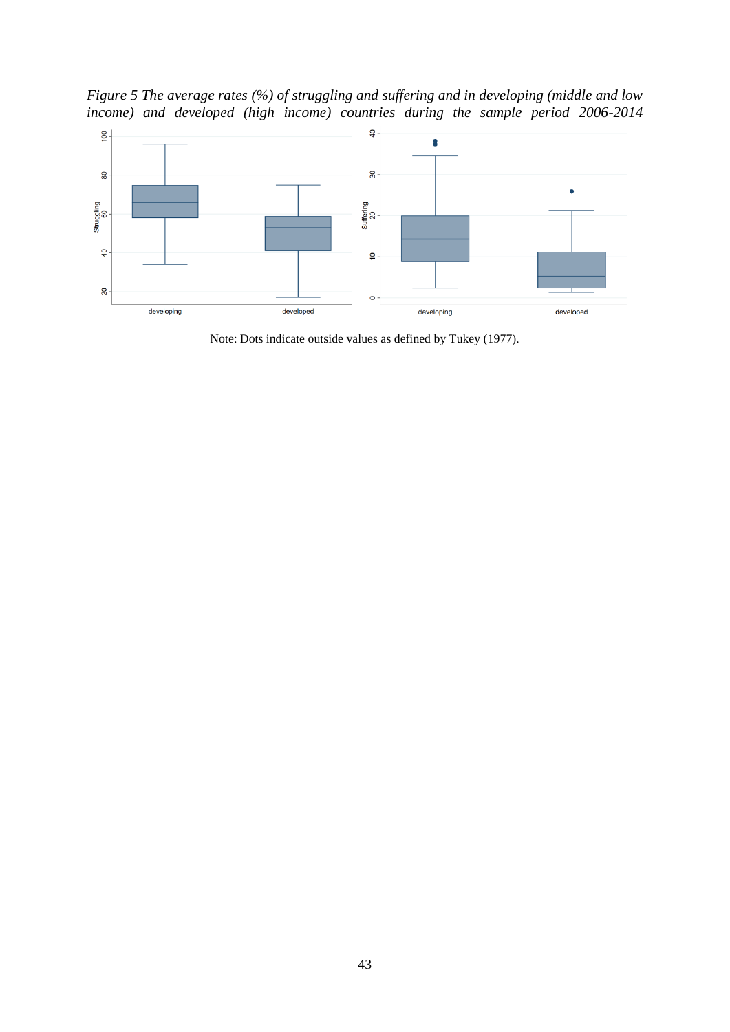*Figure 5 The average rates (%) of struggling and suffering and in developing (middle and low income) and developed (high income) countries during the sample period 2006-2014*

Note: Dots indicate outside values as defined by Tukey (1977).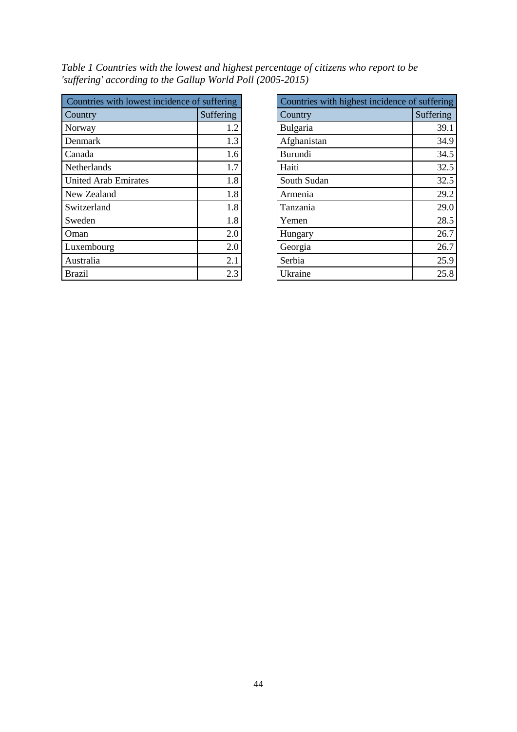*Table 1 Countries with the lowest and highest percentage of citizens who report to be 'suffering' according to the Gallup World Poll (2005-2015)*

| Countries with lowest incidence of suffering | |
|---|---|
| Country | Suffering |
| Norway | 1.2 |
| Denmark | 1.3 |
| Canada | 1.6 |
| Netherlands | 1.7 |
| United Arab Emirates | 1.8 |
| New Zealand | 1.8 |
| Switzerland | 1.8 |
| Sweden | 1.8 |
| Oman | 2.0 |
| Luxembourg | 2.0 |
| Australia | 2.1 |
| Brazil | 2.3 |

| Countries with highest incidence of suffering | |
|---|---|
| Country | Suffering |
| Bulgaria | 39.1 |
| Afghanistan | 34.9 |
| Burundi | 34.5 |
| Haiti | 32.5 |
| South Sudan | 32.5 |
| Armenia | 29.2 |
| Tanzania | 29.0 |
| Yemen | 28.5 |
| Hungary | 26.7 |
| Georgia | 26.7 |
| Serbia | 25.9 |
| Ukraine | 25.8 |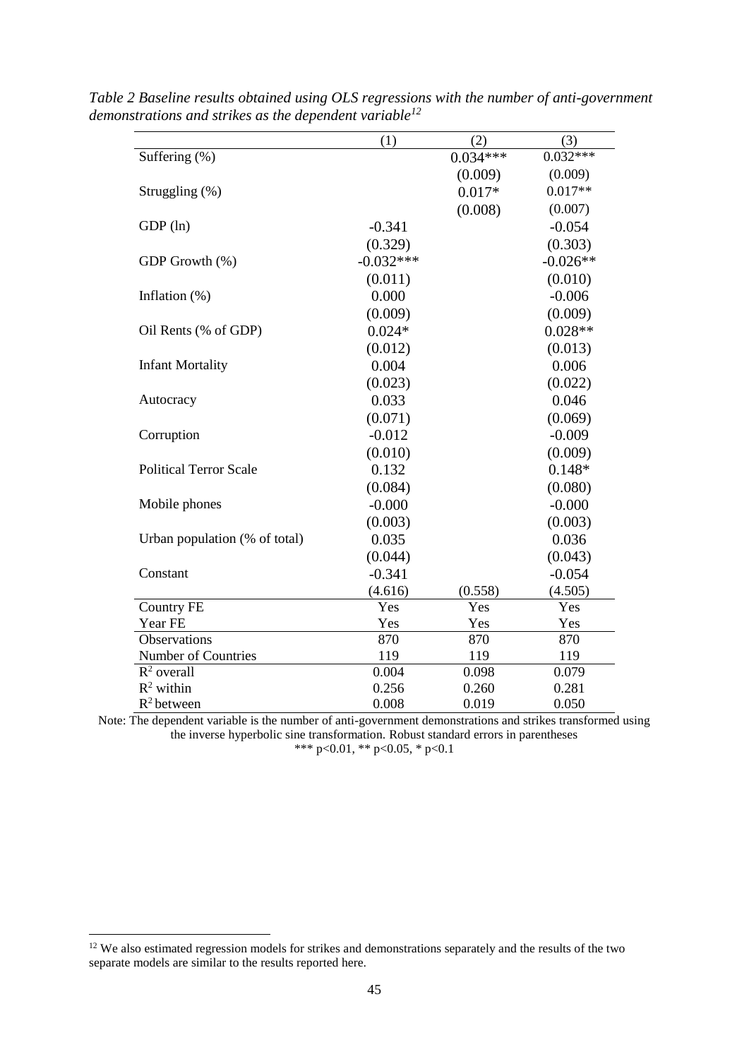*Table 2 Baseline results obtained using OLS regressions with the number of anti-government demonstrations and strikes as the dependent variable*[12]

| | (1) | (2) | (3) |
|---|---|---|---|
| Suffering (%) | | 0.034*** | 0.032*** |
| | | (0.009) | (0.009) |
| Struggling (%) | | 0.017* | 0.017** |
| | | (0.008) | (0.007) |
| GDP (ln) | -0.341 | | -0.054 |
| | (0.329) | | (0.303) |
| GDP Growth (%) | -0.032*** | | -0.026** |
| | (0.011) | | (0.010) |
| Inflation (%) | 0.000 | | -0.006 |
| | (0.009) | | (0.009) |
| Oil Rents (% of GDP) | 0.024* | | 0.028** |
| | (0.012) | | (0.013) |
| Infant Mortality | 0.004 | | 0.006 |
| | (0.023) | | (0.022) |
| Autocracy | 0.033 | | 0.046 |
| | (0.071) | | (0.069) |
| Corruption | -0.012 | | -0.009 |
| | (0.010) | | (0.009) |
| Political Terror Scale | 0.132 | | 0.148* |
| | (0.084) | | (0.080) |
| Mobile phones | -0.000 | | -0.000 |
| | (0.003) | | (0.003) |
| Urban population (% of total) | 0.035 | | 0.036 |
| | (0.044) | | (0.043) |
| Constant | -0.341 | | -0.054 |
| | (4.616) | (0.558) | (4.505) |
| Country FE | Yes | Yes | Yes |
| Year FE | Yes | Yes | Yes |
| Observations | 870 | 870 | 870 |
| Number of Countries | 119 | 119 | 119 |
| $R^2$ overall | 0.004 | 0.098 | 0.079 |
| $R^2$ within | 0.256 | 0.260 | 0.281 |
| $R^2$ between | 0.008 | 0.019 | 0.050 |

Note: The dependent variable is the number of anti-government demonstrations and strikes transformed using the inverse hyperbolic sine transformation. Robust standard errors in parentheses
*** p<0.01, ** p<0.05, * p<0.1

[12] We also estimated regression models for strikes and demonstrations separately and the results of the two separate models are similar to the results reported here.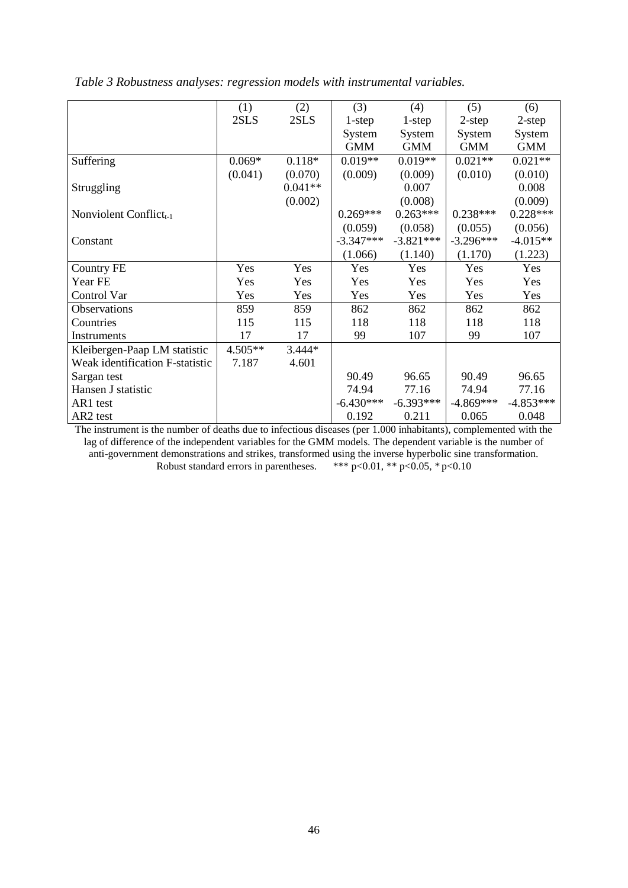*Table 3 Robustness analyses: regression models with instrumental variables.*

| | (1) | (2) | (3) | (4) | (5) | (6) |
|---|---|---|---|---|---|---|
| | 2SLS | 2SLS | 1-step System GMM | 1-step System GMM | 2-step System GMM | 2-step System GMM |
| Suffering | 0.069* | 0.118* | 0.019** | 0.019** | 0.021** | 0.021** |
| | (0.041) | (0.070) | (0.009) | (0.009) | (0.010) | (0.010) |
| Struggling | | 0.041** | | 0.007 | | 0.008 |
| | | (0.002) | | (0.008) | | (0.009) |
| Nonviolent Conflict$_{t-1}$ | | | 0.269*** | 0.263*** | 0.238*** | 0.228*** |
| | | | (0.059) | (0.058) | (0.055) | (0.056) |
| Constant | | | -3.347*** | -3.821*** | -3.296*** | -4.015** |
| | | | (1.066) | (1.140) | (1.170) | (1.223) |
| Country FE | Yes | Yes | Yes | Yes | Yes | Yes |
| Year FE | Yes | Yes | Yes | Yes | Yes | Yes |
| Control Var | Yes | Yes | Yes | Yes | Yes | Yes |
| Observations | 859 | 859 | 862 | 862 | 862 | 862 |
| Countries | 115 | 115 | 118 | 118 | 118 | 118 |
| Instruments | 17 | 17 | 99 | 107 | 99 | 107 |
| Kleibergen-Paap LM statistic | 4.505** | 3.444* | | | | |
| Weak identification F-statistic | 7.187 | 4.601 | | | | |
| Sargan test | | | 90.49 | 96.65 | 90.49 | 96.65 |
| Hansen J statistic | | | 74.94 | 77.16 | 74.94 | 77.16 |
| AR1 test | | | -6.430*** | -6.393*** | -4.869*** | -4.853*** |
| AR2 test | | | 0.192 | 0.211 | 0.065 | 0.048 |

The instrument is the number of deaths due to infectious diseases (per 1.000 inhabitants), complemented with the lag of difference of the independent variables for the GMM models. The dependent variable is the number of anti-government demonstrations and strikes, transformed using the inverse hyperbolic sine transformation. Robust standard errors in parentheses. *** p<0.01, ** p<0.05, * p<0.10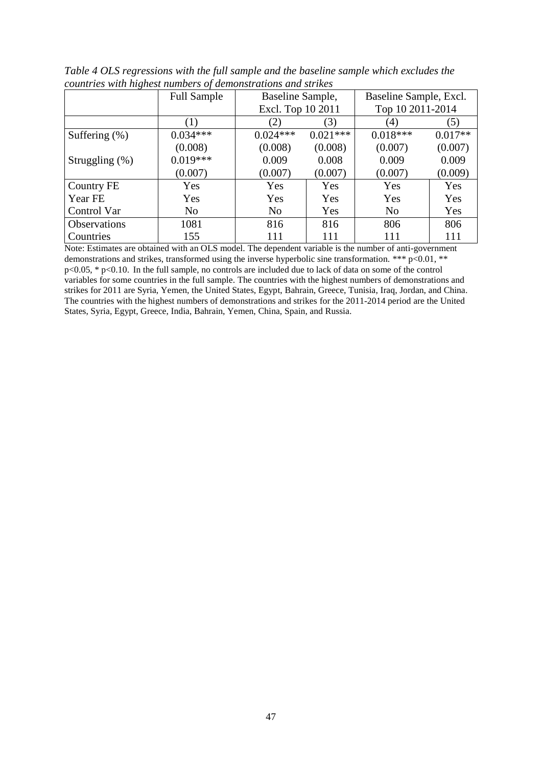*Table 4 OLS regressions with the full sample and the baseline sample which excludes the countries with highest numbers of demonstrations and strikes*

| | Full Sample | Baseline Sample, Excl. Top 10 2011 | | Baseline Sample, Excl. Top 10 2011-2014 | |
|---|---|---|---|---|---|
| | (1) | (2) | (3) | (4) | (5) |
| Suffering (%) | 0.034*** | 0.024*** | 0.021*** | 0.018*** | 0.017** |
| | (0.008) | (0.008) | (0.008) | (0.007) | (0.007) |
| Struggling (%) | 0.019*** | 0.009 | 0.008 | 0.009 | 0.009 |
| | (0.007) | (0.007) | (0.007) | (0.007) | (0.009) |
| Country FE | Yes | Yes | Yes | Yes | Yes |
| Year FE | Yes | Yes | Yes | Yes | Yes |
| Control Var | No | No | Yes | No | Yes |
| Observations | 1081 | 816 | 816 | 806 | 806 |
| Countries | 155 | 111 | 111 | 111 | 111 |

Note: Estimates are obtained with an OLS model. The dependent variable is the number of anti-government demonstrations and strikes, transformed using the inverse hyperbolic sine transformation. *** p<0.01, ** p<0.05, * p<0.10. In the full sample, no controls are included due to lack of data on some of the control variables for some countries in the full sample. The countries with the highest numbers of demonstrations and strikes for 2011 are Syria, Yemen, the United States, Egypt, Bahrain, Greece, Tunisia, Iraq, Jordan, and China. The countries with the highest numbers of demonstrations and strikes for the 2011-2014 period are the United States, Syria, Egypt, Greece, India, Bahrain, Yemen, China, Spain, and Russia.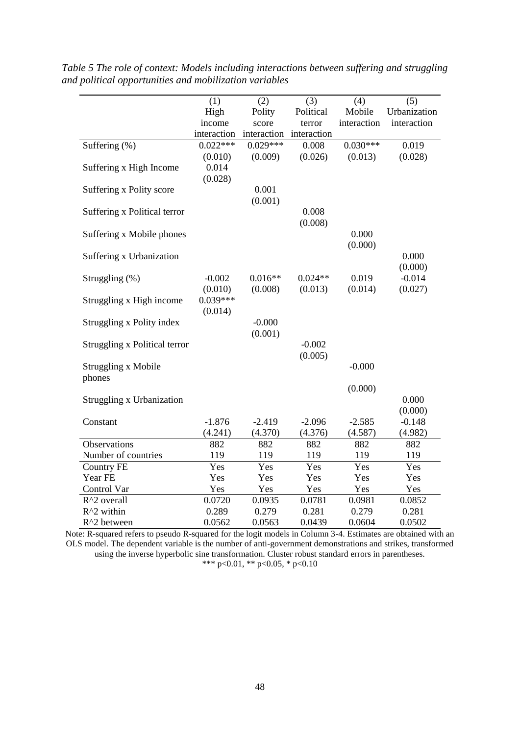*Table 5 The role of context: Models including interactions between suffering and struggling and political opportunities and mobilization variables*

| | (1) High income interaction | (2) Polity score interaction | (3) Political terror interaction | (4) Mobile interaction | (5) Urbanization interaction |
|---|---|---|---|---|---|
| Suffering (%) | 0.022*** | 0.029*** | 0.008 | 0.030*** | 0.019 |
| | (0.010) | (0.009) | (0.026) | (0.013) | (0.028) |
| Suffering x High Income | 0.014 | | | | |
| | (0.028) | | | | |
| Suffering x Polity score | | 0.001 | | | |
| | | (0.001) | | | |
| Suffering x Political terror | | | 0.008 | | |
| | | | (0.008) | | |
| Suffering x Mobile phones | | | | 0.000 | |
| | | | | (0.000) | |
| Suffering x Urbanization | | | | | 0.000 |
| | | | | | (0.000) |
| Struggling (%) | -0.002 | 0.016** | 0.024** | 0.019 | -0.014 |
| | (0.010) | (0.008) | (0.013) | (0.014) | (0.027) |
| Struggling x High income | 0.039*** | | | | |
| | (0.014) | | | | |
| Struggling x Polity index | | -0.000 | | | |
| | | (0.001) | | | |
| Struggling x Political terror | | | -0.002 | | |
| | | | (0.005) | | |
| Struggling x Mobile phones | | | | -0.000 | |
| | | | | (0.000) | |
| Struggling x Urbanization | | | | | 0.000 |
| | | | | | (0.000) |
| Constant | -1.876 | -2.419 | -2.096 | -2.585 | -0.148 |
| | (4.241) | (4.370) | (4.376) | (4.587) | (4.982) |
| Observations | 882 | 882 | 882 | 882 | 882 |
| Number of countries | 119 | 119 | 119 | 119 | 119 |
| Country FE | Yes | Yes | Yes | Yes | Yes |
| Year FE | Yes | Yes | Yes | Yes | Yes |
| Control Var | Yes | Yes | Yes | Yes | Yes |
| R^2 overall | 0.0720 | 0.0935 | 0.0781 | 0.0981 | 0.0852 |
| R^2 within | 0.289 | 0.279 | 0.281 | 0.279 | 0.281 |
| R^2 between | 0.0562 | 0.0563 | 0.0439 | 0.0604 | 0.0502 |

Note: R-squared refers to pseudo R-squared for the logit models in Column 3-4. Estimates are obtained with an OLS model. The dependent variable is the number of anti-government demonstrations and strikes, transformed using the inverse hyperbolic sine transformation. Cluster robust standard errors in parentheses.
*** p<0.01, ** p<0.05, * p<0.10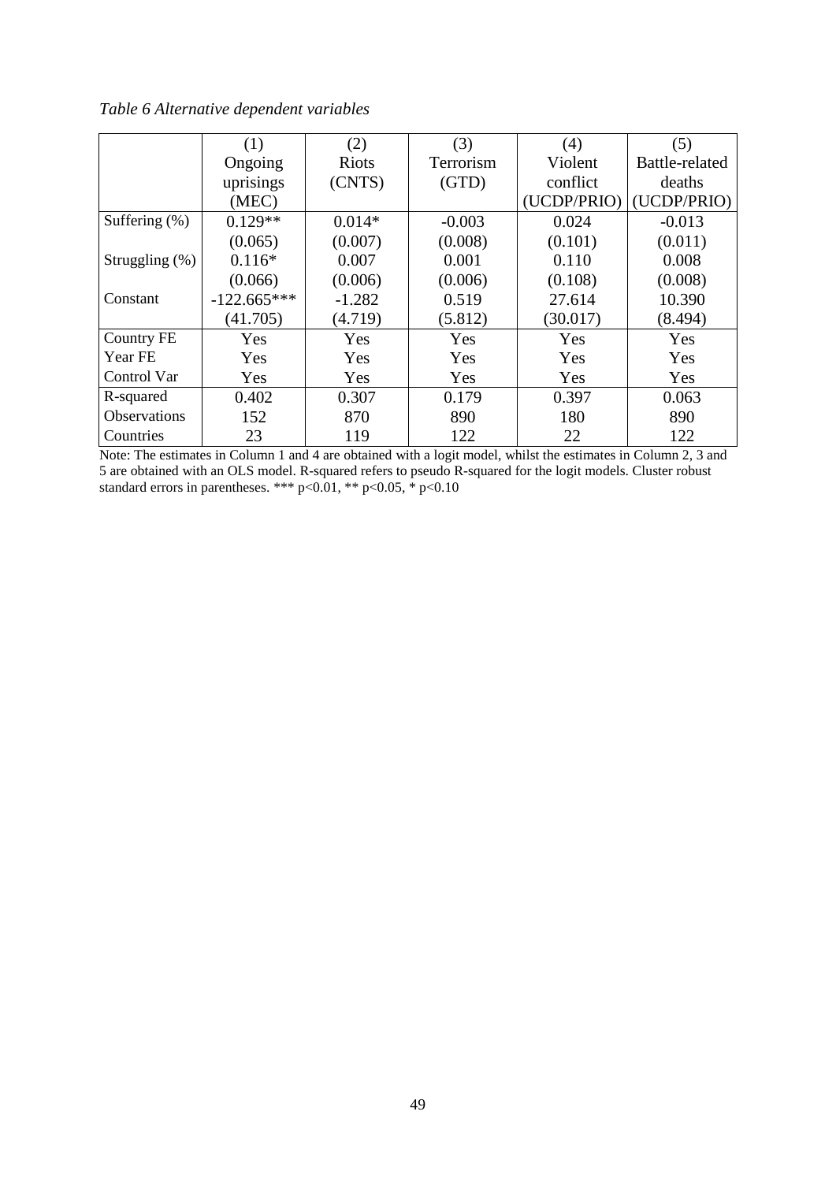*Table 6 Alternative dependent variables*

| | (1) Ongoing uprisings (MEC) | (2) Riots (CNTS) | (3) Terrorism (GTD) | (4) Violent conflict (UCDP/PRIO) | (5) Battle-related deaths (UCDP/PRIO) |
|---|---|---|---|---|---|
| Suffering (%) | 0.129** | 0.014* | -0.003 | 0.024 | -0.013 |
| | (0.065) | (0.007) | (0.008) | (0.101) | (0.011) |
| Struggling (%) | 0.116* | 0.007 | 0.001 | 0.110 | 0.008 |
| | (0.066) | (0.006) | (0.006) | (0.108) | (0.008) |
| Constant | -122.665*** | -1.282 | 0.519 | 27.614 | 10.390 |
| | (41.705) | (4.719) | (5.812) | (30.017) | (8.494) |
| Country FE | Yes | Yes | Yes | Yes | Yes |
| Year FE | Yes | Yes | Yes | Yes | Yes |
| Control Var | Yes | Yes | Yes | Yes | Yes |
| R-squared | 0.402 | 0.307 | 0.179 | 0.397 | 0.063 |
| Observations | 152 | 870 | 890 | 180 | 890 |
| Countries | 23 | 119 | 122 | 22 | 122 |

Note: The estimates in Column 1 and 4 are obtained with a logit model, whilst the estimates in Column 2, 3 and 5 are obtained with an OLS model. R-squared refers to pseudo R-squared for the logit models. Cluster robust standard errors in parentheses. *** p<0.01, ** p<0.05, * p<0.10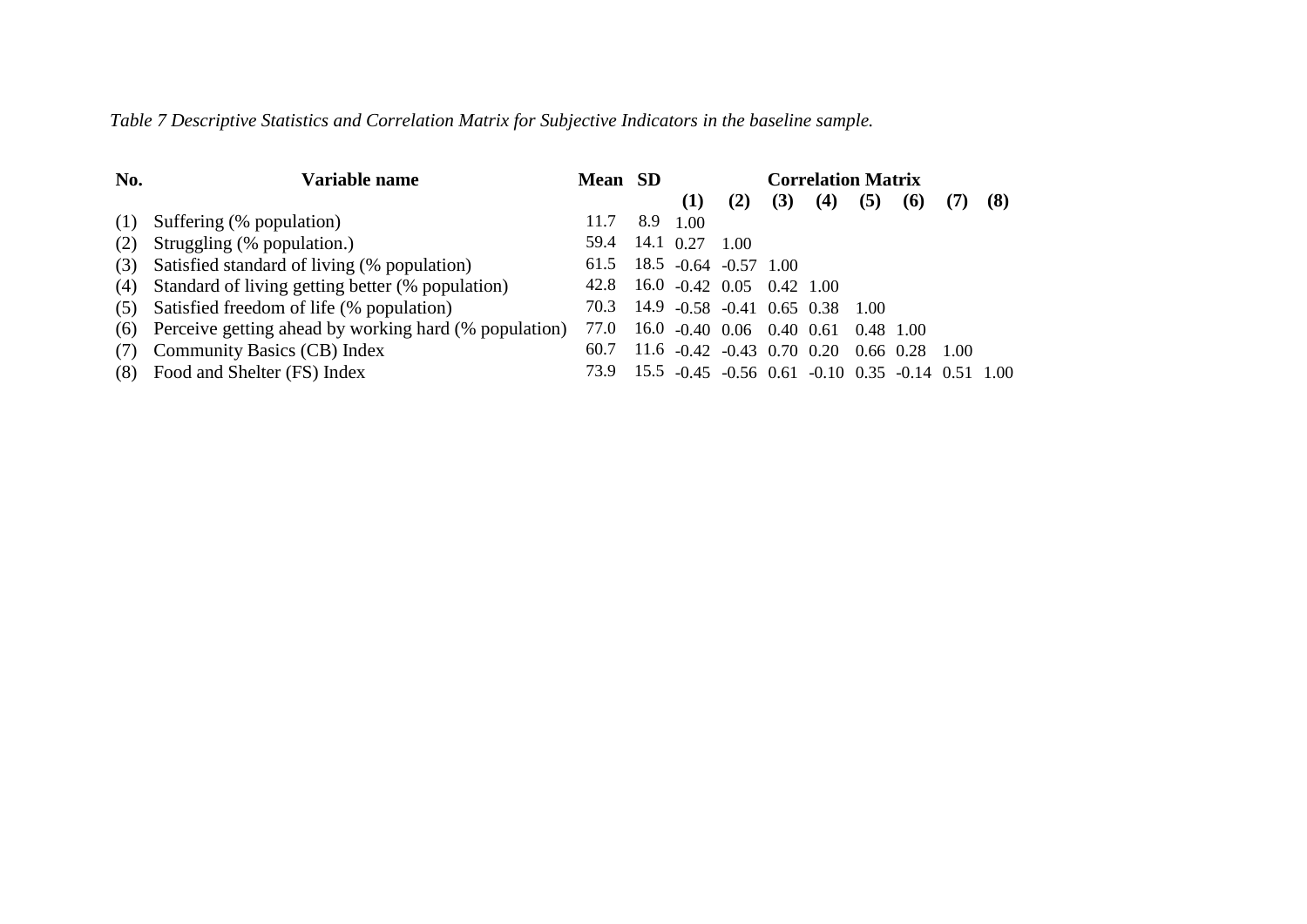*Table 7 Descriptive Statistics and Correlation Matrix for Subjective Indicators in the baseline sample.*

| No. | Variable name | Mean | SD | Correlation Matrix | | | | | | | |
|---|---|---|---|---|---|---|---|---|---|---|---|
| | | | | **(1)** | **(2)** | **(3)** | **(4)** | **(5)** | **(6)** | **(7)** | **(8)** |
| (1) | Suffering (% population) | 11.7 | 8.9 | 1.00 | | | | | | | |
| (2) | Struggling (% population.) | 59.4 | 14.1 | 0.27 | 1.00 | | | | | | |
| (3) | Satisfied standard of living (% population) | 61.5 | 18.5 | -0.64 | -0.57 | 1.00 | | | | | |
| (4) | Standard of living getting better (% population) | 42.8 | 16.0 | -0.42 | 0.05 | 0.42 | 1.00 | | | | |
| (5) | Satisfied freedom of life (% population) | 70.3 | 14.9 | -0.58 | -0.41 | 0.65 | 0.38 | 1.00 | | | |
| (6) | Perceive getting ahead by working hard (% population) | 77.0 | 16.0 | -0.40 | 0.06 | 0.40 | 0.61 | 0.48 | 1.00 | | |
| (7) | Community Basics (CB) Index | 60.7 | 11.6 | -0.42 | -0.43 | 0.70 | 0.20 | 0.66 | 0.28 | 1.00 | |
| (8) | Food and Shelter (FS) Index | 73.9 | 15.5 | -0.45 | -0.56 | 0.61 | -0.10 | 0.35 | -0.14 | 0.51 | 1.00 |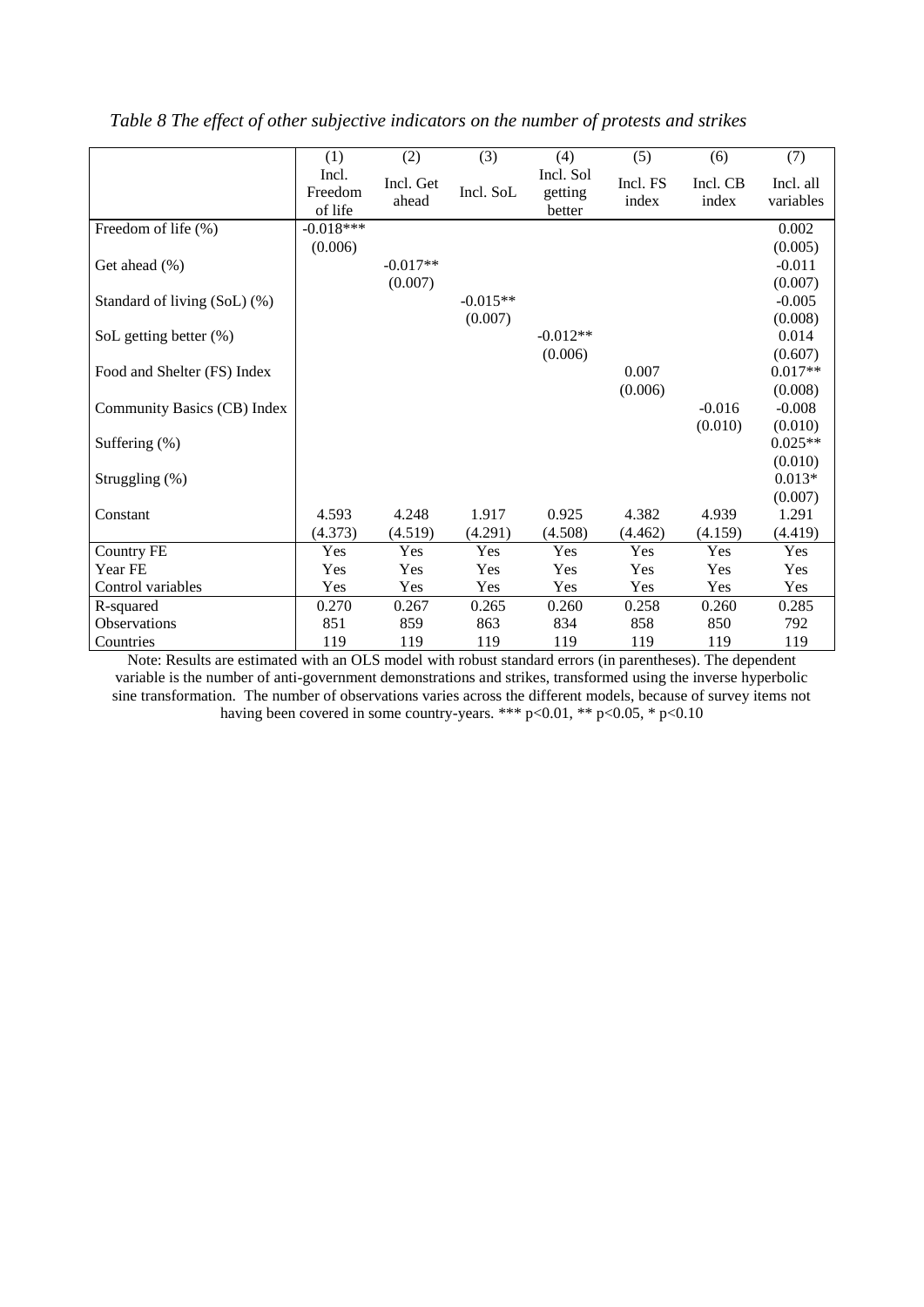*Table 8 The effect of other subjective indicators on the number of protests and strikes*

| | (1) | (2) | (3) | (4) | (5) | (6) | (7) |
|---|---|---|---|---|---|---|---|
| | Incl. Freedom of life | Incl. Get ahead | Incl. SoL | Incl. Sol getting better | Incl. FS index | Incl. CB index | Incl. all variables |
| Freedom of life (%) | -0.018*** | | | | | | 0.002 |
| | (0.006) | | | | | | (0.005) |
| Get ahead (%) | | -0.017** | | | | | -0.011 |
| | | (0.007) | | | | | (0.007) |
| Standard of living (SoL) (%) | | | -0.015** | | | | -0.005 |
| | | | (0.007) | | | | (0.008) |
| SoL getting better (%) | | | | -0.012** | | | 0.014 |
| | | | | (0.006) | | | (0.607) |
| Food and Shelter (FS) Index | | | | | 0.007 | | 0.017** |
| | | | | | (0.006) | | (0.008) |
| Community Basics (CB) Index | | | | | | -0.016 | -0.008 |
| | | | | | | (0.010) | (0.010) |
| Suffering (%) | | | | | | | 0.025** |
| | | | | | | | (0.010) |
| Struggling (%) | | | | | | | 0.013* |
| | | | | | | | (0.007) |
| Constant | 4.593 | 4.248 | 1.917 | 0.925 | 4.382 | 4.939 | 1.291 |
| | (4.373) | (4.519) | (4.291) | (4.508) | (4.462) | (4.159) | (4.419) |
| Country FE | Yes | Yes | Yes | Yes | Yes | Yes | Yes |
| Year FE | Yes | Yes | Yes | Yes | Yes | Yes | Yes |
| Control variables | Yes | Yes | Yes | Yes | Yes | Yes | Yes |
| R-squared | 0.270 | 0.267 | 0.265 | 0.260 | 0.258 | 0.260 | 0.285 |
| Observations | 851 | 859 | 863 | 834 | 858 | 850 | 792 |
| Countries | 119 | 119 | 119 | 119 | 119 | 119 | 119 |

Note: Results are estimated with an OLS model with robust standard errors (in parentheses). The dependent variable is the number of anti-government demonstrations and strikes, transformed using the inverse hyperbolic sine transformation. The number of observations varies across the different models, because of survey items not having been covered in some country-years. *** p<0.01, ** p<0.05, * p<0.10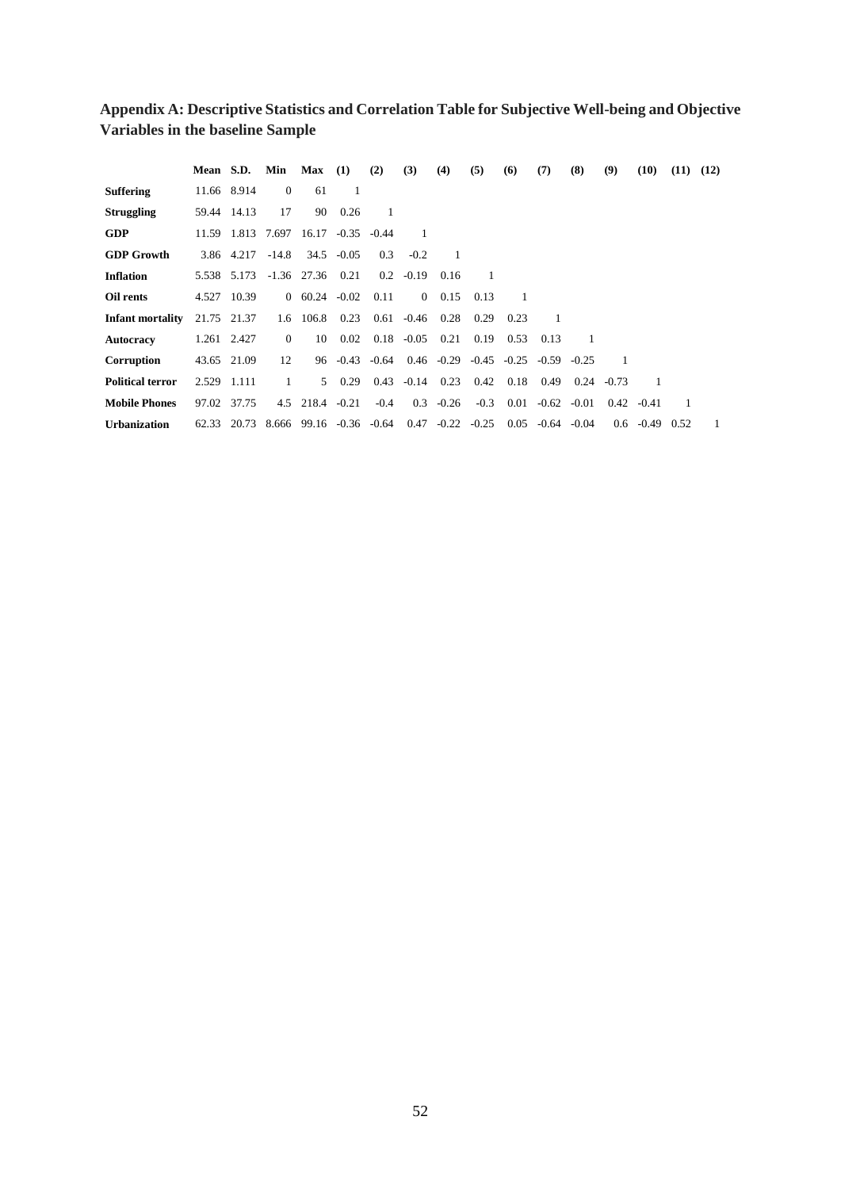## Appendix A: Descriptive Statistics and Correlation Table for Subjective Well-being and Objective Variables in the baseline Sample

| | Mean | S.D. | Min | Max | (1) | (2) | (3) | (4) | (5) | (6) | (7) | (8) | (9) | (10) | (11) | (12) |
|---|---|---|---|---|---|---|---|---|---|---|---|---|---|---|---|---|
| **Suffering** | 11.66 | 8.914 | 0 | 61 | 1 | | | | | | | | | | | |
| **Struggling** | 59.44 | 14.13 | 17 | 90 | 0.26 | 1 | | | | | | | | | | |
| **GDP** | 11.59 | 1.813 | 7.697 | 16.17 | -0.35 | -0.44 | 1 | | | | | | | | | |
| **GDP Growth** | 3.86 | 4.217 | -14.8 | 34.5 | -0.05 | 0.3 | -0.2 | 1 | | | | | | | | |
| **Inflation** | 5.538 | 5.173 | -1.36 | 27.36 | 0.21 | 0.2 | -0.19 | 0.16 | 1 | | | | | | | |
| **Oil rents** | 4.527 | 10.39 | 0 | 60.24 | -0.02 | 0.11 | 0 | 0.15 | 0.13 | 1 | | | | | | |
| **Infant mortality** | 21.75 | 21.37 | 1.6 | 106.8 | 0.23 | 0.61 | -0.46 | 0.28 | 0.29 | 0.23 | 1 | | | | | |
| **Autocracy** | 1.261 | 2.427 | 0 | 10 | 0.02 | 0.18 | -0.05 | 0.21 | 0.19 | 0.53 | 0.13 | 1 | | | | |
| **Corruption** | 43.65 | 21.09 | 12 | 96 | -0.43 | -0.64 | 0.46 | -0.29 | -0.45 | -0.25 | -0.59 | -0.25 | 1 | | | |
| **Political terror** | 2.529 | 1.111 | 1 | 5 | 0.29 | 0.43 | -0.14 | 0.23 | 0.42 | 0.18 | 0.49 | 0.24 | -0.73 | 1 | | |
| **Mobile Phones** | 97.02 | 37.75 | 4.5 | 218.4 | -0.21 | -0.4 | 0.3 | -0.26 | -0.3 | 0.01 | -0.62 | -0.01 | 0.42 | -0.41 | 1 | |
| **Urbanization** | 62.33 | 20.73 | 8.666 | 99.16 | -0.36 | -0.64 | 0.47 | -0.22 | -0.25 | 0.05 | -0.64 | -0.04 | 0.6 | -0.49 | 0.52 | 1 |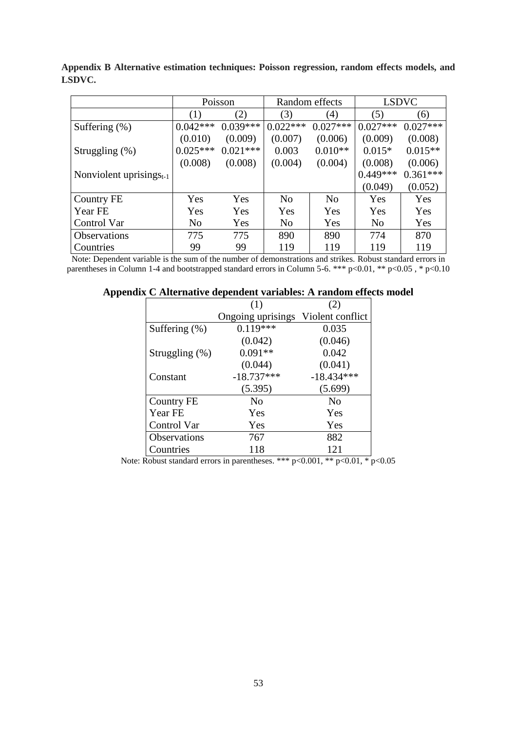**Appendix B Alternative estimation techniques: Poisson regression, random effects models, and LSDVC.**

| | Poisson | | Random effects | | LSDVC | |
|---|---|---|---|---|---|---|
| | (1) | (2) | (3) | (4) | (5) | (6) |
| Suffering (%) | 0.042*** | 0.039*** | 0.022*** | 0.027*** | 0.027*** | 0.027*** |
| | (0.010) | (0.009) | (0.007) | (0.006) | (0.009) | (0.008) |
| Struggling (%) | 0.025*** | 0.021*** | 0.003 | 0.010** | 0.015* | 0.015** |
| | (0.008) | (0.008) | (0.004) | (0.004) | (0.008) | (0.006) |
| Nonviolent uprisings$_{t-1}$ | | | | | 0.449*** | 0.361*** |
| | | | | | (0.049) | (0.052) |
| Country FE | Yes | Yes | No | No | Yes | Yes |
| Year FE | Yes | Yes | Yes | Yes | Yes | Yes |
| Control Var | No | Yes | No | Yes | No | Yes |
| Observations | 775 | 775 | 890 | 890 | 774 | 870 |
| Countries | 99 | 99 | 119 | 119 | 119 | 119 |

Note: Dependent variable is the sum of the number of demonstrations and strikes. Robust standard errors in parentheses in Column 1-4 and bootstrapped standard errors in Column 5-6. *** p<0.01, ** p<0.05 , * p<0.10

**Appendix C Alternative dependent variables: A random effects model**

| | (1) | (2) |
|---|---|---|
| | Ongoing uprisings | Violent conflict |
| Suffering (%) | 0.119*** | 0.035 |
| | (0.042) | (0.046) |
| Struggling (%) | 0.091** | 0.042 |
| | (0.044) | (0.041) |
| Constant | -18.737*** | -18.434*** |
| | (5.395) | (5.699) |
| Country FE | No | No |
| Year FE | Yes | Yes |
| Control Var | Yes | Yes |
| Observations | 767 | 882 |
| Countries | 118 | 121 |

Note: Robust standard errors in parentheses. *** p<0.001, ** p<0.01, * p<0.05